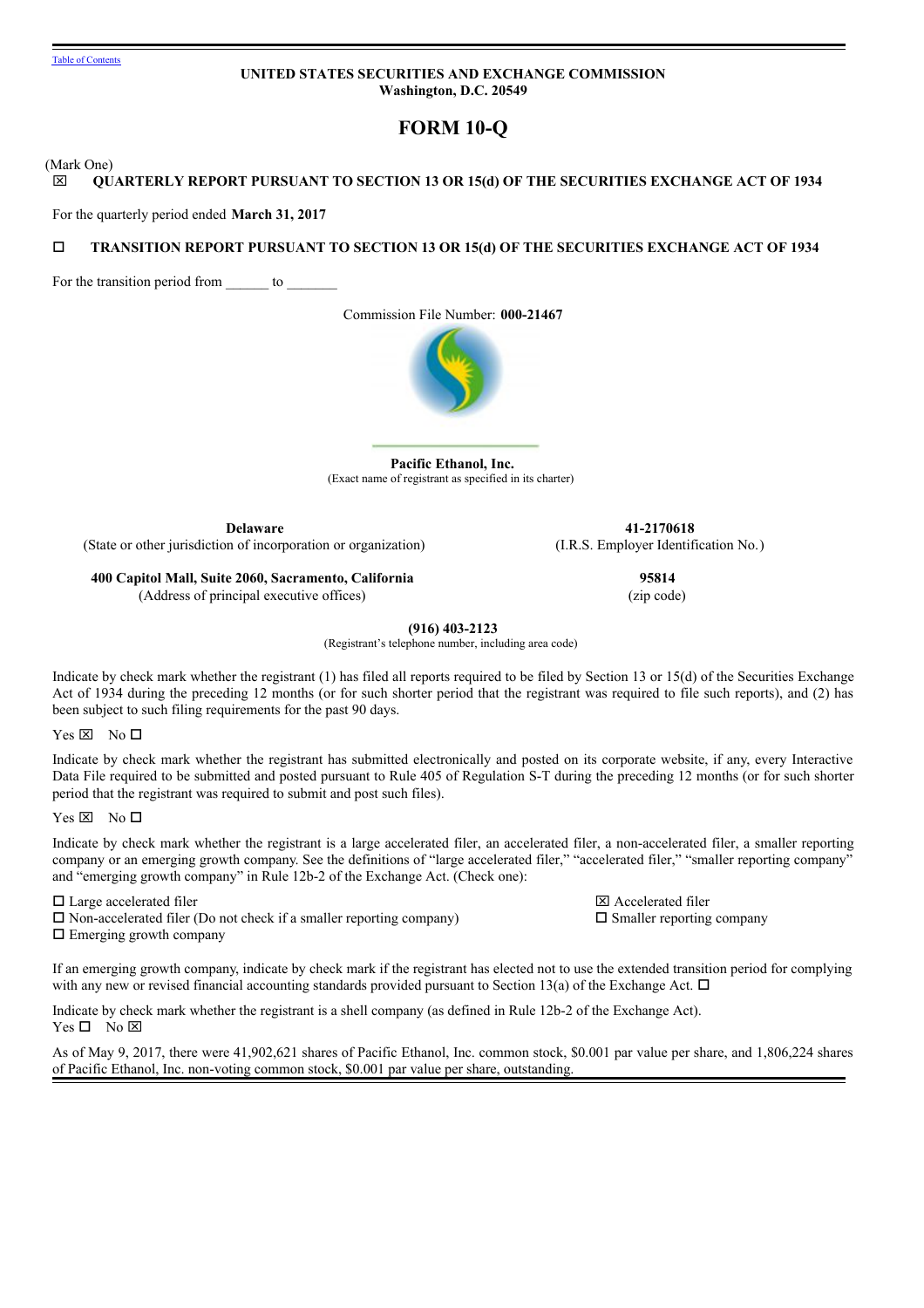Table of Contents

**UNITED STATES SECURITIES AND EXCHANGE COMMISSION**
**Washington, D.C. 20549**

# FORM 10-Q

(Mark One)

☒ **QUARTERLY REPORT PURSUANT TO SECTION 13 OR 15(d) OF THE SECURITIES EXCHANGE ACT OF 1934**

For the quarterly period ended **March 31, 2017**

☐ **TRANSITION REPORT PURSUANT TO SECTION 13 OR 15(d) OF THE SECURITIES EXCHANGE ACT OF 1934**

For the transition period from ______ to _______

Commission File Number: **000-21467**

**Pacific Ethanol, Inc.**
(Exact name of registrant as specified in its charter)

| | |
|---|---|
| **Delaware** | **41-2170618** |
| (State or other jurisdiction of incorporation or organization) | (I.R.S. Employer Identification No.) |
| **400 Capitol Mall, Suite 2060, Sacramento, California** | **95814** |
| (Address of principal executive offices) | (zip code) |

**(916) 403-2123**
(Registrant's telephone number, including area code)

Indicate by check mark whether the registrant (1) has filed all reports required to be filed by Section 13 or 15(d) of the Securities Exchange Act of 1934 during the preceding 12 months (or for such shorter period that the registrant was required to file such reports), and (2) has been subject to such filing requirements for the past 90 days.

Yes ☒ No ☐

Indicate by check mark whether the registrant has submitted electronically and posted on its corporate website, if any, every Interactive Data File required to be submitted and posted pursuant to Rule 405 of Regulation S-T during the preceding 12 months (or for such shorter period that the registrant was required to submit and post such files).

Yes ☒ No ☐

Indicate by check mark whether the registrant is a large accelerated filer, an accelerated filer, a non-accelerated filer, a smaller reporting company or an emerging growth company. See the definitions of "large accelerated filer," "accelerated filer," "smaller reporting company" and "emerging growth company" in Rule 12b-2 of the Exchange Act. (Check one):

| | |
|---|---|
| ☐ Large accelerated filer | ☒ Accelerated filer |
| ☐ Non-accelerated filer (Do not check if a smaller reporting company) | ☐ Smaller reporting company |
| ☐ Emerging growth company | |

If an emerging growth company, indicate by check mark if the registrant has elected not to use the extended transition period for complying with any new or revised financial accounting standards provided pursuant to Section 13(a) of the Exchange Act. ☐

Indicate by check mark whether the registrant is a shell company (as defined in Rule 12b-2 of the Exchange Act).
Yes ☐ No ☒

As of May 9, 2017, there were 41,902,621 shares of Pacific Ethanol, Inc. common stock, $0.001 par value per share, and 1,806,224 shares of Pacific Ethanol, Inc. non-voting common stock, $0.001 par value per share, outstanding.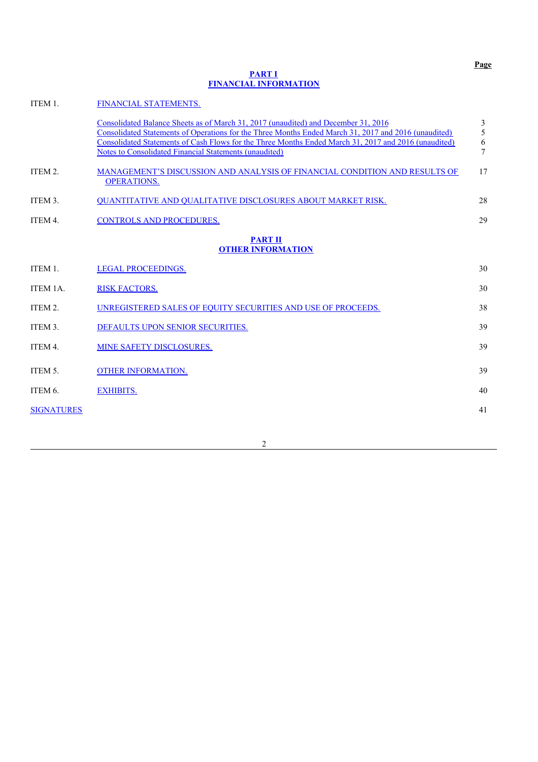| | | Page |
|---|---|---|
| | **PART I**<br>**FINANCIAL INFORMATION** | |
| ITEM 1. | FINANCIAL STATEMENTS. | |
| | Consolidated Balance Sheets as of March 31, 2017 (unaudited) and December 31, 2016 | 3 |
| | Consolidated Statements of Operations for the Three Months Ended March 31, 2017 and 2016 (unaudited) | 5 |
| | Consolidated Statements of Cash Flows for the Three Months Ended March 31, 2017 and 2016 (unaudited) | 6 |
| | Notes to Consolidated Financial Statements (unaudited) | 7 |
| ITEM 2. | MANAGEMENT'S DISCUSSION AND ANALYSIS OF FINANCIAL CONDITION AND RESULTS OF OPERATIONS. | 17 |
| ITEM 3. | QUANTITATIVE AND QUALITATIVE DISCLOSURES ABOUT MARKET RISK. | 28 |
| ITEM 4. | CONTROLS AND PROCEDURES. | 29 |
| | **PART II**<br>**OTHER INFORMATION** | |
| ITEM 1. | LEGAL PROCEEDINGS. | 30 |
| ITEM 1A. | RISK FACTORS. | 30 |
| ITEM 2. | UNREGISTERED SALES OF EQUITY SECURITIES AND USE OF PROCEEDS. | 38 |
| ITEM 3. | DEFAULTS UPON SENIOR SECURITIES. | 39 |
| ITEM 4. | MINE SAFETY DISCLOSURES. | 39 |
| ITEM 5. | OTHER INFORMATION. | 39 |
| ITEM 6. | EXHIBITS. | 40 |
| SIGNATURES | | 41 |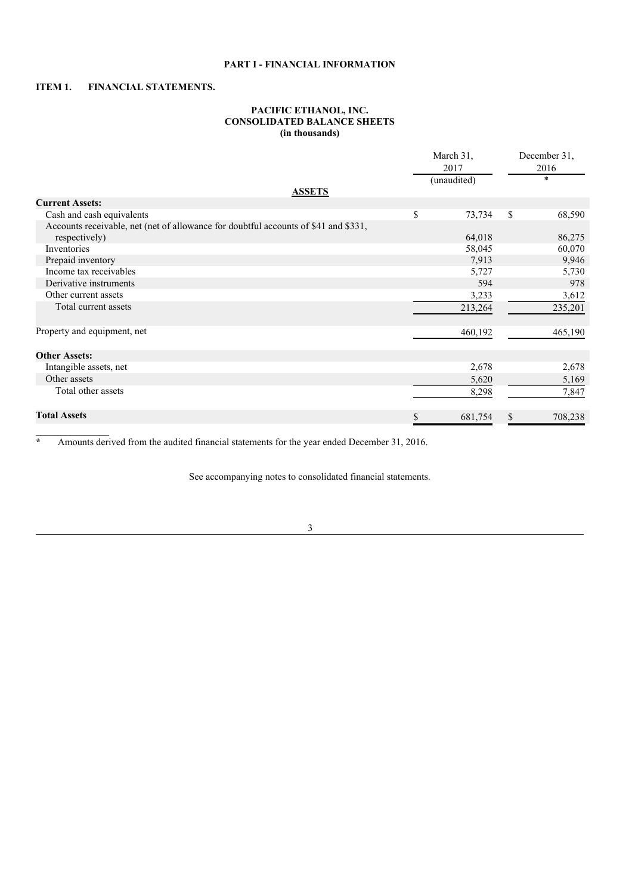# PART I - FINANCIAL INFORMATION

## ITEM 1. FINANCIAL STATEMENTS.

### PACIFIC ETHANOL, INC.
### CONSOLIDATED BALANCE SHEETS
### (in thousands)

| | March 31, 2017 (unaudited) | December 31, 2016 * |
|---|---|---|
| **ASSETS** | | |
| **Current Assets:** | | |
| Cash and cash equivalents | $ 73,734 | $ 68,590 |
| Accounts receivable, net (net of allowance for doubtful accounts of $41 and $331, respectively) | 64,018 | 86,275 |
| Inventories | 58,045 | 60,070 |
| Prepaid inventory | 7,913 | 9,946 |
| Income tax receivables | 5,727 | 5,730 |
| Derivative instruments | 594 | 978 |
| Other current assets | 3,233 | 3,612 |
| Total current assets | 213,264 | 235,201 |
| | | |
| Property and equipment, net | 460,192 | 465,190 |
| | | |
| **Other Assets:** | | |
| Intangible assets, net | 2,678 | 2,678 |
| Other assets | 5,620 | 5,169 |
| Total other assets | 8,298 | 7,847 |
| | | |
| **Total Assets** | $ 681,754 | $ 708,238 |

\* Amounts derived from the audited financial statements for the year ended December 31, 2016.

See accompanying notes to consolidated financial statements.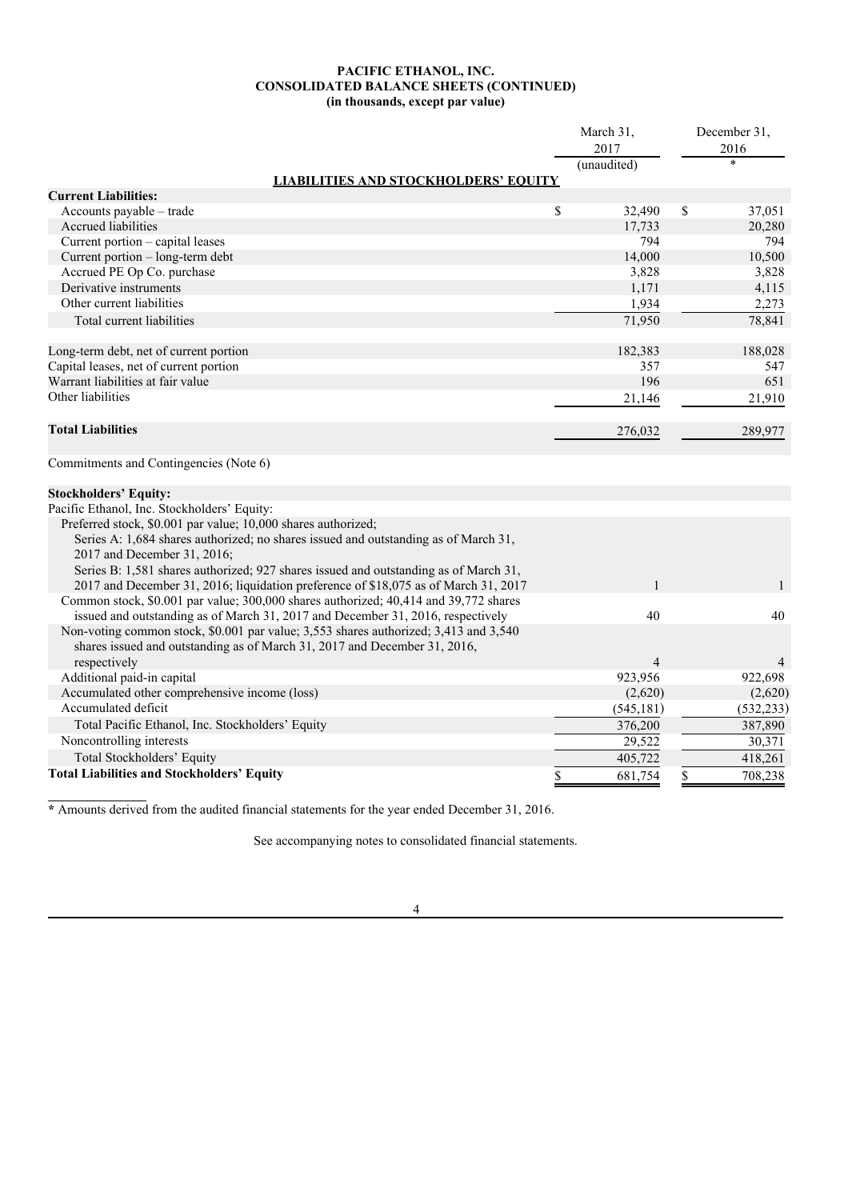**PACIFIC ETHANOL, INC.**
**CONSOLIDATED BALANCE SHEETS (CONTINUED)**
**(in thousands, except par value)**

| | March 31, 2017 (unaudited) | December 31, 2016 * |
|---|---|---|
| **LIABILITIES AND STOCKHOLDERS' EQUITY** | | |
| **Current Liabilities:** | | |
| Accounts payable – trade | $ 32,490 | $ 37,051 |
| Accrued liabilities | 17,733 | 20,280 |
| Current portion – capital leases | 794 | 794 |
| Current portion – long-term debt | 14,000 | 10,500 |
| Accrued PE Op Co. purchase | 3,828 | 3,828 |
| Derivative instruments | 1,171 | 4,115 |
| Other current liabilities | 1,934 | 2,273 |
| Total current liabilities | 71,950 | 78,841 |
| | | |
| Long-term debt, net of current portion | 182,383 | 188,028 |
| Capital leases, net of current portion | 357 | 547 |
| Warrant liabilities at fair value | 196 | 651 |
| Other liabilities | 21,146 | 21,910 |
| | | |
| **Total Liabilities** | 276,032 | 289,977 |
| | | |
| Commitments and Contingencies (Note 6) | | |
| | | |
| **Stockholders' Equity:** | | |
| Pacific Ethanol, Inc. Stockholders' Equity: | | |
| Preferred stock, $0.001 par value; 10,000 shares authorized; | | |
| Series A: 1,684 shares authorized; no shares issued and outstanding as of March 31, 2017 and December 31, 2016; | | |
| Series B: 1,581 shares authorized; 927 shares issued and outstanding as of March 31, 2017 and December 31, 2016; liquidation preference of $18,075 as of March 31, 2017 | 1 | 1 |
| Common stock, $0.001 par value; 300,000 shares authorized; 40,414 and 39,772 shares issued and outstanding as of March 31, 2017 and December 31, 2016, respectively | 40 | 40 |
| Non-voting common stock, $0.001 par value; 3,553 shares authorized; 3,413 and 3,540 shares issued and outstanding as of March 31, 2017 and December 31, 2016, respectively | 4 | 4 |
| Additional paid-in capital | 923,956 | 922,698 |
| Accumulated other comprehensive income (loss) | (2,620) | (2,620) |
| Accumulated deficit | (545,181) | (532,233) |
| Total Pacific Ethanol, Inc. Stockholders' Equity | 376,200 | 387,890 |
| Noncontrolling interests | 29,522 | 30,371 |
| Total Stockholders' Equity | 405,722 | 418,261 |
| **Total Liabilities and Stockholders' Equity** | $ 681,754 | $ 708,238 |

\* Amounts derived from the audited financial statements for the year ended December 31, 2016.

See accompanying notes to consolidated financial statements.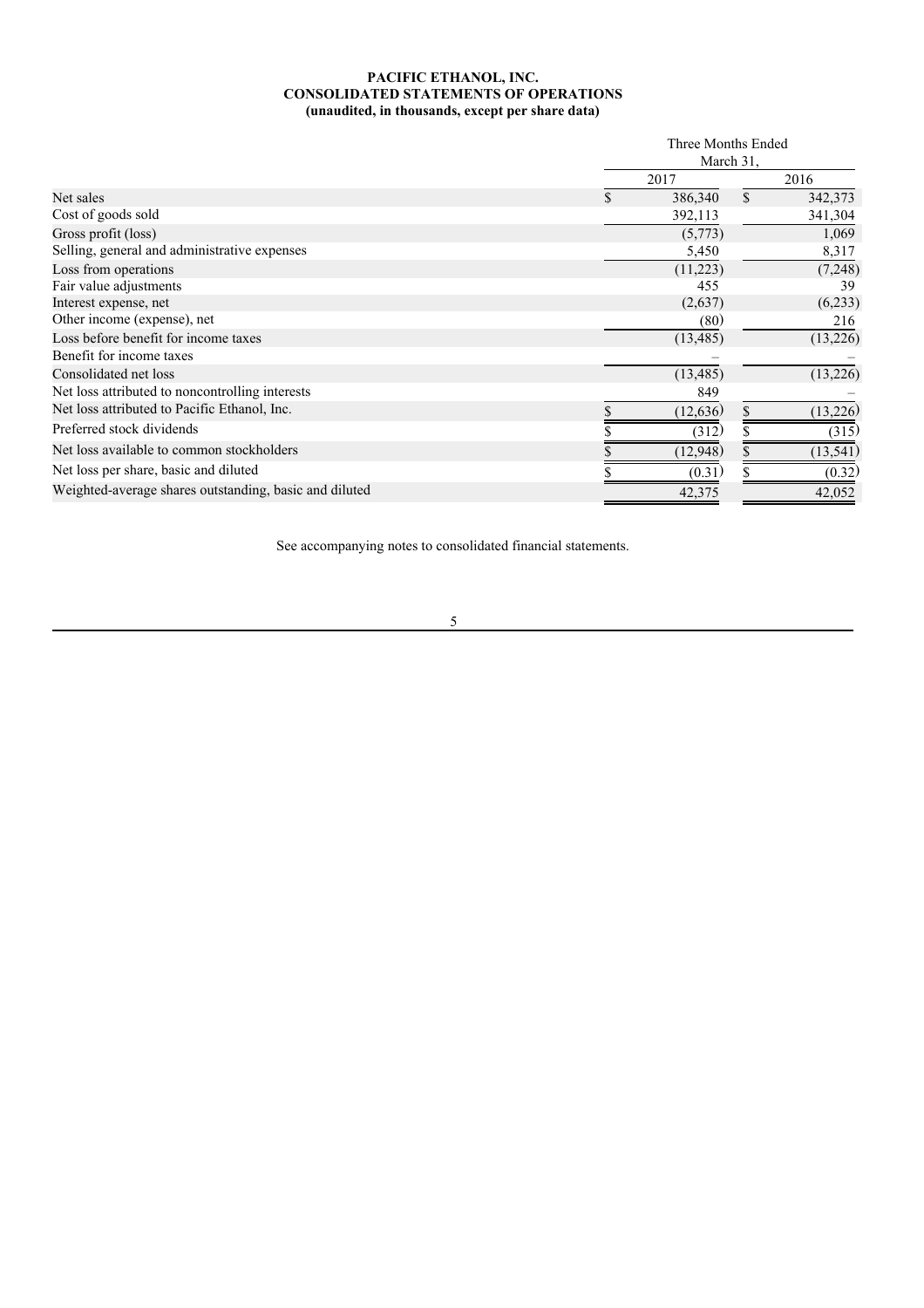**PACIFIC ETHANOL, INC.**
**CONSOLIDATED STATEMENTS OF OPERATIONS**
**(unaudited, in thousands, except per share data)**

| | Three Months Ended March 31, | |
|---|---|---|
| | 2017 | 2016 |
| Net sales | $ 386,340 | $ 342,373 |
| Cost of goods sold | 392,113 | 341,304 |
| Gross profit (loss) | (5,773) | 1,069 |
| Selling, general and administrative expenses | 5,450 | 8,317 |
| Loss from operations | (11,223) | (7,248) |
| Fair value adjustments | 455 | 39 |
| Interest expense, net | (2,637) | (6,233) |
| Other income (expense), net | (80) | 216 |
| Loss before benefit for income taxes | (13,485) | (13,226) |
| Benefit for income taxes | – | – |
| Consolidated net loss | (13,485) | (13,226) |
| Net loss attributed to noncontrolling interests | 849 | – |
| Net loss attributed to Pacific Ethanol, Inc. | $ (12,636) | $ (13,226) |
| Preferred stock dividends | $ (312) | $ (315) |
| Net loss available to common stockholders | $ (12,948) | $ (13,541) |
| Net loss per share, basic and diluted | $ (0.31) | $ (0.32) |
| Weighted-average shares outstanding, basic and diluted | 42,375 | 42,052 |

See accompanying notes to consolidated financial statements.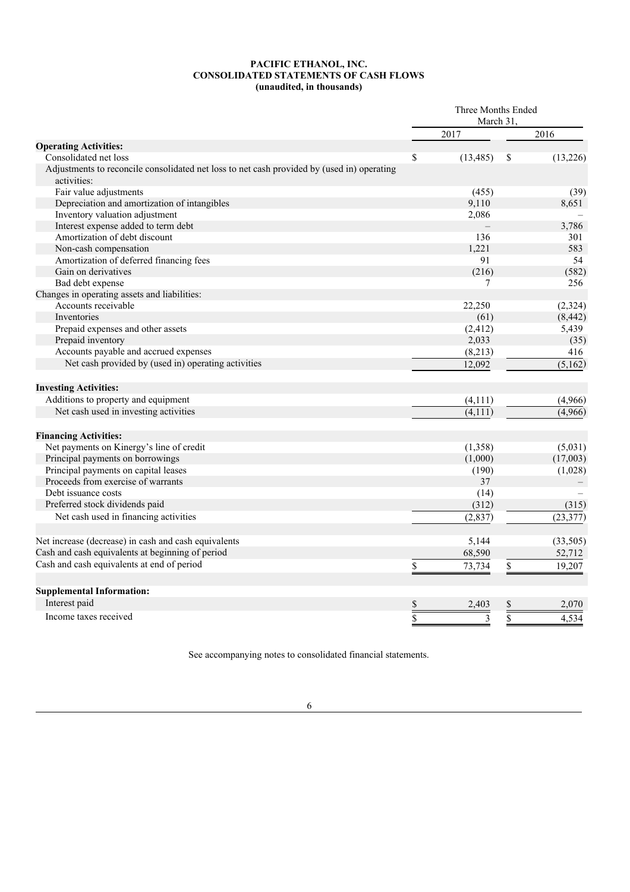**PACIFIC ETHANOL, INC.**
**CONSOLIDATED STATEMENTS OF CASH FLOWS**
**(unaudited, in thousands)**

| | Three Months Ended March 31, | |
|---|---|---|
| | 2017 | 2016 |
| **Operating Activities:** | | |
| Consolidated net loss | $ (13,485) | $ (13,226) |
| Adjustments to reconcile consolidated net loss to net cash provided by (used in) operating activities: | | |
| Fair value adjustments | (455) | (39) |
| Depreciation and amortization of intangibles | 9,110 | 8,651 |
| Inventory valuation adjustment | 2,086 | – |
| Interest expense added to term debt | – | 3,786 |
| Amortization of debt discount | 136 | 301 |
| Non-cash compensation | 1,221 | 583 |
| Amortization of deferred financing fees | 91 | 54 |
| Gain on derivatives | (216) | (582) |
| Bad debt expense | 7 | 256 |
| Changes in operating assets and liabilities: | | |
| Accounts receivable | 22,250 | (2,324) |
| Inventories | (61) | (8,442) |
| Prepaid expenses and other assets | (2,412) | 5,439 |
| Prepaid inventory | 2,033 | (35) |
| Accounts payable and accrued expenses | (8,213) | 416 |
| Net cash provided by (used in) operating activities | 12,092 | (5,162) |
| **Investing Activities:** | | |
| Additions to property and equipment | (4,111) | (4,966) |
| Net cash used in investing activities | (4,111) | (4,966) |
| **Financing Activities:** | | |
| Net payments on Kinergy's line of credit | (1,358) | (5,031) |
| Principal payments on borrowings | (1,000) | (17,003) |
| Principal payments on capital leases | (190) | (1,028) |
| Proceeds from exercise of warrants | 37 | – |
| Debt issuance costs | (14) | – |
| Preferred stock dividends paid | (312) | (315) |
| Net cash used in financing activities | (2,837) | (23,377) |
| Net increase (decrease) in cash and cash equivalents | 5,144 | (33,505) |
| Cash and cash equivalents at beginning of period | 68,590 | 52,712 |
| Cash and cash equivalents at end of period | $ 73,734 | $ 19,207 |
| **Supplemental Information:** | | |
| Interest paid | $ 2,403 | $ 2,070 |
| Income taxes received | $ 3 | $ 4,534 |

See accompanying notes to consolidated financial statements.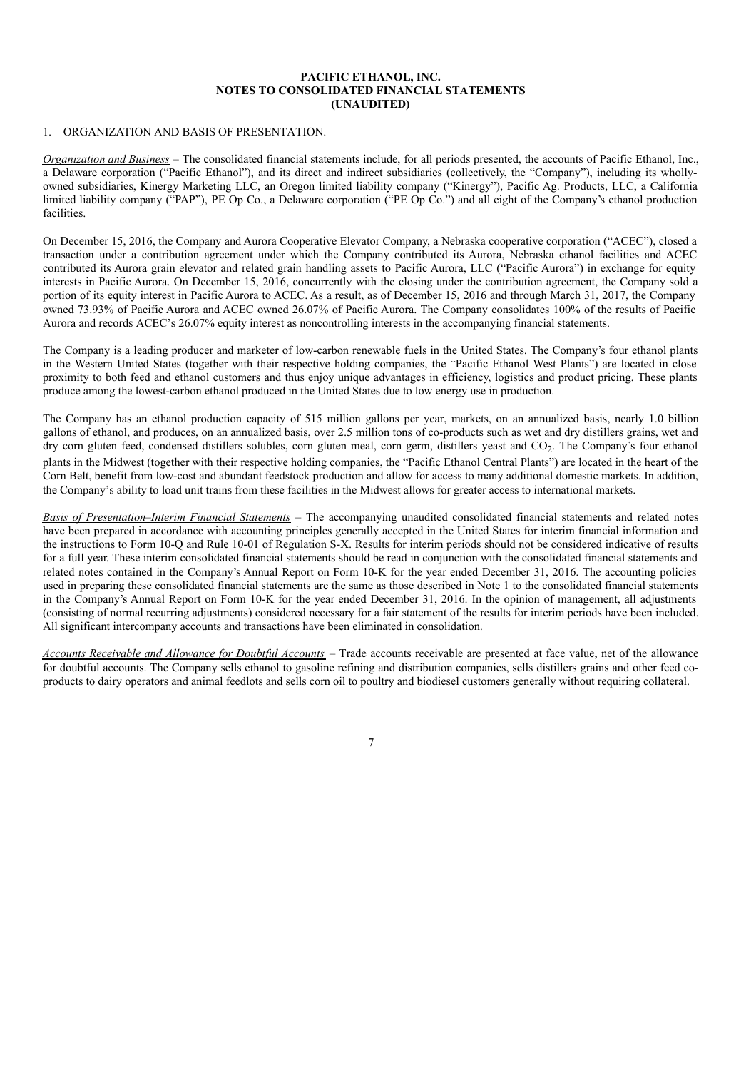**PACIFIC ETHANOL, INC.**
**NOTES TO CONSOLIDATED FINANCIAL STATEMENTS**
**(UNAUDITED)**

1. ORGANIZATION AND BASIS OF PRESENTATION.

*Organization and Business* – The consolidated financial statements include, for all periods presented, the accounts of Pacific Ethanol, Inc., a Delaware corporation ("Pacific Ethanol"), and its direct and indirect subsidiaries (collectively, the "Company"), including its wholly-owned subsidiaries, Kinergy Marketing LLC, an Oregon limited liability company ("Kinergy"), Pacific Ag. Products, LLC, a California limited liability company ("PAP"), PE Op Co., a Delaware corporation ("PE Op Co.") and all eight of the Company's ethanol production facilities.

On December 15, 2016, the Company and Aurora Cooperative Elevator Company, a Nebraska cooperative corporation ("ACEC"), closed a transaction under a contribution agreement under which the Company contributed its Aurora, Nebraska ethanol facilities and ACEC contributed its Aurora grain elevator and related grain handling assets to Pacific Aurora, LLC ("Pacific Aurora") in exchange for equity interests in Pacific Aurora. On December 15, 2016, concurrently with the closing under the contribution agreement, the Company sold a portion of its equity interest in Pacific Aurora to ACEC. As a result, as of December 15, 2016 and through March 31, 2017, the Company owned 73.93% of Pacific Aurora and ACEC owned 26.07% of Pacific Aurora. The Company consolidates 100% of the results of Pacific Aurora and records ACEC's 26.07% equity interest as noncontrolling interests in the accompanying financial statements.

The Company is a leading producer and marketer of low-carbon renewable fuels in the United States. The Company's four ethanol plants in the Western United States (together with their respective holding companies, the "Pacific Ethanol West Plants") are located in close proximity to both feed and ethanol customers and thus enjoy unique advantages in efficiency, logistics and product pricing. These plants produce among the lowest-carbon ethanol produced in the United States due to low energy use in production.

The Company has an ethanol production capacity of 515 million gallons per year, markets, on an annualized basis, nearly 1.0 billion gallons of ethanol, and produces, on an annualized basis, over 2.5 million tons of co-products such as wet and dry distillers grains, wet and dry corn gluten feed, condensed distillers solubles, corn gluten meal, corn germ, distillers yeast and $CO_2$. The Company's four ethanol plants in the Midwest (together with their respective holding companies, the "Pacific Ethanol Central Plants") are located in the heart of the Corn Belt, benefit from low-cost and abundant feedstock production and allow for access to many additional domestic markets. In addition, the Company's ability to load unit trains from these facilities in the Midwest allows for greater access to international markets.

*Basis of Presentation–Interim Financial Statements* – The accompanying unaudited consolidated financial statements and related notes have been prepared in accordance with accounting principles generally accepted in the United States for interim financial information and the instructions to Form 10-Q and Rule 10-01 of Regulation S-X. Results for interim periods should not be considered indicative of results for a full year. These interim consolidated financial statements should be read in conjunction with the consolidated financial statements and related notes contained in the Company's Annual Report on Form 10-K for the year ended December 31, 2016. The accounting policies used in preparing these consolidated financial statements are the same as those described in Note 1 to the consolidated financial statements in the Company's Annual Report on Form 10-K for the year ended December 31, 2016. In the opinion of management, all adjustments (consisting of normal recurring adjustments) considered necessary for a fair statement of the results for interim periods have been included. All significant intercompany accounts and transactions have been eliminated in consolidation.

*Accounts Receivable and Allowance for Doubtful Accounts* – Trade accounts receivable are presented at face value, net of the allowance for doubtful accounts. The Company sells ethanol to gasoline refining and distribution companies, sells distillers grains and other feed co-products to dairy operators and animal feedlots and sells corn oil to poultry and biodiesel customers generally without requiring collateral.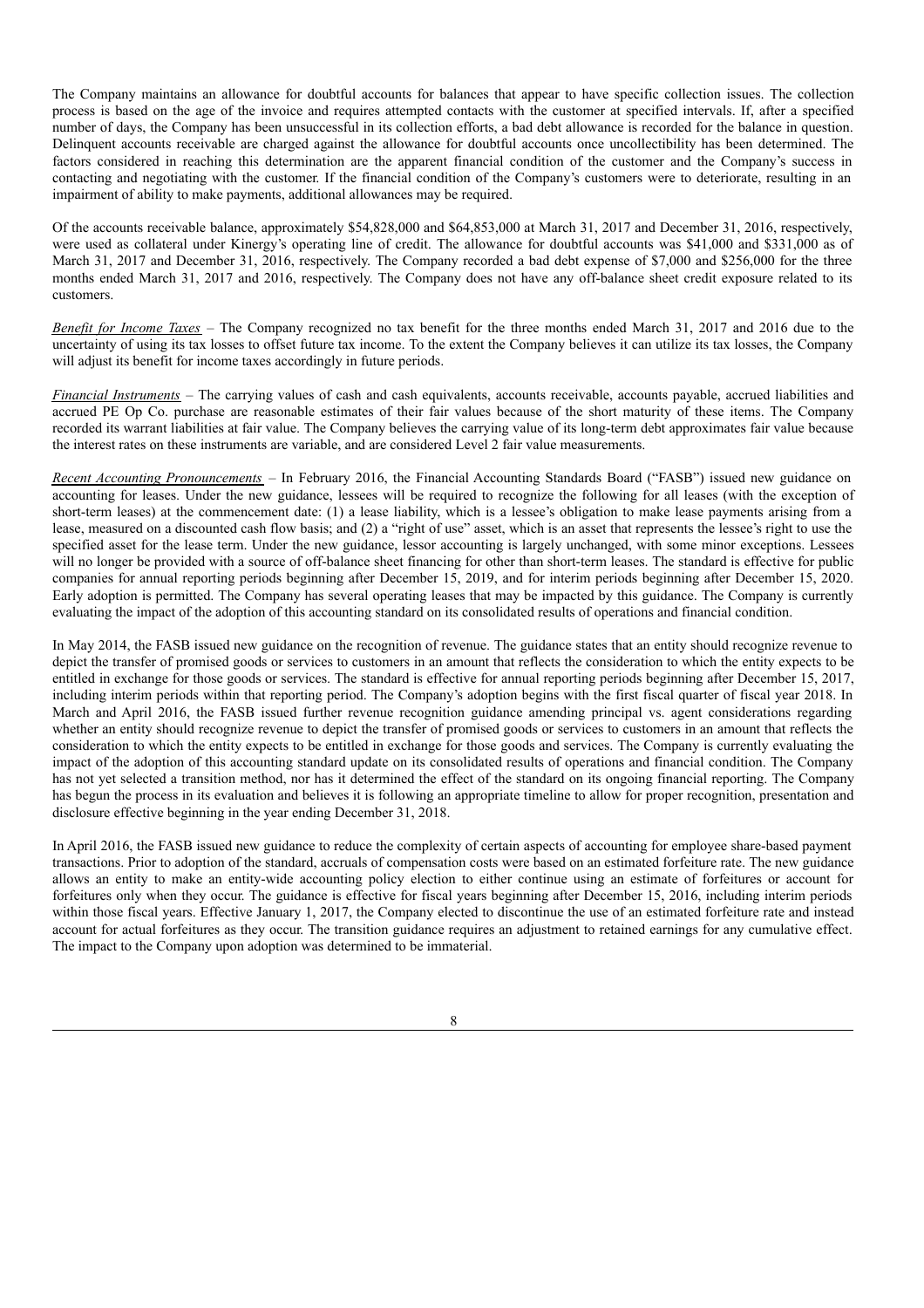The Company maintains an allowance for doubtful accounts for balances that appear to have specific collection issues. The collection process is based on the age of the invoice and requires attempted contacts with the customer at specified intervals. If, after a specified number of days, the Company has been unsuccessful in its collection efforts, a bad debt allowance is recorded for the balance in question. Delinquent accounts receivable are charged against the allowance for doubtful accounts once uncollectibility has been determined. The factors considered in reaching this determination are the apparent financial condition of the customer and the Company's success in contacting and negotiating with the customer. If the financial condition of the Company's customers were to deteriorate, resulting in an impairment of ability to make payments, additional allowances may be required.

Of the accounts receivable balance, approximately $54,828,000 and $64,853,000 at March 31, 2017 and December 31, 2016, respectively, were used as collateral under Kinergy's operating line of credit. The allowance for doubtful accounts was $41,000 and $331,000 as of March 31, 2017 and December 31, 2016, respectively. The Company recorded a bad debt expense of $7,000 and $256,000 for the three months ended March 31, 2017 and 2016, respectively. The Company does not have any off-balance sheet credit exposure related to its customers.

*Benefit for Income Taxes* – The Company recognized no tax benefit for the three months ended March 31, 2017 and 2016 due to the uncertainty of using its tax losses to offset future tax income. To the extent the Company believes it can utilize its tax losses, the Company will adjust its benefit for income taxes accordingly in future periods.

*Financial Instruments* – The carrying values of cash and cash equivalents, accounts receivable, accounts payable, accrued liabilities and accrued PE Op Co. purchase are reasonable estimates of their fair values because of the short maturity of these items. The Company recorded its warrant liabilities at fair value. The Company believes the carrying value of its long-term debt approximates fair value because the interest rates on these instruments are variable, and are considered Level 2 fair value measurements.

*Recent Accounting Pronouncements* – In February 2016, the Financial Accounting Standards Board ("FASB") issued new guidance on accounting for leases. Under the new guidance, lessees will be required to recognize the following for all leases (with the exception of short-term leases) at the commencement date: (1) a lease liability, which is a lessee's obligation to make lease payments arising from a lease, measured on a discounted cash flow basis; and (2) a "right of use" asset, which is an asset that represents the lessee's right to use the specified asset for the lease term. Under the new guidance, lessor accounting is largely unchanged, with some minor exceptions. Lessees will no longer be provided with a source of off-balance sheet financing for other than short-term leases. The standard is effective for public companies for annual reporting periods beginning after December 15, 2019, and for interim periods beginning after December 15, 2020. Early adoption is permitted. The Company has several operating leases that may be impacted by this guidance. The Company is currently evaluating the impact of the adoption of this accounting standard on its consolidated results of operations and financial condition.

In May 2014, the FASB issued new guidance on the recognition of revenue. The guidance states that an entity should recognize revenue to depict the transfer of promised goods or services to customers in an amount that reflects the consideration to which the entity expects to be entitled in exchange for those goods or services. The standard is effective for annual reporting periods beginning after December 15, 2017, including interim periods within that reporting period. The Company's adoption begins with the first fiscal quarter of fiscal year 2018. In March and April 2016, the FASB issued further revenue recognition guidance amending principal vs. agent considerations regarding whether an entity should recognize revenue to depict the transfer of promised goods or services to customers in an amount that reflects the consideration to which the entity expects to be entitled in exchange for those goods and services. The Company is currently evaluating the impact of the adoption of this accounting standard update on its consolidated results of operations and financial condition. The Company has not yet selected a transition method, nor has it determined the effect of the standard on its ongoing financial reporting. The Company has begun the process in its evaluation and believes it is following an appropriate timeline to allow for proper recognition, presentation and disclosure effective beginning in the year ending December 31, 2018.

In April 2016, the FASB issued new guidance to reduce the complexity of certain aspects of accounting for employee share-based payment transactions. Prior to adoption of the standard, accruals of compensation costs were based on an estimated forfeiture rate. The new guidance allows an entity to make an entity-wide accounting policy election to either continue using an estimate of forfeitures or account for forfeitures only when they occur. The guidance is effective for fiscal years beginning after December 15, 2016, including interim periods within those fiscal years. Effective January 1, 2017, the Company elected to discontinue the use of an estimated forfeiture rate and instead account for actual forfeitures as they occur. The transition guidance requires an adjustment to retained earnings for any cumulative effect. The impact to the Company upon adoption was determined to be immaterial.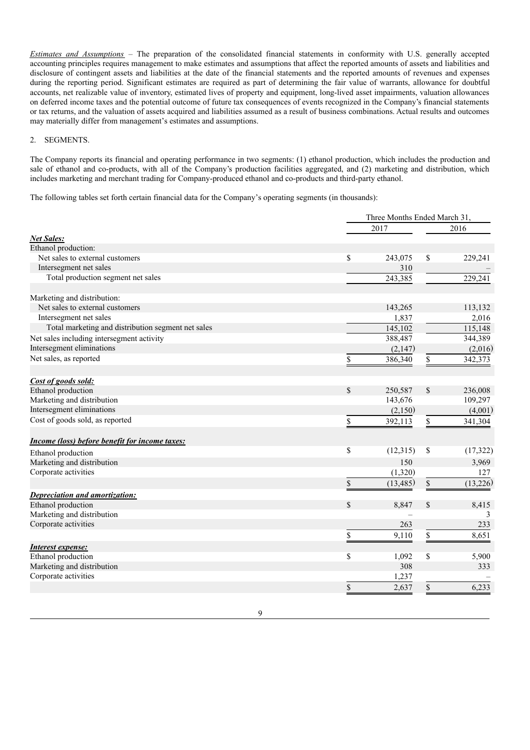*Estimates and Assumptions* – The preparation of the consolidated financial statements in conformity with U.S. generally accepted accounting principles requires management to make estimates and assumptions that affect the reported amounts of assets and liabilities and disclosure of contingent assets and liabilities at the date of the financial statements and the reported amounts of revenues and expenses during the reporting period. Significant estimates are required as part of determining the fair value of warrants, allowance for doubtful accounts, net realizable value of inventory, estimated lives of property and equipment, long-lived asset impairments, valuation allowances on deferred income taxes and the potential outcome of future tax consequences of events recognized in the Company's financial statements or tax returns, and the valuation of assets acquired and liabilities assumed as a result of business combinations. Actual results and outcomes may materially differ from management's estimates and assumptions.

2. SEGMENTS.

The Company reports its financial and operating performance in two segments: (1) ethanol production, which includes the production and sale of ethanol and co-products, with all of the Company's production facilities aggregated, and (2) marketing and distribution, which includes marketing and merchant trading for Company-produced ethanol and co-products and third-party ethanol.

The following tables set forth certain financial data for the Company's operating segments (in thousands):

| | Three Months Ended March 31, | |
|---|---|---|
| | 2017 | 2016 |
| ***Net Sales:*** | | |
| Ethanol production: | | |
| Net sales to external customers | $ 243,075 | $ 229,241 |
| Intersegment net sales | 310 | – |
| Total production segment net sales | 243,385 | 229,241 |
| | | |
| Marketing and distribution: | | |
| Net sales to external customers | 143,265 | 113,132 |
| Intersegment net sales | 1,837 | 2,016 |
| Total marketing and distribution segment net sales | 145,102 | 115,148 |
| Net sales including intersegment activity | 388,487 | 344,389 |
| Intersegment eliminations | (2,147) | (2,016) |
| Net sales, as reported | $ 386,340 | $ 342,373 |
| | | |
| ***Cost of goods sold:*** | | |
| Ethanol production | $ 250,587 | $ 236,008 |
| Marketing and distribution | 143,676 | 109,297 |
| Intersegment eliminations | (2,150) | (4,001) |
| Cost of goods sold, as reported | $ 392,113 | $ 341,304 |
| | | |
| ***Income (loss) before benefit for income taxes:*** | | |
| Ethanol production | $ (12,315) | $ (17,322) |
| Marketing and distribution | 150 | 3,969 |
| Corporate activities | (1,320) | 127 |
| | $ (13,485) | $ (13,226) |
| ***Depreciation and amortization:*** | | |
| Ethanol production | $ 8,847 | $ 8,415 |
| Marketing and distribution | – | 3 |
| Corporate activities | 263 | 233 |
| | $ 9,110 | $ 8,651 |
| ***Interest expense:*** | | |
| Ethanol production | $ 1,092 | $ 5,900 |
| Marketing and distribution | 308 | 333 |
| Corporate activities | 1,237 | – |
| | $ 2,637 | $ 6,233 |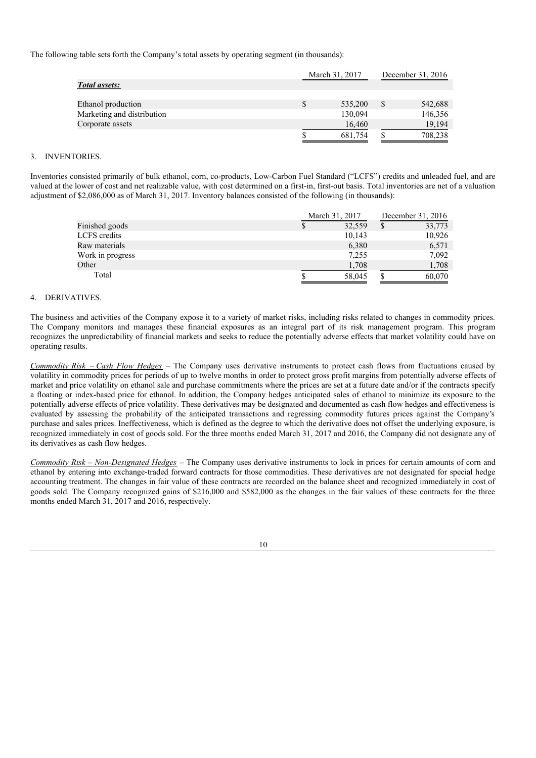The following table sets forth the Company's total assets by operating segment (in thousands):

| | March 31, 2017 | December 31, 2016 |
|---|---|---|
| ***Total assets:*** | | |
| Ethanol production | $ 535,200 | $ 542,688 |
| Marketing and distribution | 130,094 | 146,356 |
| Corporate assets | 16,460 | 19,194 |
| | $ 681,754 | $ 708,238 |

3. INVENTORIES.

Inventories consisted primarily of bulk ethanol, corn, co-products, Low-Carbon Fuel Standard ("LCFS") credits and unleaded fuel, and are valued at the lower of cost and net realizable value, with cost determined on a first-in, first-out basis. Total inventories are net of a valuation adjustment of $2,086,000 as of March 31, 2017. Inventory balances consisted of the following (in thousands):

| | March 31, 2017 | December 31, 2016 |
|---|---|---|
| Finished goods | $ 32,559 | $ 33,773 |
| LCFS credits | 10,143 | 10,926 |
| Raw materials | 6,380 | 6,571 |
| Work in progress | 7,255 | 7,092 |
| Other | 1,708 | 1,708 |
| Total | $ 58,045 | $ 60,070 |

4. DERIVATIVES.

The business and activities of the Company expose it to a variety of market risks, including risks related to changes in commodity prices. The Company monitors and manages these financial exposures as an integral part of its risk management program. This program recognizes the unpredictability of financial markets and seeks to reduce the potentially adverse effects that market volatility could have on operating results.

*Commodity Risk – Cash Flow Hedges* – The Company uses derivative instruments to protect cash flows from fluctuations caused by volatility in commodity prices for periods of up to twelve months in order to protect gross profit margins from potentially adverse effects of market and price volatility on ethanol sale and purchase commitments where the prices are set at a future date and/or if the contracts specify a floating or index-based price for ethanol. In addition, the Company hedges anticipated sales of ethanol to minimize its exposure to the potentially adverse effects of price volatility. These derivatives may be designated and documented as cash flow hedges and effectiveness is evaluated by assessing the probability of the anticipated transactions and regressing commodity futures prices against the Company's purchase and sales prices. Ineffectiveness, which is defined as the degree to which the derivative does not offset the underlying exposure, is recognized immediately in cost of goods sold. For the three months ended March 31, 2017 and 2016, the Company did not designate any of its derivatives as cash flow hedges.

*Commodity Risk – Non-Designated Hedges* – The Company uses derivative instruments to lock in prices for certain amounts of corn and ethanol by entering into exchange-traded forward contracts for those commodities. These derivatives are not designated for special hedge accounting treatment. The changes in fair value of these contracts are recorded on the balance sheet and recognized immediately in cost of goods sold. The Company recognized gains of $216,000 and $582,000 as the changes in the fair values of these contracts for the three months ended March 31, 2017 and 2016, respectively.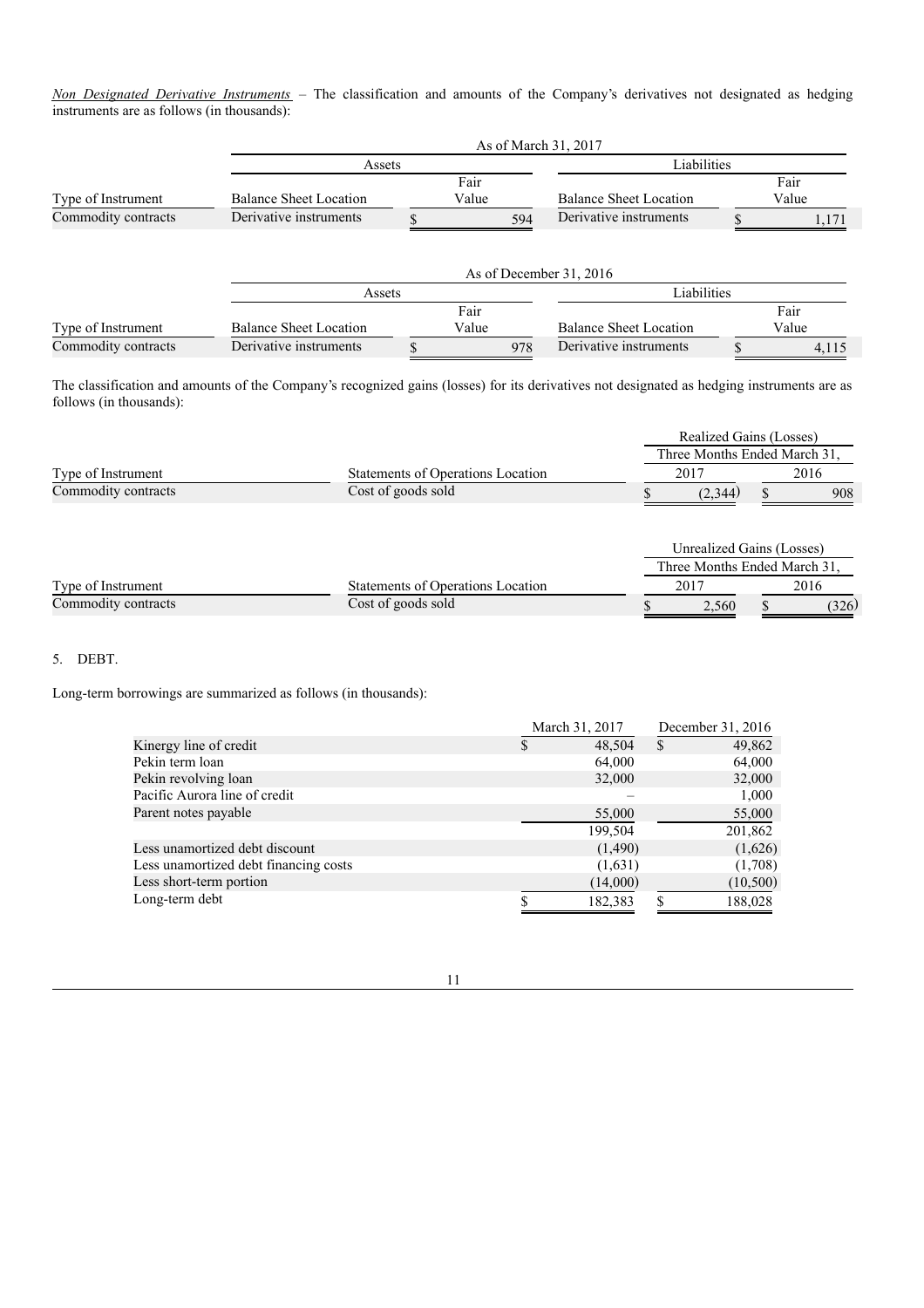*Non Designated Derivative Instruments* – The classification and amounts of the Company's derivatives not designated as hedging instruments are as follows (in thousands):

| | As of March 31, 2017 | | | |
|---|---|---|---|---|
| | Assets | | Liabilities | |
| Type of Instrument | Balance Sheet Location | Fair Value | Balance Sheet Location | Fair Value |
| Commodity contracts | Derivative instruments | $ 594 | Derivative instruments | $ 1,171 |

| | As of December 31, 2016 | | | |
|---|---|---|---|---|
| | Assets | | Liabilities | |
| Type of Instrument | Balance Sheet Location | Fair Value | Balance Sheet Location | Fair Value |
| Commodity contracts | Derivative instruments | $ 978 | Derivative instruments | $ 4,115 |

The classification and amounts of the Company's recognized gains (losses) for its derivatives not designated as hedging instruments are as follows (in thousands):

| | | Realized Gains (Losses) | |
|---|---|---|---|
| | | Three Months Ended March 31, | |
| Type of Instrument | Statements of Operations Location | 2017 | 2016 |
| Commodity contracts | Cost of goods sold | $ (2,344) | $ 908 |

| | | Unrealized Gains (Losses) | |
|---|---|---|---|
| | | Three Months Ended March 31, | |
| Type of Instrument | Statements of Operations Location | 2017 | 2016 |
| Commodity contracts | Cost of goods sold | $ 2,560 | $ (326) |

5. DEBT.

Long-term borrowings are summarized as follows (in thousands):

| | March 31, 2017 | December 31, 2016 |
|---|---|---|
| Kinergy line of credit | $ 48,504 | $ 49,862 |
| Pekin term loan | 64,000 | 64,000 |
| Pekin revolving loan | 32,000 | 32,000 |
| Pacific Aurora line of credit | – | 1,000 |
| Parent notes payable | 55,000 | 55,000 |
| | 199,504 | 201,862 |
| Less unamortized debt discount | (1,490) | (1,626) |
| Less unamortized debt financing costs | (1,631) | (1,708) |
| Less short-term portion | (14,000) | (10,500) |
| Long-term debt | $ 182,383 | $ 188,028 |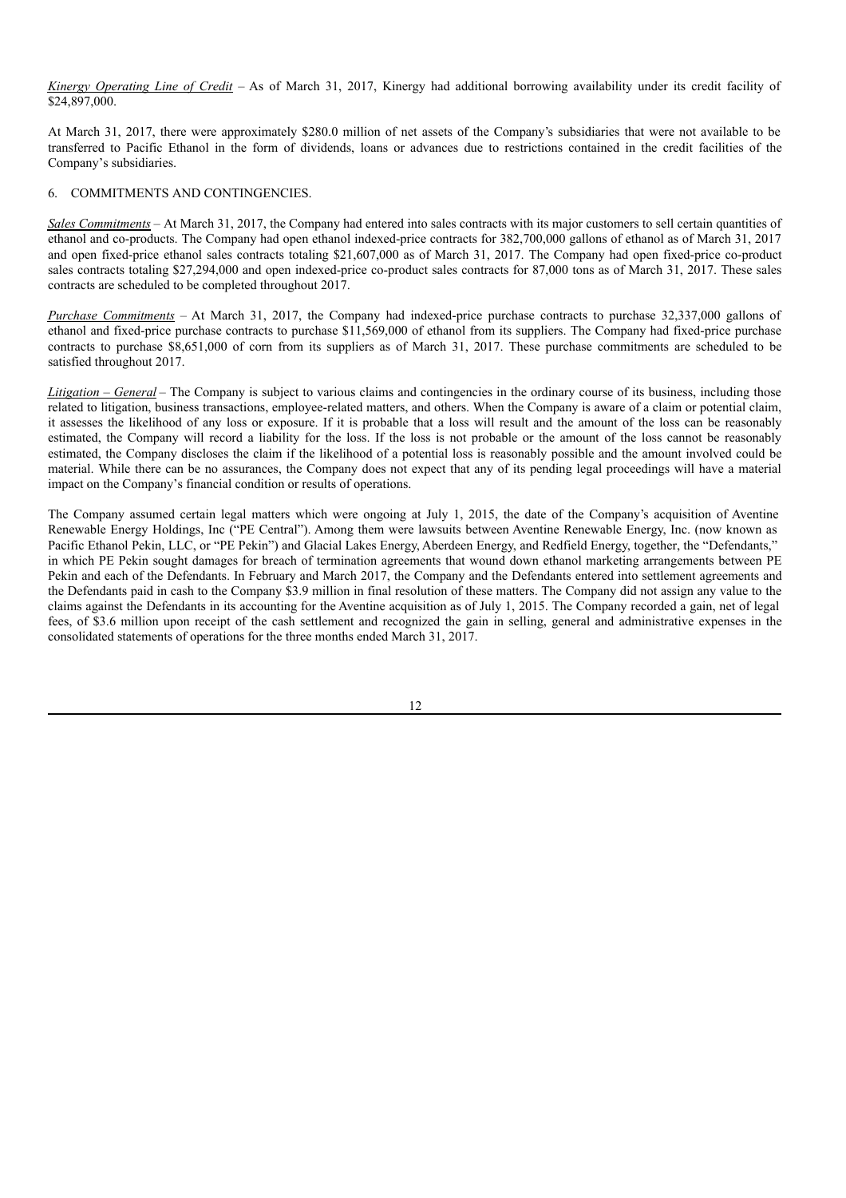*Kinergy Operating Line of Credit* – As of March 31, 2017, Kinergy had additional borrowing availability under its credit facility of $24,897,000.

At March 31, 2017, there were approximately $280.0 million of net assets of the Company's subsidiaries that were not available to be transferred to Pacific Ethanol in the form of dividends, loans or advances due to restrictions contained in the credit facilities of the Company's subsidiaries.

6. COMMITMENTS AND CONTINGENCIES.

*Sales Commitments* – At March 31, 2017, the Company had entered into sales contracts with its major customers to sell certain quantities of ethanol and co-products. The Company had open ethanol indexed-price contracts for 382,700,000 gallons of ethanol as of March 31, 2017 and open fixed-price ethanol sales contracts totaling $21,607,000 as of March 31, 2017. The Company had open fixed-price co-product sales contracts totaling $27,294,000 and open indexed-price co-product sales contracts for 87,000 tons as of March 31, 2017. These sales contracts are scheduled to be completed throughout 2017.

*Purchase Commitments* – At March 31, 2017, the Company had indexed-price purchase contracts to purchase 32,337,000 gallons of ethanol and fixed-price purchase contracts to purchase $11,569,000 of ethanol from its suppliers. The Company had fixed-price purchase contracts to purchase $8,651,000 of corn from its suppliers as of March 31, 2017. These purchase commitments are scheduled to be satisfied throughout 2017.

*Litigation – General* – The Company is subject to various claims and contingencies in the ordinary course of its business, including those related to litigation, business transactions, employee-related matters, and others. When the Company is aware of a claim or potential claim, it assesses the likelihood of any loss or exposure. If it is probable that a loss will result and the amount of the loss can be reasonably estimated, the Company will record a liability for the loss. If the loss is not probable or the amount of the loss cannot be reasonably estimated, the Company discloses the claim if the likelihood of a potential loss is reasonably possible and the amount involved could be material. While there can be no assurances, the Company does not expect that any of its pending legal proceedings will have a material impact on the Company's financial condition or results of operations.

The Company assumed certain legal matters which were ongoing at July 1, 2015, the date of the Company's acquisition of Aventine Renewable Energy Holdings, Inc ("PE Central"). Among them were lawsuits between Aventine Renewable Energy, Inc. (now known as Pacific Ethanol Pekin, LLC, or "PE Pekin") and Glacial Lakes Energy, Aberdeen Energy, and Redfield Energy, together, the "Defendants," in which PE Pekin sought damages for breach of termination agreements that wound down ethanol marketing arrangements between PE Pekin and each of the Defendants. In February and March 2017, the Company and the Defendants entered into settlement agreements and the Defendants paid in cash to the Company $3.9 million in final resolution of these matters. The Company did not assign any value to the claims against the Defendants in its accounting for the Aventine acquisition as of July 1, 2015. The Company recorded a gain, net of legal fees, of $3.6 million upon receipt of the cash settlement and recognized the gain in selling, general and administrative expenses in the consolidated statements of operations for the three months ended March 31, 2017.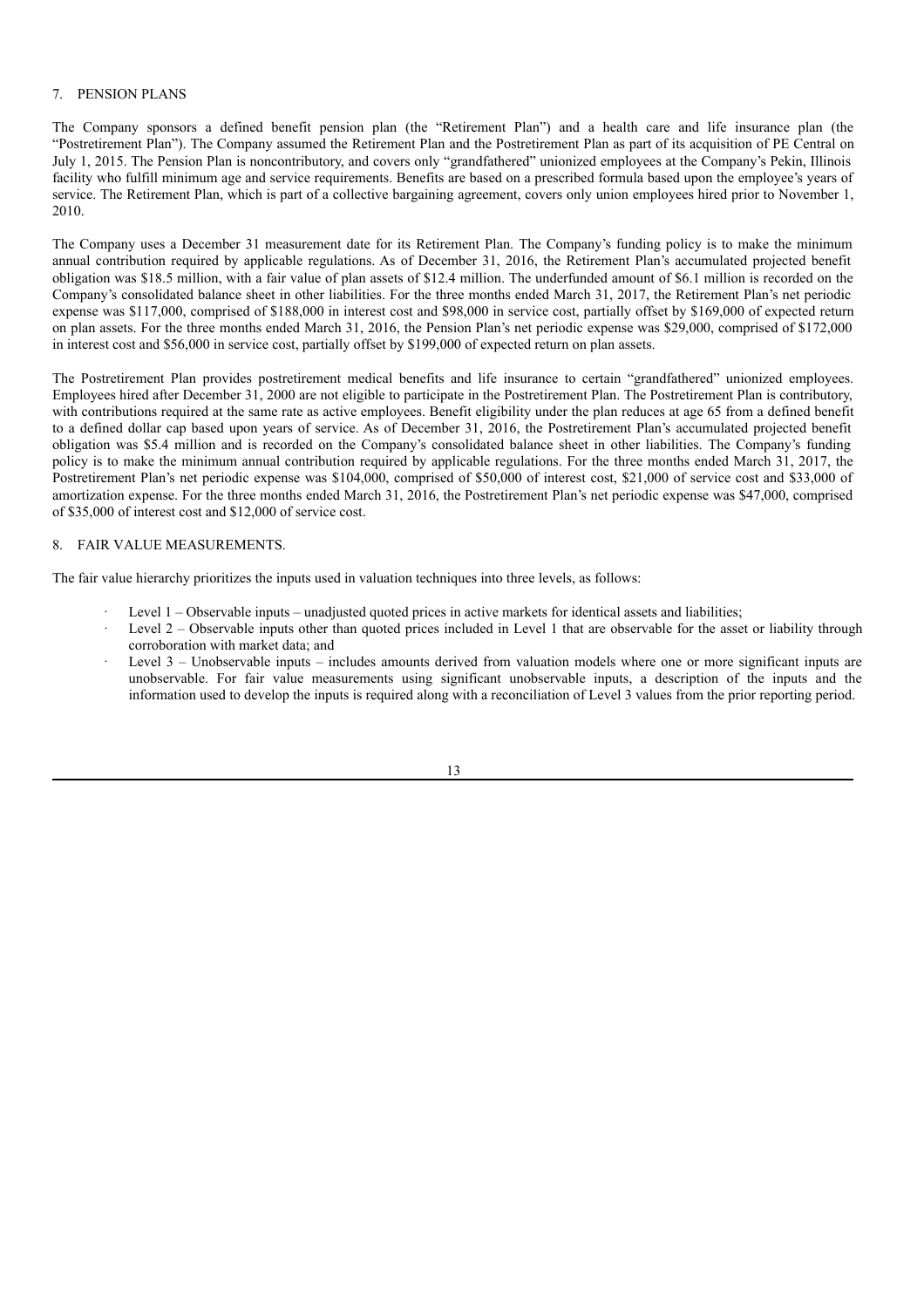## 7. PENSION PLANS

The Company sponsors a defined benefit pension plan (the "Retirement Plan") and a health care and life insurance plan (the "Postretirement Plan"). The Company assumed the Retirement Plan and the Postretirement Plan as part of its acquisition of PE Central on July 1, 2015. The Pension Plan is noncontributory, and covers only "grandfathered" unionized employees at the Company's Pekin, Illinois facility who fulfill minimum age and service requirements. Benefits are based on a prescribed formula based upon the employee's years of service. The Retirement Plan, which is part of a collective bargaining agreement, covers only union employees hired prior to November 1, 2010.

The Company uses a December 31 measurement date for its Retirement Plan. The Company's funding policy is to make the minimum annual contribution required by applicable regulations. As of December 31, 2016, the Retirement Plan's accumulated projected benefit obligation was $18.5 million, with a fair value of plan assets of $12.4 million. The underfunded amount of $6.1 million is recorded on the Company's consolidated balance sheet in other liabilities. For the three months ended March 31, 2017, the Retirement Plan's net periodic expense was $117,000, comprised of $188,000 in interest cost and $98,000 in service cost, partially offset by $169,000 of expected return on plan assets. For the three months ended March 31, 2016, the Pension Plan's net periodic expense was $29,000, comprised of $172,000 in interest cost and $56,000 in service cost, partially offset by $199,000 of expected return on plan assets.

The Postretirement Plan provides postretirement medical benefits and life insurance to certain "grandfathered" unionized employees. Employees hired after December 31, 2000 are not eligible to participate in the Postretirement Plan. The Postretirement Plan is contributory, with contributions required at the same rate as active employees. Benefit eligibility under the plan reduces at age 65 from a defined benefit to a defined dollar cap based upon years of service. As of December 31, 2016, the Postretirement Plan's accumulated projected benefit obligation was $5.4 million and is recorded on the Company's consolidated balance sheet in other liabilities. The Company's funding policy is to make the minimum annual contribution required by applicable regulations. For the three months ended March 31, 2017, the Postretirement Plan's net periodic expense was $104,000, comprised of $50,000 of interest cost, $21,000 of service cost and $33,000 of amortization expense. For the three months ended March 31, 2016, the Postretirement Plan's net periodic expense was $47,000, comprised of $35,000 of interest cost and $12,000 of service cost.

## 8. FAIR VALUE MEASUREMENTS.

The fair value hierarchy prioritizes the inputs used in valuation techniques into three levels, as follows:

- Level 1 – Observable inputs – unadjusted quoted prices in active markets for identical assets and liabilities;
- Level 2 – Observable inputs other than quoted prices included in Level 1 that are observable for the asset or liability through corroboration with market data; and
- Level 3 – Unobservable inputs – includes amounts derived from valuation models where one or more significant inputs are unobservable. For fair value measurements using significant unobservable inputs, a description of the inputs and the information used to develop the inputs is required along with a reconciliation of Level 3 values from the prior reporting period.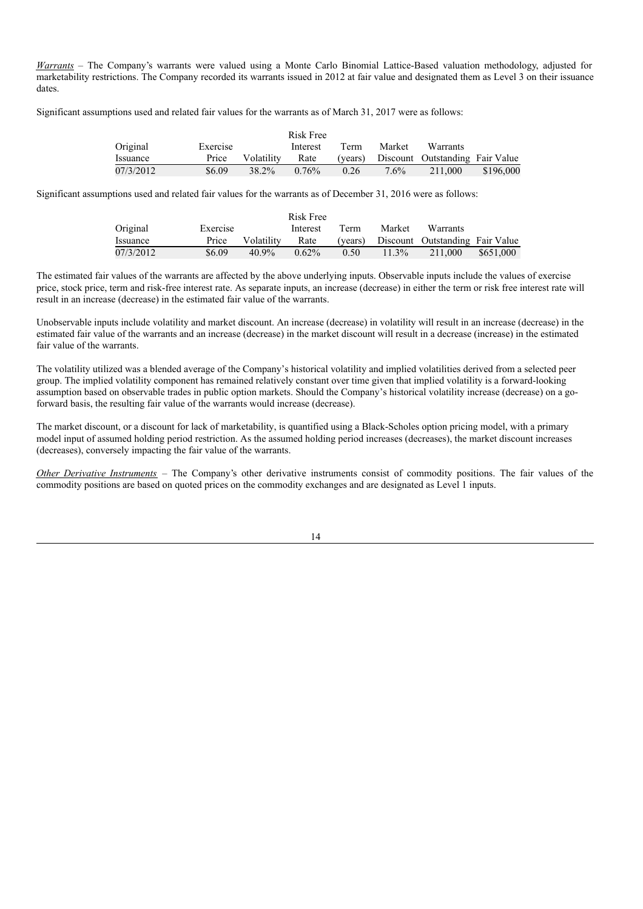*Warrants* – The Company's warrants were valued using a Monte Carlo Binomial Lattice-Based valuation methodology, adjusted for marketability restrictions. The Company recorded its warrants issued in 2012 at fair value and designated them as Level 3 on their issuance dates.

Significant assumptions used and related fair values for the warrants as of March 31, 2017 were as follows:

| Original Issuance | Exercise Price | Volatility | Risk Free Interest Rate | Term (years) | Market Discount | Warrants Outstanding | Fair Value |
|---|---|---|---|---|---|---|---|
| 07/3/2012 | \$6.09 | 38.2% | 0.76% | 0.26 | 7.6% | 211,000 | \$196,000 |

Significant assumptions used and related fair values for the warrants as of December 31, 2016 were as follows:

| Original Issuance | Exercise Price | Volatility | Risk Free Interest Rate | Term (years) | Market Discount | Warrants Outstanding | Fair Value |
|---|---|---|---|---|---|---|---|
| 07/3/2012 | \$6.09 | 40.9% | 0.62% | 0.50 | 11.3% | 211,000 | \$651,000 |

The estimated fair values of the warrants are affected by the above underlying inputs. Observable inputs include the values of exercise price, stock price, term and risk-free interest rate. As separate inputs, an increase (decrease) in either the term or risk free interest rate will result in an increase (decrease) in the estimated fair value of the warrants.

Unobservable inputs include volatility and market discount. An increase (decrease) in volatility will result in an increase (decrease) in the estimated fair value of the warrants and an increase (decrease) in the market discount will result in a decrease (increase) in the estimated fair value of the warrants.

The volatility utilized was a blended average of the Company's historical volatility and implied volatilities derived from a selected peer group. The implied volatility component has remained relatively constant over time given that implied volatility is a forward-looking assumption based on observable trades in public option markets. Should the Company's historical volatility increase (decrease) on a go-forward basis, the resulting fair value of the warrants would increase (decrease).

The market discount, or a discount for lack of marketability, is quantified using a Black-Scholes option pricing model, with a primary model input of assumed holding period restriction. As the assumed holding period increases (decreases), the market discount increases (decreases), conversely impacting the fair value of the warrants.

*Other Derivative Instruments* – The Company's other derivative instruments consist of commodity positions. The fair values of the commodity positions are based on quoted prices on the commodity exchanges and are designated as Level 1 inputs.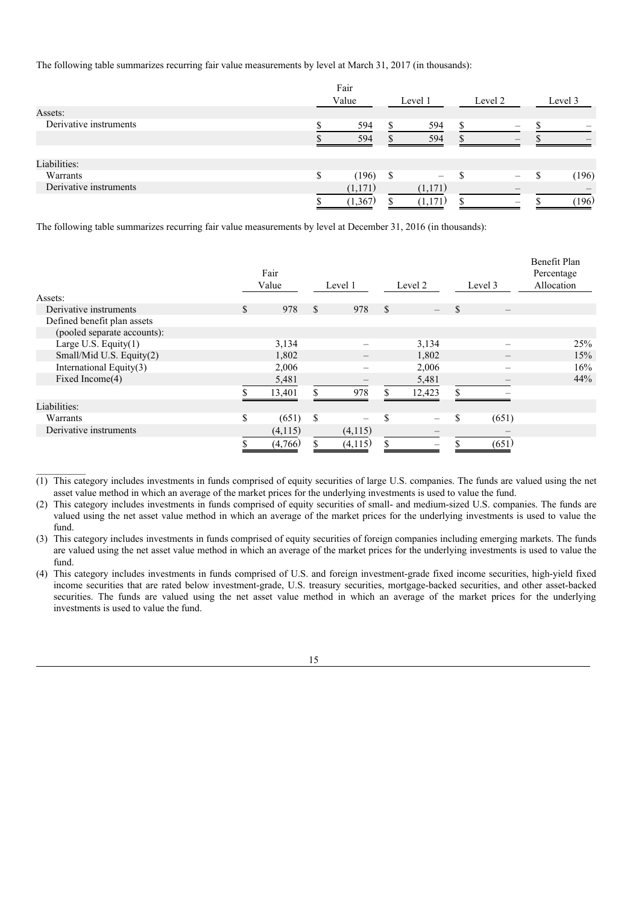The following table summarizes recurring fair value measurements by level at March 31, 2017 (in thousands):

| | Fair Value | Level 1 | Level 2 | Level 3 |
|---|---|---|---|---|
| Assets: | | | | |
| Derivative instruments | $ 594 | $ 594 | $ – | $ – |
| | $ 594 | $ 594 | $ – | $ – |
| Liabilities: | | | | |
| Warrants | $ (196) | $ – | $ – | $ (196) |
| Derivative instruments | (1,171) | (1,171) | – | – |
| | $ (1,367) | $ (1,171) | $ – | $ (196) |

The following table summarizes recurring fair value measurements by level at December 31, 2016 (in thousands):

| | Fair Value | Level 1 | Level 2 | Level 3 | Benefit Plan Percentage Allocation |
|---|---|---|---|---|---|
| Assets: | | | | | |
| Derivative instruments | $ 978 | $ 978 | $ – | $ – | |
| Defined benefit plan assets (pooled separate accounts): | | | | | |
| Large U.S. Equity(1) | 3,134 | – | 3,134 | – | 25% |
| Small/Mid U.S. Equity(2) | 1,802 | – | 1,802 | – | 15% |
| International Equity(3) | 2,006 | – | 2,006 | – | 16% |
| Fixed Income(4) | 5,481 | – | 5,481 | – | 44% |
| | $ 13,401 | $ 978 | $ 12,423 | $ – | |
| Liabilities: | | | | | |
| Warrants | $ (651) | $ – | $ – | $ (651) | |
| Derivative instruments | (4,115) | (4,115) | – | – | |
| | $ (4,766) | $ (4,115) | $ – | $ (651) | |

(1) This category includes investments in funds comprised of equity securities of large U.S. companies. The funds are valued using the net asset value method in which an average of the market prices for the underlying investments is used to value the fund.

(2) This category includes investments in funds comprised of equity securities of small- and medium-sized U.S. companies. The funds are valued using the net asset value method in which an average of the market prices for the underlying investments is used to value the fund.

(3) This category includes investments in funds comprised of equity securities of foreign companies including emerging markets. The funds are valued using the net asset value method in which an average of the market prices for the underlying investments is used to value the fund.

(4) This category includes investments in funds comprised of U.S. and foreign investment-grade fixed income securities, high-yield fixed income securities that are rated below investment-grade, U.S. treasury securities, mortgage-backed securities, and other asset-backed securities. The funds are valued using the net asset value method in which an average of the market prices for the underlying investments is used to value the fund.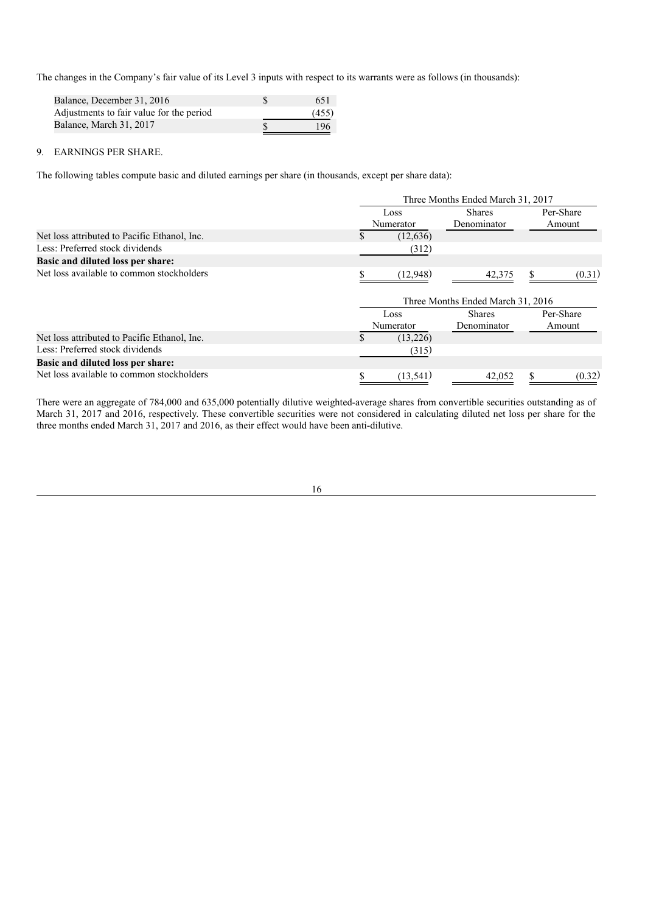The changes in the Company's fair value of its Level 3 inputs with respect to its warrants were as follows (in thousands):

| | |
|---|---|
| Balance, December 31, 2016 | $ 651 |
| Adjustments to fair value for the period | (455) |
| Balance, March 31, 2017 | $ 196 |

9. EARNINGS PER SHARE.

The following tables compute basic and diluted earnings per share (in thousands, except per share data):

| | Three Months Ended March 31, 2017 | | |
|---|---|---|---|
| | Loss Numerator | Shares Denominator | Per-Share Amount |
| Net loss attributed to Pacific Ethanol, Inc. | $ (12,636) | | |
| Less: Preferred stock dividends | (312) | | |
| **Basic and diluted loss per share:** | | | |
| Net loss available to common stockholders | $ (12,948) | 42,375 | $ (0.31) |

| | Three Months Ended March 31, 2016 | | |
|---|---|---|---|
| | Loss Numerator | Shares Denominator | Per-Share Amount |
| Net loss attributed to Pacific Ethanol, Inc. | $ (13,226) | | |
| Less: Preferred stock dividends | (315) | | |
| **Basic and diluted loss per share:** | | | |
| Net loss available to common stockholders | $ (13,541) | 42,052 | $ (0.32) |

There were an aggregate of 784,000 and 635,000 potentially dilutive weighted-average shares from convertible securities outstanding as of March 31, 2017 and 2016, respectively. These convertible securities were not considered in calculating diluted net loss per share for the three months ended March 31, 2017 and 2016, as their effect would have been anti-dilutive.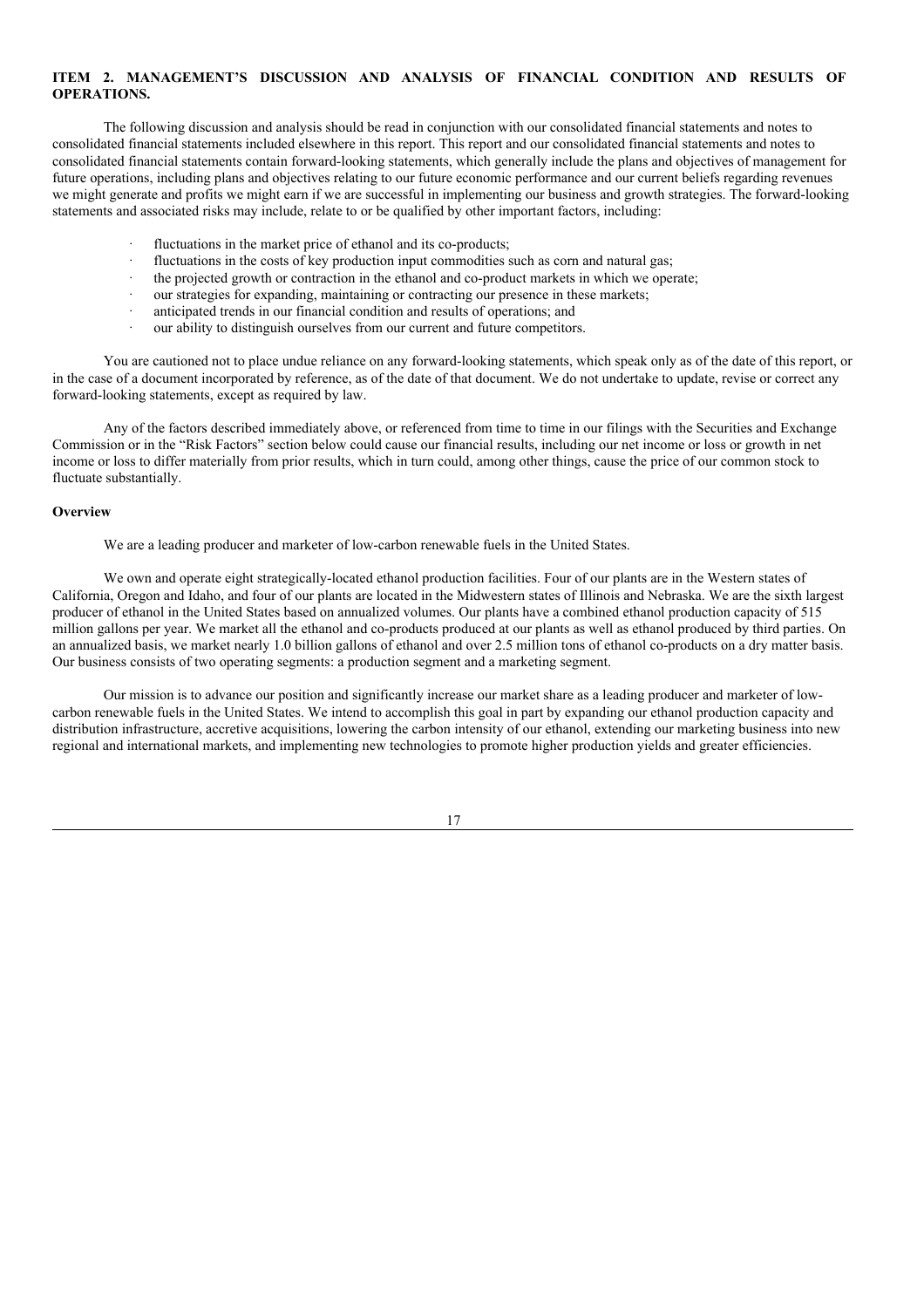## ITEM 2. MANAGEMENT'S DISCUSSION AND ANALYSIS OF FINANCIAL CONDITION AND RESULTS OF OPERATIONS.

The following discussion and analysis should be read in conjunction with our consolidated financial statements and notes to consolidated financial statements included elsewhere in this report. This report and our consolidated financial statements and notes to consolidated financial statements contain forward-looking statements, which generally include the plans and objectives of management for future operations, including plans and objectives relating to our future economic performance and our current beliefs regarding revenues we might generate and profits we might earn if we are successful in implementing our business and growth strategies. The forward-looking statements and associated risks may include, relate to or be qualified by other important factors, including:

- fluctuations in the market price of ethanol and its co-products;
- fluctuations in the costs of key production input commodities such as corn and natural gas;
- the projected growth or contraction in the ethanol and co-product markets in which we operate;
- our strategies for expanding, maintaining or contracting our presence in these markets;
- anticipated trends in our financial condition and results of operations; and
- our ability to distinguish ourselves from our current and future competitors.

You are cautioned not to place undue reliance on any forward-looking statements, which speak only as of the date of this report, or in the case of a document incorporated by reference, as of the date of that document. We do not undertake to update, revise or correct any forward-looking statements, except as required by law.

Any of the factors described immediately above, or referenced from time to time in our filings with the Securities and Exchange Commission or in the "Risk Factors" section below could cause our financial results, including our net income or loss or growth in net income or loss to differ materially from prior results, which in turn could, among other things, cause the price of our common stock to fluctuate substantially.

### Overview

We are a leading producer and marketer of low-carbon renewable fuels in the United States.

We own and operate eight strategically-located ethanol production facilities. Four of our plants are in the Western states of California, Oregon and Idaho, and four of our plants are located in the Midwestern states of Illinois and Nebraska. We are the sixth largest producer of ethanol in the United States based on annualized volumes. Our plants have a combined ethanol production capacity of 515 million gallons per year. We market all the ethanol and co-products produced at our plants as well as ethanol produced by third parties. On an annualized basis, we market nearly 1.0 billion gallons of ethanol and over 2.5 million tons of ethanol co-products on a dry matter basis. Our business consists of two operating segments: a production segment and a marketing segment.

Our mission is to advance our position and significantly increase our market share as a leading producer and marketer of low-carbon renewable fuels in the United States. We intend to accomplish this goal in part by expanding our ethanol production capacity and distribution infrastructure, accretive acquisitions, lowering the carbon intensity of our ethanol, extending our marketing business into new regional and international markets, and implementing new technologies to promote higher production yields and greater efficiencies.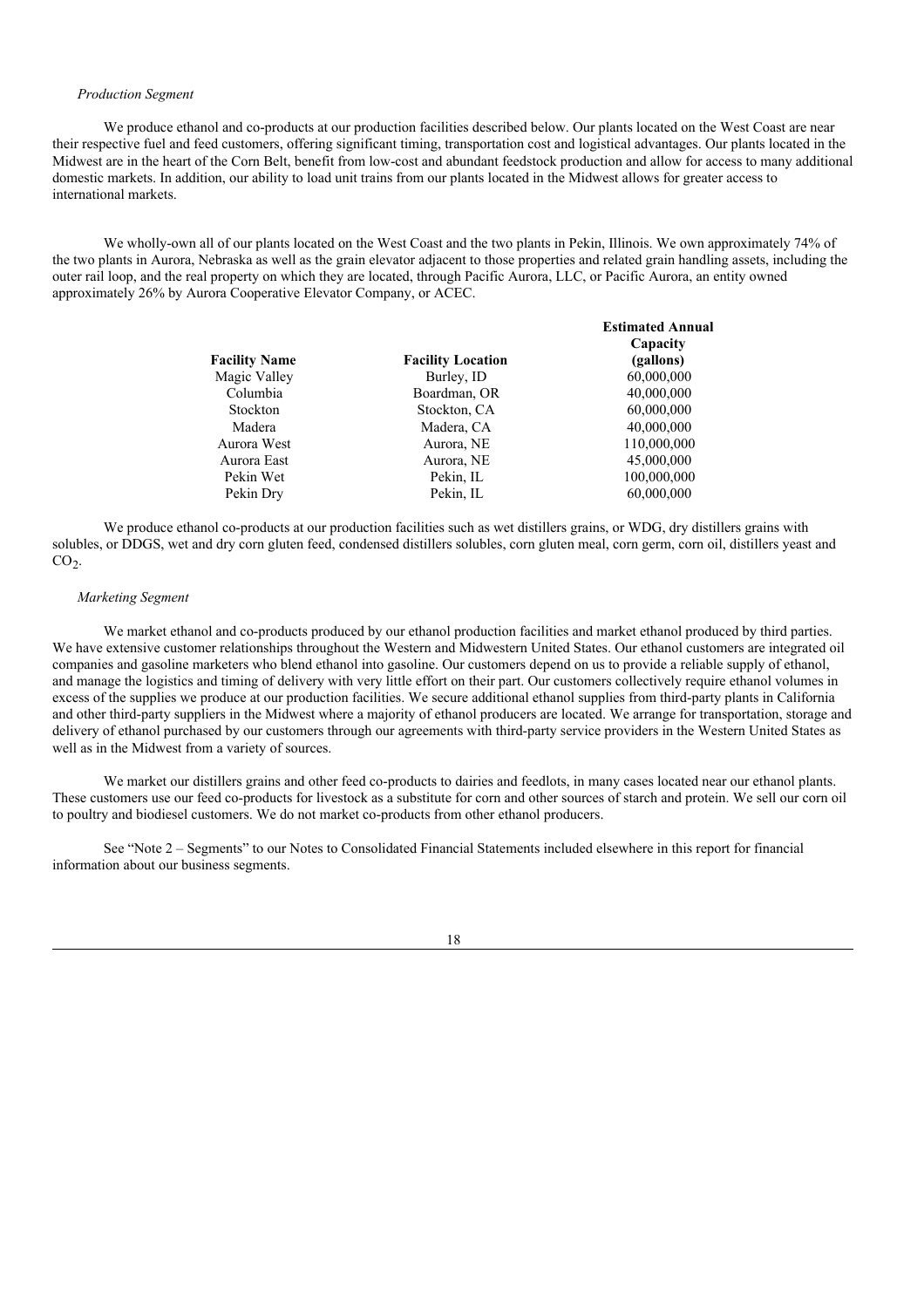*Production Segment*

We produce ethanol and co-products at our production facilities described below. Our plants located on the West Coast are near their respective fuel and feed customers, offering significant timing, transportation cost and logistical advantages. Our plants located in the Midwest are in the heart of the Corn Belt, benefit from low-cost and abundant feedstock production and allow for access to many additional domestic markets. In addition, our ability to load unit trains from our plants located in the Midwest allows for greater access to international markets.

We wholly-own all of our plants located on the West Coast and the two plants in Pekin, Illinois. We own approximately 74% of the two plants in Aurora, Nebraska as well as the grain elevator adjacent to those properties and related grain handling assets, including the outer rail loop, and the real property on which they are located, through Pacific Aurora, LLC, or Pacific Aurora, an entity owned approximately 26% by Aurora Cooperative Elevator Company, or ACEC.

| Facility Name | Facility Location | Estimated Annual Capacity (gallons) |
|---|---|---|
| Magic Valley | Burley, ID | 60,000,000 |
| Columbia | Boardman, OR | 40,000,000 |
| Stockton | Stockton, CA | 60,000,000 |
| Madera | Madera, CA | 40,000,000 |
| Aurora West | Aurora, NE | 110,000,000 |
| Aurora East | Aurora, NE | 45,000,000 |
| Pekin Wet | Pekin, IL | 100,000,000 |
| Pekin Dry | Pekin, IL | 60,000,000 |

We produce ethanol co-products at our production facilities such as wet distillers grains, or WDG, dry distillers grains with solubles, or DDGS, wet and dry corn gluten feed, condensed distillers solubles, corn gluten meal, corn germ, corn oil, distillers yeast and $CO_2$.

*Marketing Segment*

We market ethanol and co-products produced by our ethanol production facilities and market ethanol produced by third parties. We have extensive customer relationships throughout the Western and Midwestern United States. Our ethanol customers are integrated oil companies and gasoline marketers who blend ethanol into gasoline. Our customers depend on us to provide a reliable supply of ethanol, and manage the logistics and timing of delivery with very little effort on their part. Our customers collectively require ethanol volumes in excess of the supplies we produce at our production facilities. We secure additional ethanol supplies from third-party plants in California and other third-party suppliers in the Midwest where a majority of ethanol producers are located. We arrange for transportation, storage and delivery of ethanol purchased by our customers through our agreements with third-party service providers in the Western United States as well as in the Midwest from a variety of sources.

We market our distillers grains and other feed co-products to dairies and feedlots, in many cases located near our ethanol plants. These customers use our feed co-products for livestock as a substitute for corn and other sources of starch and protein. We sell our corn oil to poultry and biodiesel customers. We do not market co-products from other ethanol producers.

See "Note 2 – Segments" to our Notes to Consolidated Financial Statements included elsewhere in this report for financial information about our business segments.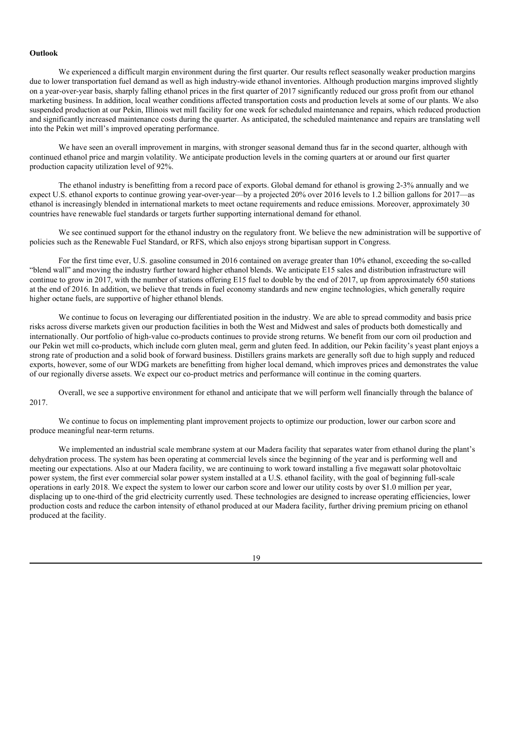**Outlook**

We experienced a difficult margin environment during the first quarter. Our results reflect seasonally weaker production margins due to lower transportation fuel demand as well as high industry-wide ethanol inventories. Although production margins improved slightly on a year-over-year basis, sharply falling ethanol prices in the first quarter of 2017 significantly reduced our gross profit from our ethanol marketing business. In addition, local weather conditions affected transportation costs and production levels at some of our plants. We also suspended production at our Pekin, Illinois wet mill facility for one week for scheduled maintenance and repairs, which reduced production and significantly increased maintenance costs during the quarter. As anticipated, the scheduled maintenance and repairs are translating well into the Pekin wet mill's improved operating performance.

We have seen an overall improvement in margins, with stronger seasonal demand thus far in the second quarter, although with continued ethanol price and margin volatility. We anticipate production levels in the coming quarters at or around our first quarter production capacity utilization level of 92%.

The ethanol industry is benefitting from a record pace of exports. Global demand for ethanol is growing 2-3% annually and we expect U.S. ethanol exports to continue growing year-over-year—by a projected 20% over 2016 levels to 1.2 billion gallons for 2017—as ethanol is increasingly blended in international markets to meet octane requirements and reduce emissions. Moreover, approximately 30 countries have renewable fuel standards or targets further supporting international demand for ethanol.

We see continued support for the ethanol industry on the regulatory front. We believe the new administration will be supportive of policies such as the Renewable Fuel Standard, or RFS, which also enjoys strong bipartisan support in Congress.

For the first time ever, U.S. gasoline consumed in 2016 contained on average greater than 10% ethanol, exceeding the so-called "blend wall" and moving the industry further toward higher ethanol blends. We anticipate E15 sales and distribution infrastructure will continue to grow in 2017, with the number of stations offering E15 fuel to double by the end of 2017, up from approximately 650 stations at the end of 2016. In addition, we believe that trends in fuel economy standards and new engine technologies, which generally require higher octane fuels, are supportive of higher ethanol blends.

We continue to focus on leveraging our differentiated position in the industry. We are able to spread commodity and basis price risks across diverse markets given our production facilities in both the West and Midwest and sales of products both domestically and internationally. Our portfolio of high-value co-products continues to provide strong returns. We benefit from our corn oil production and our Pekin wet mill co-products, which include corn gluten meal, germ and gluten feed. In addition, our Pekin facility's yeast plant enjoys a strong rate of production and a solid book of forward business. Distillers grains markets are generally soft due to high supply and reduced exports, however, some of our WDG markets are benefitting from higher local demand, which improves prices and demonstrates the value of our regionally diverse assets. We expect our co-product metrics and performance will continue in the coming quarters.

Overall, we see a supportive environment for ethanol and anticipate that we will perform well financially through the balance of 2017.

We continue to focus on implementing plant improvement projects to optimize our production, lower our carbon score and produce meaningful near-term returns.

We implemented an industrial scale membrane system at our Madera facility that separates water from ethanol during the plant's dehydration process. The system has been operating at commercial levels since the beginning of the year and is performing well and meeting our expectations. Also at our Madera facility, we are continuing to work toward installing a five megawatt solar photovoltaic power system, the first ever commercial solar power system installed at a U.S. ethanol facility, with the goal of beginning full-scale operations in early 2018. We expect the system to lower our carbon score and lower our utility costs by over $1.0 million per year, displacing up to one-third of the grid electricity currently used. These technologies are designed to increase operating efficiencies, lower production costs and reduce the carbon intensity of ethanol produced at our Madera facility, further driving premium pricing on ethanol produced at the facility.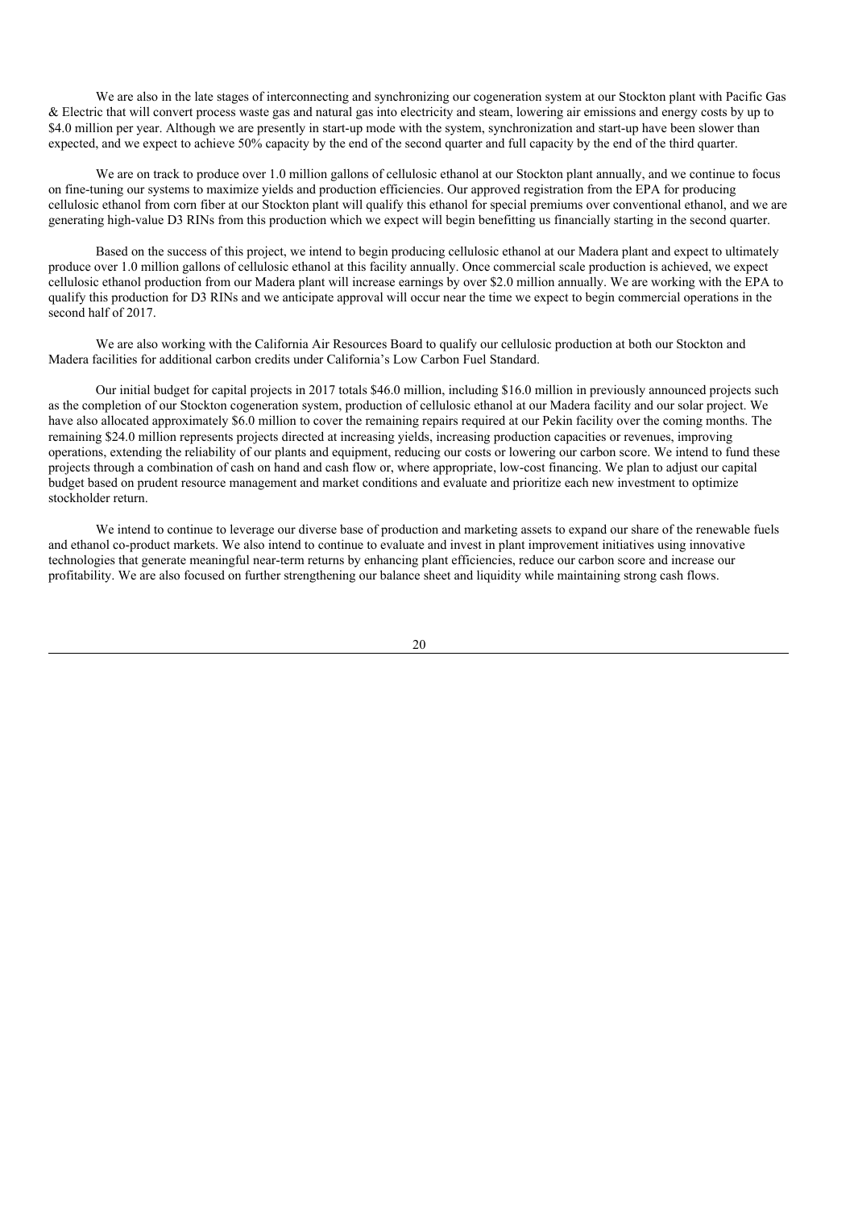We are also in the late stages of interconnecting and synchronizing our cogeneration system at our Stockton plant with Pacific Gas & Electric that will convert process waste gas and natural gas into electricity and steam, lowering air emissions and energy costs by up to $4.0 million per year. Although we are presently in start-up mode with the system, synchronization and start-up have been slower than expected, and we expect to achieve 50% capacity by the end of the second quarter and full capacity by the end of the third quarter.

We are on track to produce over 1.0 million gallons of cellulosic ethanol at our Stockton plant annually, and we continue to focus on fine-tuning our systems to maximize yields and production efficiencies. Our approved registration from the EPA for producing cellulosic ethanol from corn fiber at our Stockton plant will qualify this ethanol for special premiums over conventional ethanol, and we are generating high-value D3 RINs from this production which we expect will begin benefitting us financially starting in the second quarter.

Based on the success of this project, we intend to begin producing cellulosic ethanol at our Madera plant and expect to ultimately produce over 1.0 million gallons of cellulosic ethanol at this facility annually. Once commercial scale production is achieved, we expect cellulosic ethanol production from our Madera plant will increase earnings by over $2.0 million annually. We are working with the EPA to qualify this production for D3 RINs and we anticipate approval will occur near the time we expect to begin commercial operations in the second half of 2017.

We are also working with the California Air Resources Board to qualify our cellulosic production at both our Stockton and Madera facilities for additional carbon credits under California's Low Carbon Fuel Standard.

Our initial budget for capital projects in 2017 totals $46.0 million, including $16.0 million in previously announced projects such as the completion of our Stockton cogeneration system, production of cellulosic ethanol at our Madera facility and our solar project. We have also allocated approximately $6.0 million to cover the remaining repairs required at our Pekin facility over the coming months. The remaining $24.0 million represents projects directed at increasing yields, increasing production capacities or revenues, improving operations, extending the reliability of our plants and equipment, reducing our costs or lowering our carbon score. We intend to fund these projects through a combination of cash on hand and cash flow or, where appropriate, low-cost financing. We plan to adjust our capital budget based on prudent resource management and market conditions and evaluate and prioritize each new investment to optimize stockholder return.

We intend to continue to leverage our diverse base of production and marketing assets to expand our share of the renewable fuels and ethanol co-product markets. We also intend to continue to evaluate and invest in plant improvement initiatives using innovative technologies that generate meaningful near-term returns by enhancing plant efficiencies, reduce our carbon score and increase our profitability. We are also focused on further strengthening our balance sheet and liquidity while maintaining strong cash flows.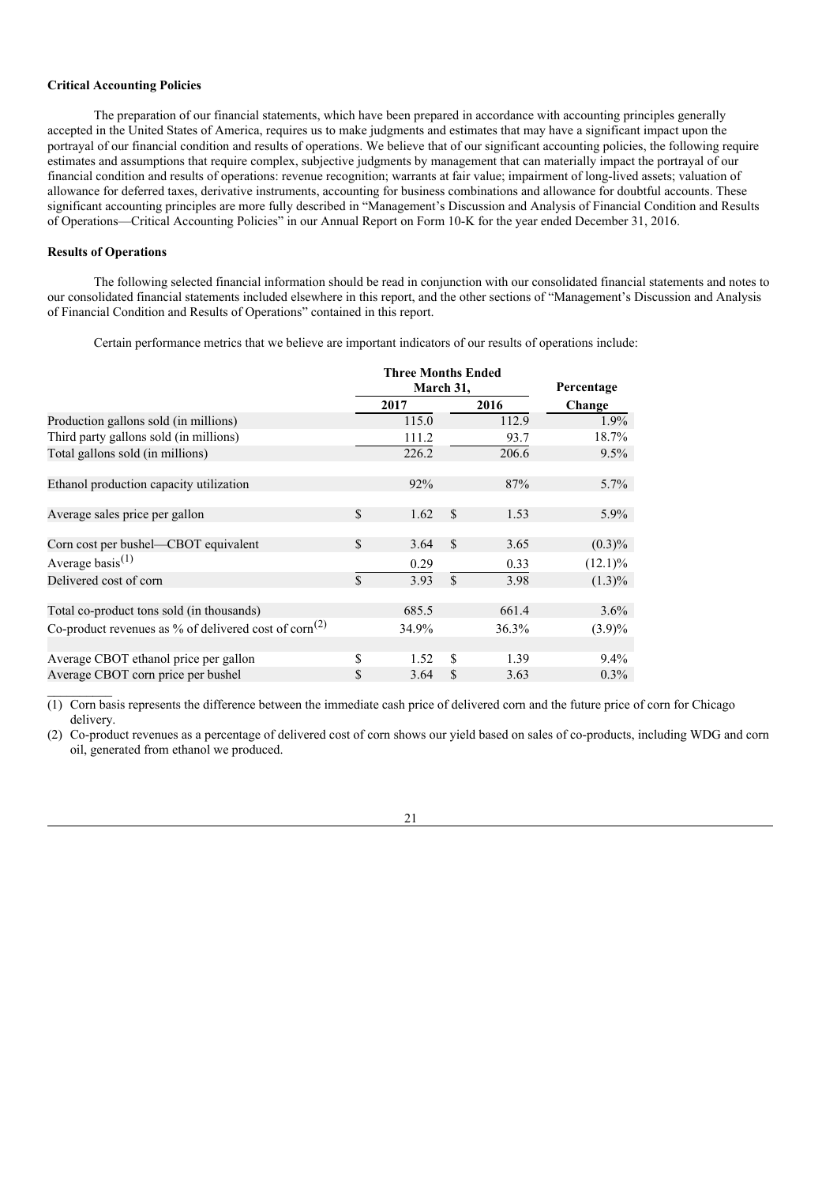**Critical Accounting Policies**

The preparation of our financial statements, which have been prepared in accordance with accounting principles generally accepted in the United States of America, requires us to make judgments and estimates that may have a significant impact upon the portrayal of our financial condition and results of operations. We believe that of our significant accounting policies, the following require estimates and assumptions that require complex, subjective judgments by management that can materially impact the portrayal of our financial condition and results of operations: revenue recognition; warrants at fair value; impairment of long-lived assets; valuation of allowance for deferred taxes, derivative instruments, accounting for business combinations and allowance for doubtful accounts. These significant accounting principles are more fully described in "Management's Discussion and Analysis of Financial Condition and Results of Operations—Critical Accounting Policies" in our Annual Report on Form 10-K for the year ended December 31, 2016.

**Results of Operations**

The following selected financial information should be read in conjunction with our consolidated financial statements and notes to our consolidated financial statements included elsewhere in this report, and the other sections of "Management's Discussion and Analysis of Financial Condition and Results of Operations" contained in this report.

Certain performance metrics that we believe are important indicators of our results of operations include:

| | Three Months Ended March 31, | | Percentage |
|---|---|---|---|
| | 2017 | 2016 | Change |
| Production gallons sold (in millions) | 115.0 | 112.9 | 1.9% |
| Third party gallons sold (in millions) | 111.2 | 93.7 | 18.7% |
| Total gallons sold (in millions) | 226.2 | 206.6 | 9.5% |
| | | | |
| Ethanol production capacity utilization | 92% | 87% | 5.7% |
| | | | |
| Average sales price per gallon | $ 1.62 | $ 1.53 | 5.9% |
| | | | |
| Corn cost per bushel—CBOT equivalent | $ 3.64 | $ 3.65 | (0.3)% |
| Average basis[(1)] | 0.29 | 0.33 | (12.1)% |
| Delivered cost of corn | $ 3.93 | $ 3.98 | (1.3)% |
| | | | |
| Total co-product tons sold (in thousands) | 685.5 | 661.4 | 3.6% |
| Co-product revenues as % of delivered cost of corn[(2)] | 34.9% | 36.3% | (3.9)% |
| | | | |
| Average CBOT ethanol price per gallon | $ 1.52 | $ 1.39 | 9.4% |
| Average CBOT corn price per bushel | $ 3.64 | $ 3.63 | 0.3% |

(1) Corn basis represents the difference between the immediate cash price of delivered corn and the future price of corn for Chicago delivery.

(2) Co-product revenues as a percentage of delivered cost of corn shows our yield based on sales of co-products, including WDG and corn oil, generated from ethanol we produced.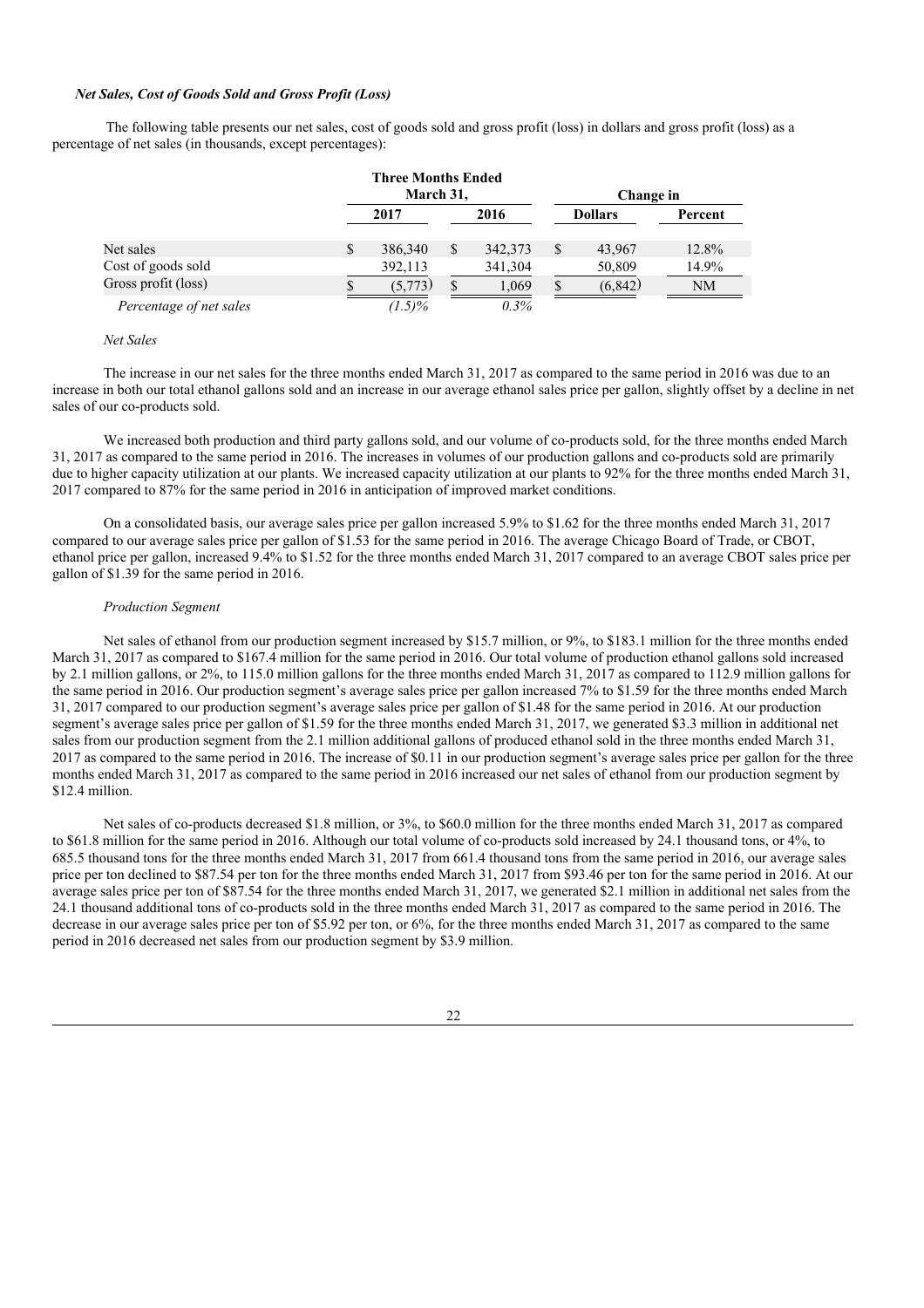### *Net Sales, Cost of Goods Sold and Gross Profit (Loss)*

The following table presents our net sales, cost of goods sold and gross profit (loss) in dollars and gross profit (loss) as a percentage of net sales (in thousands, except percentages):

| | Three Months Ended March 31, | | Change in | |
|---|---|---|---|---|
| | 2017 | 2016 | Dollars | Percent |
| Net sales | $ 386,340 | $ 342,373 | $ 43,967 | 12.8% |
| Cost of goods sold | 392,113 | 341,304 | 50,809 | 14.9% |
| Gross profit (loss) | $ (5,773) | $ 1,069 | $ (6,842) | NM |
| *Percentage of net sales* | *(1.5)%* | *0.3%* | | |

*Net Sales*

The increase in our net sales for the three months ended March 31, 2017 as compared to the same period in 2016 was due to an increase in both our total ethanol gallons sold and an increase in our average ethanol sales price per gallon, slightly offset by a decline in net sales of our co-products sold.

We increased both production and third party gallons sold, and our volume of co-products sold, for the three months ended March 31, 2017 as compared to the same period in 2016. The increases in volumes of our production gallons and co-products sold are primarily due to higher capacity utilization at our plants. We increased capacity utilization at our plants to 92% for the three months ended March 31, 2017 compared to 87% for the same period in 2016 in anticipation of improved market conditions.

On a consolidated basis, our average sales price per gallon increased 5.9% to $1.62 for the three months ended March 31, 2017 compared to our average sales price per gallon of $1.53 for the same period in 2016. The average Chicago Board of Trade, or CBOT, ethanol price per gallon, increased 9.4% to $1.52 for the three months ended March 31, 2017 compared to an average CBOT sales price per gallon of $1.39 for the same period in 2016.

*Production Segment*

Net sales of ethanol from our production segment increased by $15.7 million, or 9%, to $183.1 million for the three months ended March 31, 2017 as compared to $167.4 million for the same period in 2016. Our total volume of production ethanol gallons sold increased by 2.1 million gallons, or 2%, to 115.0 million gallons for the three months ended March 31, 2017 as compared to 112.9 million gallons for the same period in 2016. Our production segment's average sales price per gallon increased 7% to $1.59 for the three months ended March 31, 2017 compared to our production segment's average sales price per gallon of $1.48 for the same period in 2016. At our production segment's average sales price per gallon of $1.59 for the three months ended March 31, 2017, we generated $3.3 million in additional net sales from our production segment from the 2.1 million additional gallons of produced ethanol sold in the three months ended March 31, 2017 as compared to the same period in 2016. The increase of $0.11 in our production segment's average sales price per gallon for the three months ended March 31, 2017 as compared to the same period in 2016 increased our net sales of ethanol from our production segment by $12.4 million.

Net sales of co-products decreased $1.8 million, or 3%, to $60.0 million for the three months ended March 31, 2017 as compared to $61.8 million for the same period in 2016. Although our total volume of co-products sold increased by 24.1 thousand tons, or 4%, to 685.5 thousand tons for the three months ended March 31, 2017 from 661.4 thousand tons from the same period in 2016, our average sales price per ton declined to $87.54 per ton for the three months ended March 31, 2017 from $93.46 per ton for the same period in 2016. At our average sales price per ton of $87.54 for the three months ended March 31, 2017, we generated $2.1 million in additional net sales from the 24.1 thousand additional tons of co-products sold in the three months ended March 31, 2017 as compared to the same period in 2016. The decrease in our average sales price per ton of $5.92 per ton, or 6%, for the three months ended March 31, 2017 as compared to the same period in 2016 decreased net sales from our production segment by $3.9 million.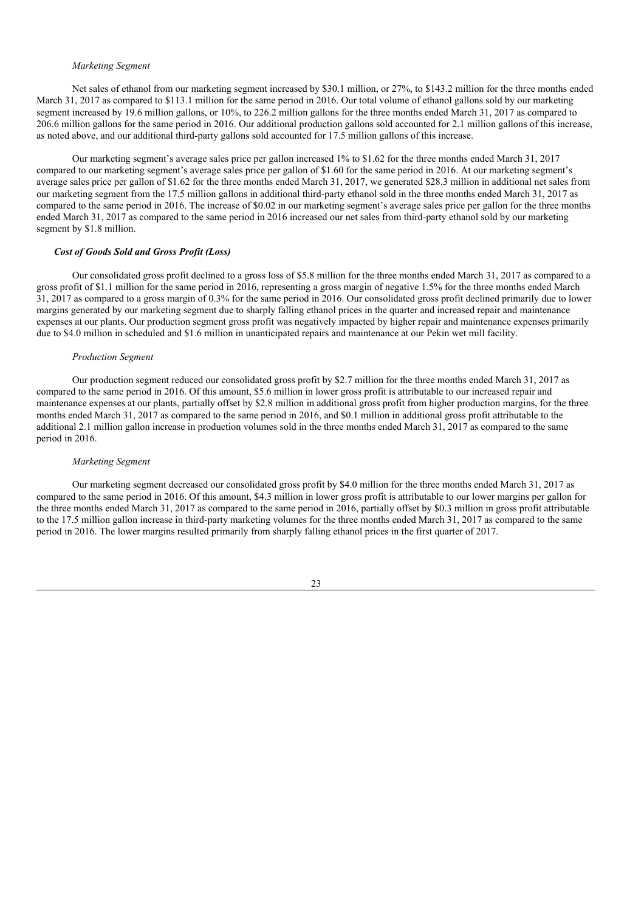*Marketing Segment*

Net sales of ethanol from our marketing segment increased by $30.1 million, or 27%, to $143.2 million for the three months ended March 31, 2017 as compared to $113.1 million for the same period in 2016. Our total volume of ethanol gallons sold by our marketing segment increased by 19.6 million gallons, or 10%, to 226.2 million gallons for the three months ended March 31, 2017 as compared to 206.6 million gallons for the same period in 2016. Our additional production gallons sold accounted for 2.1 million gallons of this increase, as noted above, and our additional third-party gallons sold accounted for 17.5 million gallons of this increase.

Our marketing segment's average sales price per gallon increased 1% to $1.62 for the three months ended March 31, 2017 compared to our marketing segment's average sales price per gallon of $1.60 for the same period in 2016. At our marketing segment's average sales price per gallon of $1.62 for the three months ended March 31, 2017, we generated $28.3 million in additional net sales from our marketing segment from the 17.5 million gallons in additional third-party ethanol sold in the three months ended March 31, 2017 as compared to the same period in 2016. The increase of $0.02 in our marketing segment's average sales price per gallon for the three months ended March 31, 2017 as compared to the same period in 2016 increased our net sales from third-party ethanol sold by our marketing segment by $1.8 million.

***Cost of Goods Sold and Gross Profit (Loss)***

Our consolidated gross profit declined to a gross loss of $5.8 million for the three months ended March 31, 2017 as compared to a gross profit of $1.1 million for the same period in 2016, representing a gross margin of negative 1.5% for the three months ended March 31, 2017 as compared to a gross margin of 0.3% for the same period in 2016. Our consolidated gross profit declined primarily due to lower margins generated by our marketing segment due to sharply falling ethanol prices in the quarter and increased repair and maintenance expenses at our plants. Our production segment gross profit was negatively impacted by higher repair and maintenance expenses primarily due to $4.0 million in scheduled and $1.6 million in unanticipated repairs and maintenance at our Pekin wet mill facility.

*Production Segment*

Our production segment reduced our consolidated gross profit by $2.7 million for the three months ended March 31, 2017 as compared to the same period in 2016. Of this amount, $5.6 million in lower gross profit is attributable to our increased repair and maintenance expenses at our plants, partially offset by $2.8 million in additional gross profit from higher production margins, for the three months ended March 31, 2017 as compared to the same period in 2016, and $0.1 million in additional gross profit attributable to the additional 2.1 million gallon increase in production volumes sold in the three months ended March 31, 2017 as compared to the same period in 2016.

*Marketing Segment*

Our marketing segment decreased our consolidated gross profit by $4.0 million for the three months ended March 31, 2017 as compared to the same period in 2016. Of this amount, $4.3 million in lower gross profit is attributable to our lower margins per gallon for the three months ended March 31, 2017 as compared to the same period in 2016, partially offset by $0.3 million in gross profit attributable to the 17.5 million gallon increase in third-party marketing volumes for the three months ended March 31, 2017 as compared to the same period in 2016. The lower margins resulted primarily from sharply falling ethanol prices in the first quarter of 2017.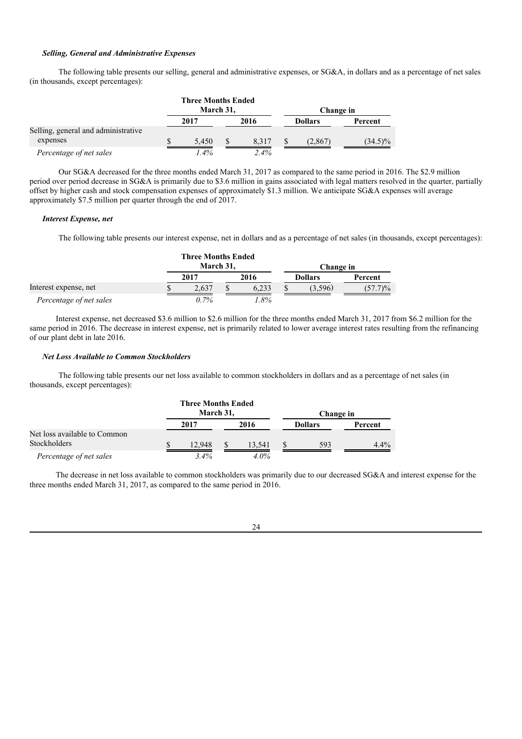### *Selling, General and Administrative Expenses*

The following table presents our selling, general and administrative expenses, or SG&A, in dollars and as a percentage of net sales (in thousands, except percentages):

| | Three Months Ended March 31, | | Change in | |
|---|---|---|---|---|
| | 2017 | 2016 | Dollars | Percent |
| Selling, general and administrative expenses | $ 5,450 | $ 8,317 | $ (2,867) | (34.5)% |
| *Percentage of net sales* | *1.4%* | *2.4%* | | |

Our SG&A decreased for the three months ended March 31, 2017 as compared to the same period in 2016. The $2.9 million period over period decrease in SG&A is primarily due to $3.6 million in gains associated with legal matters resolved in the quarter, partially offset by higher cash and stock compensation expenses of approximately $1.3 million. We anticipate SG&A expenses will average approximately $7.5 million per quarter through the end of 2017.

### *Interest Expense, net*

The following table presents our interest expense, net in dollars and as a percentage of net sales (in thousands, except percentages):

| | Three Months Ended March 31, | | Change in | |
|---|---|---|---|---|
| | 2017 | 2016 | Dollars | Percent |
| Interest expense, net | $ 2,637 | $ 6,233 | $ (3,596) | (57.7)% |
| *Percentage of net sales* | *0.7%* | *1.8%* | | |

Interest expense, net decreased $3.6 million to $2.6 million for the three months ended March 31, 2017 from $6.2 million for the same period in 2016. The decrease in interest expense, net is primarily related to lower average interest rates resulting from the refinancing of our plant debt in late 2016.

### *Net Loss Available to Common Stockholders*

The following table presents our net loss available to common stockholders in dollars and as a percentage of net sales (in thousands, except percentages):

| | Three Months Ended March 31, | | Change in | |
|---|---|---|---|---|
| | 2017 | 2016 | Dollars | Percent |
| Net loss available to Common Stockholders | $ 12,948 | $ 13,541 | $ 593 | 4.4% |
| *Percentage of net sales* | *3.4%* | *4.0%* | | |

The decrease in net loss available to common stockholders was primarily due to our decreased SG&A and interest expense for the three months ended March 31, 2017, as compared to the same period in 2016.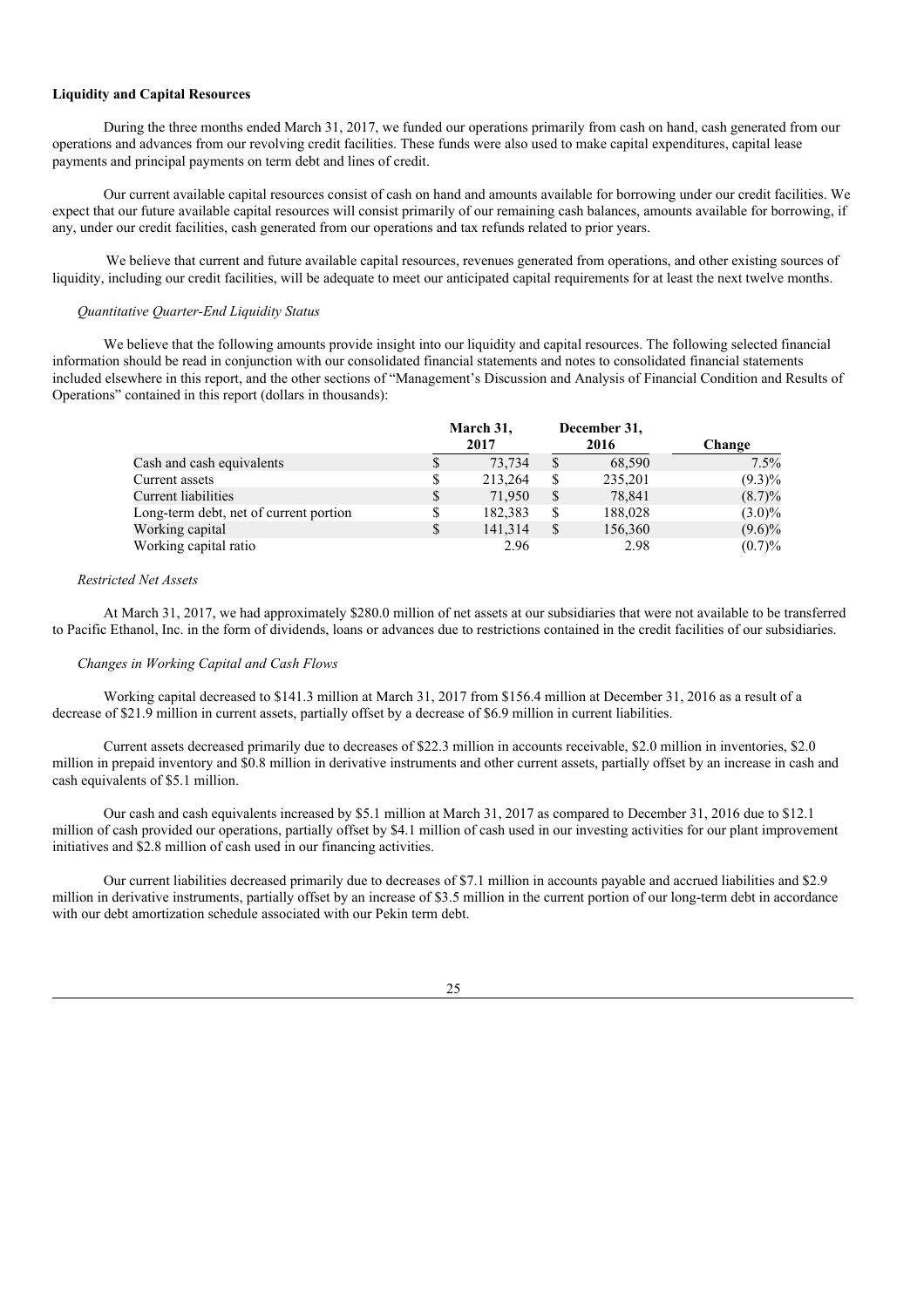**Liquidity and Capital Resources**

During the three months ended March 31, 2017, we funded our operations primarily from cash on hand, cash generated from our operations and advances from our revolving credit facilities. These funds were also used to make capital expenditures, capital lease payments and principal payments on term debt and lines of credit.

Our current available capital resources consist of cash on hand and amounts available for borrowing under our credit facilities. We expect that our future available capital resources will consist primarily of our remaining cash balances, amounts available for borrowing, if any, under our credit facilities, cash generated from our operations and tax refunds related to prior years.

We believe that current and future available capital resources, revenues generated from operations, and other existing sources of liquidity, including our credit facilities, will be adequate to meet our anticipated capital requirements for at least the next twelve months.

*Quantitative Quarter-End Liquidity Status*

We believe that the following amounts provide insight into our liquidity and capital resources. The following selected financial information should be read in conjunction with our consolidated financial statements and notes to consolidated financial statements included elsewhere in this report, and the other sections of "Management's Discussion and Analysis of Financial Condition and Results of Operations" contained in this report (dollars in thousands):

| | March 31, 2017 | December 31, 2016 | Change |
|---|---|---|---|
| Cash and cash equivalents | $ 73,734 | $ 68,590 | 7.5% |
| Current assets | $ 213,264 | $ 235,201 | (9.3)% |
| Current liabilities | $ 71,950 | $ 78,841 | (8.7)% |
| Long-term debt, net of current portion | $ 182,383 | $ 188,028 | (3.0)% |
| Working capital | $ 141,314 | $ 156,360 | (9.6)% |
| Working capital ratio | 2.96 | 2.98 | (0.7)% |

*Restricted Net Assets*

At March 31, 2017, we had approximately $280.0 million of net assets at our subsidiaries that were not available to be transferred to Pacific Ethanol, Inc. in the form of dividends, loans or advances due to restrictions contained in the credit facilities of our subsidiaries.

*Changes in Working Capital and Cash Flows*

Working capital decreased to $141.3 million at March 31, 2017 from $156.4 million at December 31, 2016 as a result of a decrease of $21.9 million in current assets, partially offset by a decrease of $6.9 million in current liabilities.

Current assets decreased primarily due to decreases of $22.3 million in accounts receivable, $2.0 million in inventories, $2.0 million in prepaid inventory and $0.8 million in derivative instruments and other current assets, partially offset by an increase in cash and cash equivalents of $5.1 million.

Our cash and cash equivalents increased by $5.1 million at March 31, 2017 as compared to December 31, 2016 due to $12.1 million of cash provided our operations, partially offset by $4.1 million of cash used in our investing activities for our plant improvement initiatives and $2.8 million of cash used in our financing activities.

Our current liabilities decreased primarily due to decreases of $7.1 million in accounts payable and accrued liabilities and $2.9 million in derivative instruments, partially offset by an increase of $3.5 million in the current portion of our long-term debt in accordance with our debt amortization schedule associated with our Pekin term debt.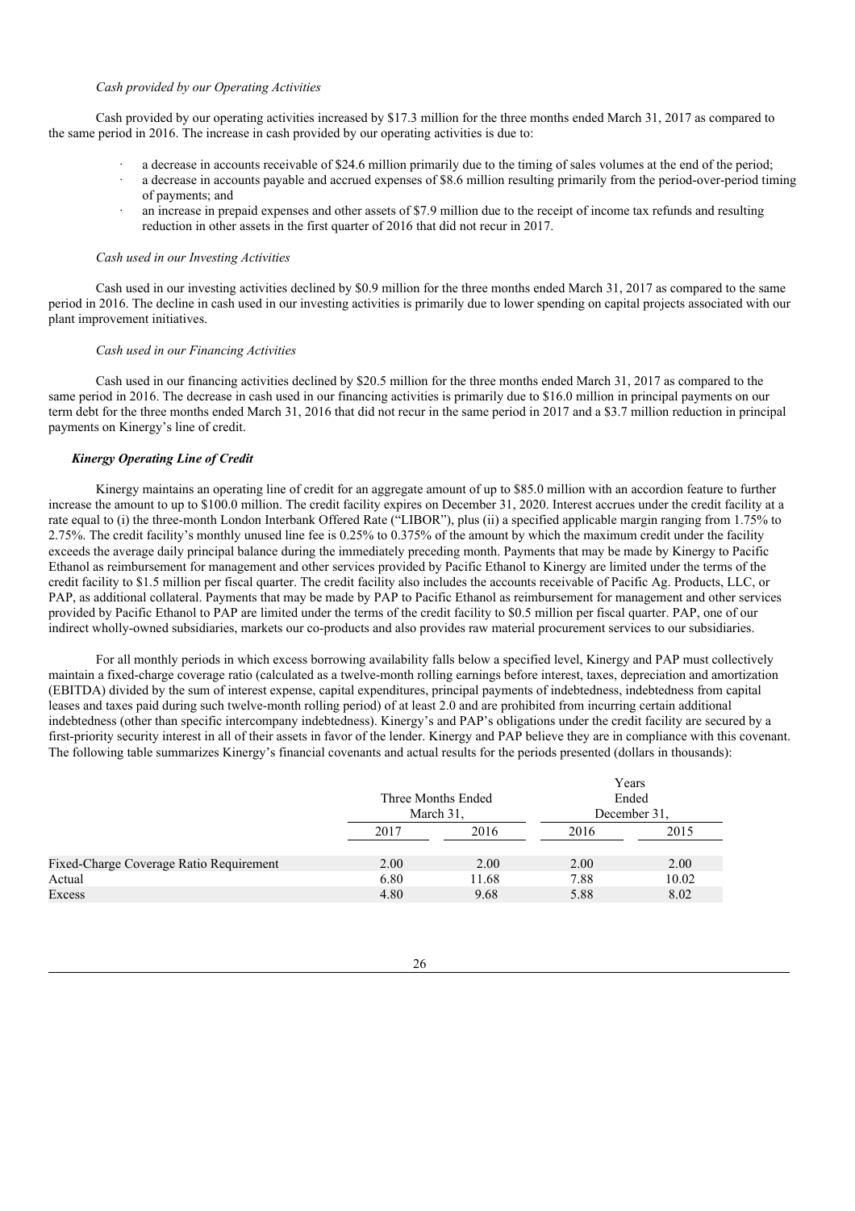*Cash provided by our Operating Activities*

Cash provided by our operating activities increased by $17.3 million for the three months ended March 31, 2017 as compared to the same period in 2016. The increase in cash provided by our operating activities is due to:

- a decrease in accounts receivable of $24.6 million primarily due to the timing of sales volumes at the end of the period;
- a decrease in accounts payable and accrued expenses of $8.6 million resulting primarily from the period-over-period timing of payments; and
- an increase in prepaid expenses and other assets of $7.9 million due to the receipt of income tax refunds and resulting reduction in other assets in the first quarter of 2016 that did not recur in 2017.

*Cash used in our Investing Activities*

Cash used in our investing activities declined by $0.9 million for the three months ended March 31, 2017 as compared to the same period in 2016. The decline in cash used in our investing activities is primarily due to lower spending on capital projects associated with our plant improvement initiatives.

*Cash used in our Financing Activities*

Cash used in our financing activities declined by $20.5 million for the three months ended March 31, 2017 as compared to the same period in 2016. The decrease in cash used in our financing activities is primarily due to $16.0 million in principal payments on our term debt for the three months ended March 31, 2016 that did not recur in the same period in 2017 and a $3.7 million reduction in principal payments on Kinergy's line of credit.

***Kinergy Operating Line of Credit***

Kinergy maintains an operating line of credit for an aggregate amount of up to $85.0 million with an accordion feature to further increase the amount to up to $100.0 million. The credit facility expires on December 31, 2020. Interest accrues under the credit facility at a rate equal to (i) the three-month London Interbank Offered Rate ("LIBOR"), plus (ii) a specified applicable margin ranging from 1.75% to 2.75%. The credit facility's monthly unused line fee is 0.25% to 0.375% of the amount by which the maximum credit under the facility exceeds the average daily principal balance during the immediately preceding month. Payments that may be made by Kinergy to Pacific Ethanol as reimbursement for management and other services provided by Pacific Ethanol to Kinergy are limited under the terms of the credit facility to $1.5 million per fiscal quarter. The credit facility also includes the accounts receivable of Pacific Ag. Products, LLC, or PAP, as additional collateral. Payments that may be made by PAP to Pacific Ethanol as reimbursement for management and other services provided by Pacific Ethanol to PAP are limited under the terms of the credit facility to $0.5 million per fiscal quarter. PAP, one of our indirect wholly-owned subsidiaries, markets our co-products and also provides raw material procurement services to our subsidiaries.

For all monthly periods in which excess borrowing availability falls below a specified level, Kinergy and PAP must collectively maintain a fixed-charge coverage ratio (calculated as a twelve-month rolling earnings before interest, taxes, depreciation and amortization (EBITDA) divided by the sum of interest expense, capital expenditures, principal payments of indebtedness, indebtedness from capital leases and taxes paid during such twelve-month rolling period) of at least 2.0 and are prohibited from incurring certain additional indebtedness (other than specific intercompany indebtedness). Kinergy's and PAP's obligations under the credit facility are secured by a first-priority security interest in all of their assets in favor of the lender. Kinergy and PAP believe they are in compliance with this covenant. The following table summarizes Kinergy's financial covenants and actual results for the periods presented (dollars in thousands):

| | Three Months Ended March 31, | | Years Ended December 31, | |
|---|---|---|---|---|
| | 2017 | 2016 | 2016 | 2015 |
| Fixed-Charge Coverage Ratio Requirement | 2.00 | 2.00 | 2.00 | 2.00 |
| Actual | 6.80 | 11.68 | 7.88 | 10.02 |
| Excess | 4.80 | 9.68 | 5.88 | 8.02 |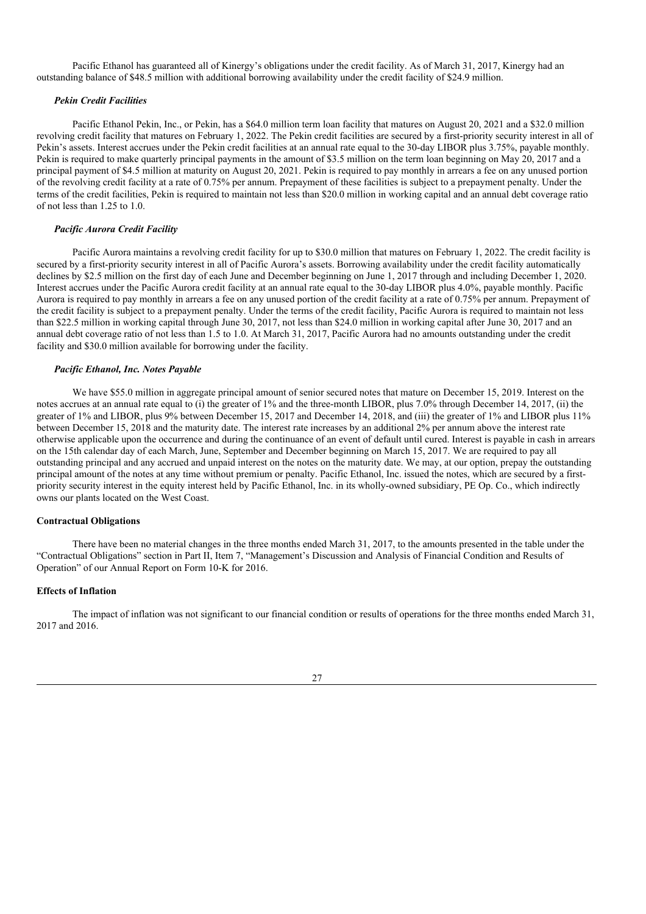Pacific Ethanol has guaranteed all of Kinergy's obligations under the credit facility. As of March 31, 2017, Kinergy had an outstanding balance of $48.5 million with additional borrowing availability under the credit facility of $24.9 million.

#### *Pekin Credit Facilities*

Pacific Ethanol Pekin, Inc., or Pekin, has a $64.0 million term loan facility that matures on August 20, 2021 and a $32.0 million revolving credit facility that matures on February 1, 2022. The Pekin credit facilities are secured by a first-priority security interest in all of Pekin's assets. Interest accrues under the Pekin credit facilities at an annual rate equal to the 30-day LIBOR plus 3.75%, payable monthly. Pekin is required to make quarterly principal payments in the amount of $3.5 million on the term loan beginning on May 20, 2017 and a principal payment of $4.5 million at maturity on August 20, 2021. Pekin is required to pay monthly in arrears a fee on any unused portion of the revolving credit facility at a rate of 0.75% per annum. Prepayment of these facilities is subject to a prepayment penalty. Under the terms of the credit facilities, Pekin is required to maintain not less than $20.0 million in working capital and an annual debt coverage ratio of not less than 1.25 to 1.0.

#### *Pacific Aurora Credit Facility*

Pacific Aurora maintains a revolving credit facility for up to $30.0 million that matures on February 1, 2022. The credit facility is secured by a first-priority security interest in all of Pacific Aurora's assets. Borrowing availability under the credit facility automatically declines by $2.5 million on the first day of each June and December beginning on June 1, 2017 through and including December 1, 2020. Interest accrues under the Pacific Aurora credit facility at an annual rate equal to the 30-day LIBOR plus 4.0%, payable monthly. Pacific Aurora is required to pay monthly in arrears a fee on any unused portion of the credit facility at a rate of 0.75% per annum. Prepayment of the credit facility is subject to a prepayment penalty. Under the terms of the credit facility, Pacific Aurora is required to maintain not less than $22.5 million in working capital through June 30, 2017, not less than $24.0 million in working capital after June 30, 2017 and an annual debt coverage ratio of not less than 1.5 to 1.0. At March 31, 2017, Pacific Aurora had no amounts outstanding under the credit facility and $30.0 million available for borrowing under the facility.

#### *Pacific Ethanol, Inc. Notes Payable*

We have $55.0 million in aggregate principal amount of senior secured notes that mature on December 15, 2019. Interest on the notes accrues at an annual rate equal to (i) the greater of 1% and the three-month LIBOR, plus 7.0% through December 14, 2017, (ii) the greater of 1% and LIBOR, plus 9% between December 15, 2017 and December 14, 2018, and (iii) the greater of 1% and LIBOR plus 11% between December 15, 2018 and the maturity date. The interest rate increases by an additional 2% per annum above the interest rate otherwise applicable upon the occurrence and during the continuance of an event of default until cured. Interest is payable in cash in arrears on the 15th calendar day of each March, June, September and December beginning on March 15, 2017. We are required to pay all outstanding principal and any accrued and unpaid interest on the notes on the maturity date. We may, at our option, prepay the outstanding principal amount of the notes at any time without premium or penalty. Pacific Ethanol, Inc. issued the notes, which are secured by a first-priority security interest in the equity interest held by Pacific Ethanol, Inc. in its wholly-owned subsidiary, PE Op. Co., which indirectly owns our plants located on the West Coast.

### **Contractual Obligations**

There have been no material changes in the three months ended March 31, 2017, to the amounts presented in the table under the "Contractual Obligations" section in Part II, Item 7, "Management's Discussion and Analysis of Financial Condition and Results of Operation" of our Annual Report on Form 10-K for 2016.

### **Effects of Inflation**

The impact of inflation was not significant to our financial condition or results of operations for the three months ended March 31, 2017 and 2016.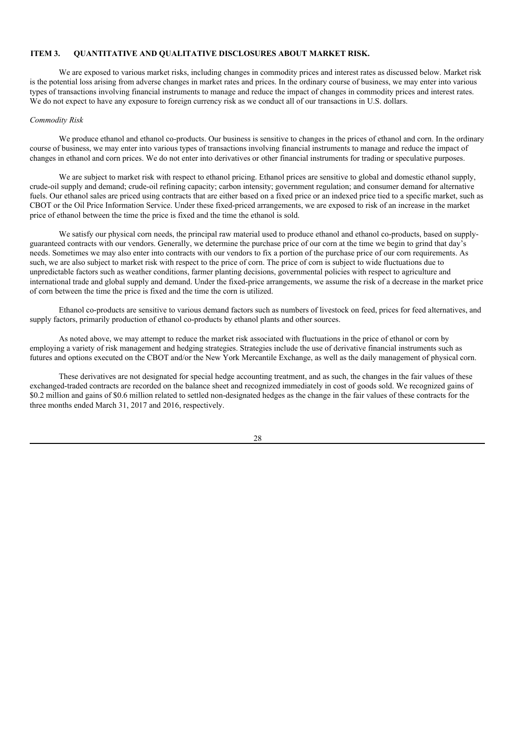## ITEM 3. QUANTITATIVE AND QUALITATIVE DISCLOSURES ABOUT MARKET RISK.

We are exposed to various market risks, including changes in commodity prices and interest rates as discussed below. Market risk is the potential loss arising from adverse changes in market rates and prices. In the ordinary course of business, we may enter into various types of transactions involving financial instruments to manage and reduce the impact of changes in commodity prices and interest rates. We do not expect to have any exposure to foreign currency risk as we conduct all of our transactions in U.S. dollars.

*Commodity Risk*

We produce ethanol and ethanol co-products. Our business is sensitive to changes in the prices of ethanol and corn. In the ordinary course of business, we may enter into various types of transactions involving financial instruments to manage and reduce the impact of changes in ethanol and corn prices. We do not enter into derivatives or other financial instruments for trading or speculative purposes.

We are subject to market risk with respect to ethanol pricing. Ethanol prices are sensitive to global and domestic ethanol supply, crude-oil supply and demand; crude-oil refining capacity; carbon intensity; government regulation; and consumer demand for alternative fuels. Our ethanol sales are priced using contracts that are either based on a fixed price or an indexed price tied to a specific market, such as CBOT or the Oil Price Information Service. Under these fixed-priced arrangements, we are exposed to risk of an increase in the market price of ethanol between the time the price is fixed and the time the ethanol is sold.

We satisfy our physical corn needs, the principal raw material used to produce ethanol and ethanol co-products, based on supply-guaranteed contracts with our vendors. Generally, we determine the purchase price of our corn at the time we begin to grind that day's needs. Sometimes we may also enter into contracts with our vendors to fix a portion of the purchase price of our corn requirements. As such, we are also subject to market risk with respect to the price of corn. The price of corn is subject to wide fluctuations due to unpredictable factors such as weather conditions, farmer planting decisions, governmental policies with respect to agriculture and international trade and global supply and demand. Under the fixed-price arrangements, we assume the risk of a decrease in the market price of corn between the time the price is fixed and the time the corn is utilized.

Ethanol co-products are sensitive to various demand factors such as numbers of livestock on feed, prices for feed alternatives, and supply factors, primarily production of ethanol co-products by ethanol plants and other sources.

As noted above, we may attempt to reduce the market risk associated with fluctuations in the price of ethanol or corn by employing a variety of risk management and hedging strategies. Strategies include the use of derivative financial instruments such as futures and options executed on the CBOT and/or the New York Mercantile Exchange, as well as the daily management of physical corn.

These derivatives are not designated for special hedge accounting treatment, and as such, the changes in the fair values of these exchanged-traded contracts are recorded on the balance sheet and recognized immediately in cost of goods sold. We recognized gains of $0.2 million and gains of $0.6 million related to settled non-designated hedges as the change in the fair values of these contracts for the three months ended March 31, 2017 and 2016, respectively.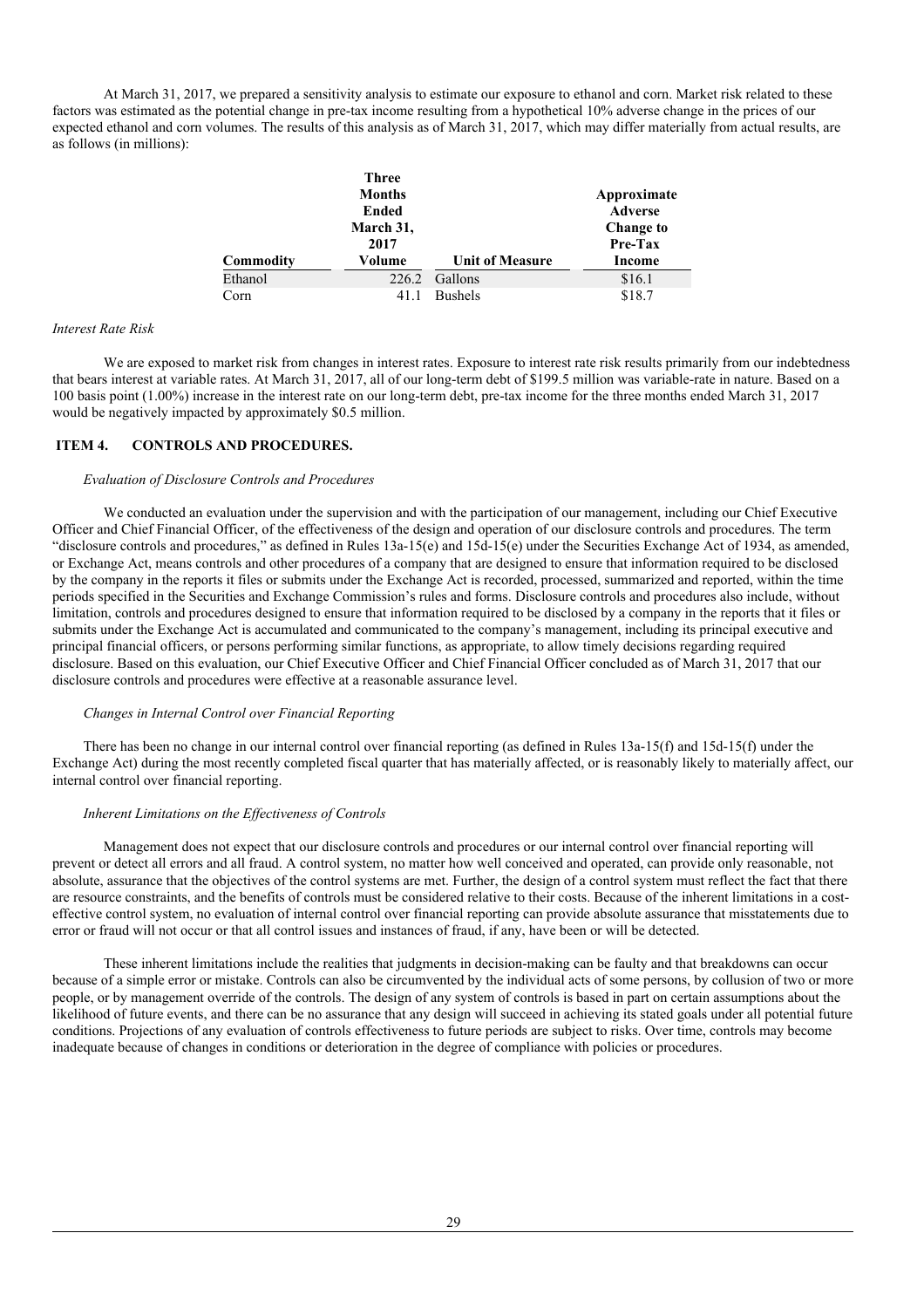At March 31, 2017, we prepared a sensitivity analysis to estimate our exposure to ethanol and corn. Market risk related to these factors was estimated as the potential change in pre-tax income resulting from a hypothetical 10% adverse change in the prices of our expected ethanol and corn volumes. The results of this analysis as of March 31, 2017, which may differ materially from actual results, are as follows (in millions):

| Commodity | Three Months Ended March 31, 2017 Volume | Unit of Measure | Approximate Adverse Change to Pre-Tax Income |
|---|---|---|---|
| Ethanol | 226.2 | Gallons | $16.1 |
| Corn | 41.1 | Bushels | $18.7 |

*Interest Rate Risk*

We are exposed to market risk from changes in interest rates. Exposure to interest rate risk results primarily from our indebtedness that bears interest at variable rates. At March 31, 2017, all of our long-term debt of $199.5 million was variable-rate in nature. Based on a 100 basis point (1.00%) increase in the interest rate on our long-term debt, pre-tax income for the three months ended March 31, 2017 would be negatively impacted by approximately $0.5 million.

## ITEM 4. CONTROLS AND PROCEDURES.

*Evaluation of Disclosure Controls and Procedures*

We conducted an evaluation under the supervision and with the participation of our management, including our Chief Executive Officer and Chief Financial Officer, of the effectiveness of the design and operation of our disclosure controls and procedures. The term "disclosure controls and procedures," as defined in Rules 13a-15(e) and 15d-15(e) under the Securities Exchange Act of 1934, as amended, or Exchange Act, means controls and other procedures of a company that are designed to ensure that information required to be disclosed by the company in the reports it files or submits under the Exchange Act is recorded, processed, summarized and reported, within the time periods specified in the Securities and Exchange Commission's rules and forms. Disclosure controls and procedures also include, without limitation, controls and procedures designed to ensure that information required to be disclosed by a company in the reports that it files or submits under the Exchange Act is accumulated and communicated to the company's management, including its principal executive and principal financial officers, or persons performing similar functions, as appropriate, to allow timely decisions regarding required disclosure. Based on this evaluation, our Chief Executive Officer and Chief Financial Officer concluded as of March 31, 2017 that our disclosure controls and procedures were effective at a reasonable assurance level.

*Changes in Internal Control over Financial Reporting*

There has been no change in our internal control over financial reporting (as defined in Rules 13a-15(f) and 15d-15(f) under the Exchange Act) during the most recently completed fiscal quarter that has materially affected, or is reasonably likely to materially affect, our internal control over financial reporting.

*Inherent Limitations on the Effectiveness of Controls*

Management does not expect that our disclosure controls and procedures or our internal control over financial reporting will prevent or detect all errors and all fraud. A control system, no matter how well conceived and operated, can provide only reasonable, not absolute, assurance that the objectives of the control systems are met. Further, the design of a control system must reflect the fact that there are resource constraints, and the benefits of controls must be considered relative to their costs. Because of the inherent limitations in a cost-effective control system, no evaluation of internal control over financial reporting can provide absolute assurance that misstatements due to error or fraud will not occur or that all control issues and instances of fraud, if any, have been or will be detected.

These inherent limitations include the realities that judgments in decision-making can be faulty and that breakdowns can occur because of a simple error or mistake. Controls can also be circumvented by the individual acts of some persons, by collusion of two or more people, or by management override of the controls. The design of any system of controls is based in part on certain assumptions about the likelihood of future events, and there can be no assurance that any design will succeed in achieving its stated goals under all potential future conditions. Projections of any evaluation of controls effectiveness to future periods are subject to risks. Over time, controls may become inadequate because of changes in conditions or deterioration in the degree of compliance with policies or procedures.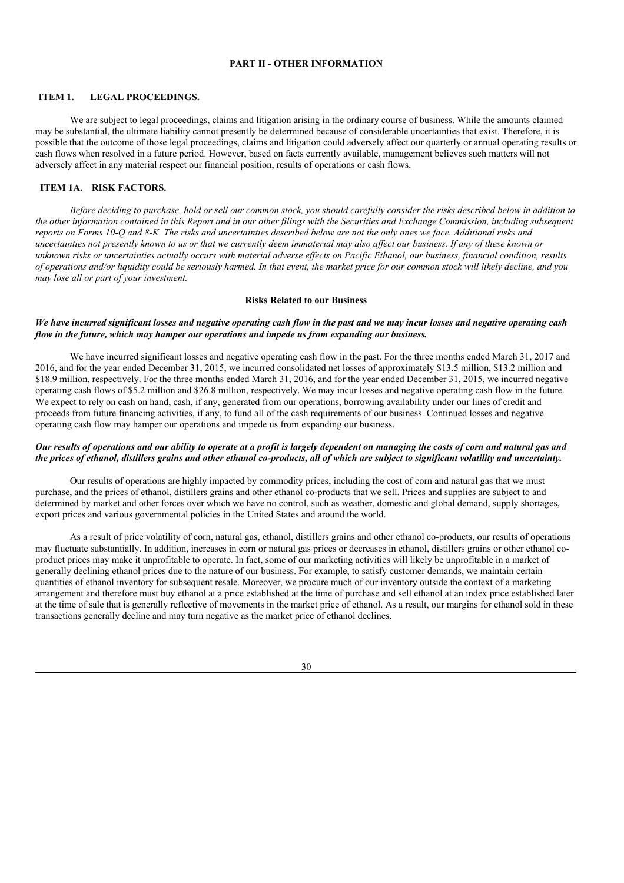# PART II - OTHER INFORMATION

## ITEM 1. LEGAL PROCEEDINGS.

We are subject to legal proceedings, claims and litigation arising in the ordinary course of business. While the amounts claimed may be substantial, the ultimate liability cannot presently be determined because of considerable uncertainties that exist. Therefore, it is possible that the outcome of those legal proceedings, claims and litigation could adversely affect our quarterly or annual operating results or cash flows when resolved in a future period. However, based on facts currently available, management believes such matters will not adversely affect in any material respect our financial position, results of operations or cash flows.

## ITEM 1A. RISK FACTORS.

*Before deciding to purchase, hold or sell our common stock, you should carefully consider the risks described below in addition to the other information contained in this Report and in our other filings with the Securities and Exchange Commission, including subsequent reports on Forms 10-Q and 8-K. The risks and uncertainties described below are not the only ones we face. Additional risks and uncertainties not presently known to us or that we currently deem immaterial may also affect our business. If any of these known or unknown risks or uncertainties actually occurs with material adverse effects on Pacific Ethanol, our business, financial condition, results of operations and/or liquidity could be seriously harmed. In that event, the market price for our common stock will likely decline, and you may lose all or part of your investment.*

### Risks Related to our Business

***We have incurred significant losses and negative operating cash flow in the past and we may incur losses and negative operating cash flow in the future, which may hamper our operations and impede us from expanding our business.***

We have incurred significant losses and negative operating cash flow in the past. For the three months ended March 31, 2017 and 2016, and for the year ended December 31, 2015, we incurred consolidated net losses of approximately $13.5 million, $13.2 million and $18.9 million, respectively. For the three months ended March 31, 2016, and for the year ended December 31, 2015, we incurred negative operating cash flows of $5.2 million and $26.8 million, respectively. We may incur losses and negative operating cash flow in the future. We expect to rely on cash on hand, cash, if any, generated from our operations, borrowing availability under our lines of credit and proceeds from future financing activities, if any, to fund all of the cash requirements of our business. Continued losses and negative operating cash flow may hamper our operations and impede us from expanding our business.

***Our results of operations and our ability to operate at a profit is largely dependent on managing the costs of corn and natural gas and the prices of ethanol, distillers grains and other ethanol co-products, all of which are subject to significant volatility and uncertainty.***

Our results of operations are highly impacted by commodity prices, including the cost of corn and natural gas that we must purchase, and the prices of ethanol, distillers grains and other ethanol co-products that we sell. Prices and supplies are subject to and determined by market and other forces over which we have no control, such as weather, domestic and global demand, supply shortages, export prices and various governmental policies in the United States and around the world.

As a result of price volatility of corn, natural gas, ethanol, distillers grains and other ethanol co-products, our results of operations may fluctuate substantially. In addition, increases in corn or natural gas prices or decreases in ethanol, distillers grains or other ethanol co-product prices may make it unprofitable to operate. In fact, some of our marketing activities will likely be unprofitable in a market of generally declining ethanol prices due to the nature of our business. For example, to satisfy customer demands, we maintain certain quantities of ethanol inventory for subsequent resale. Moreover, we procure much of our inventory outside the context of a marketing arrangement and therefore must buy ethanol at a price established at the time of purchase and sell ethanol at an index price established later at the time of sale that is generally reflective of movements in the market price of ethanol. As a result, our margins for ethanol sold in these transactions generally decline and may turn negative as the market price of ethanol declines.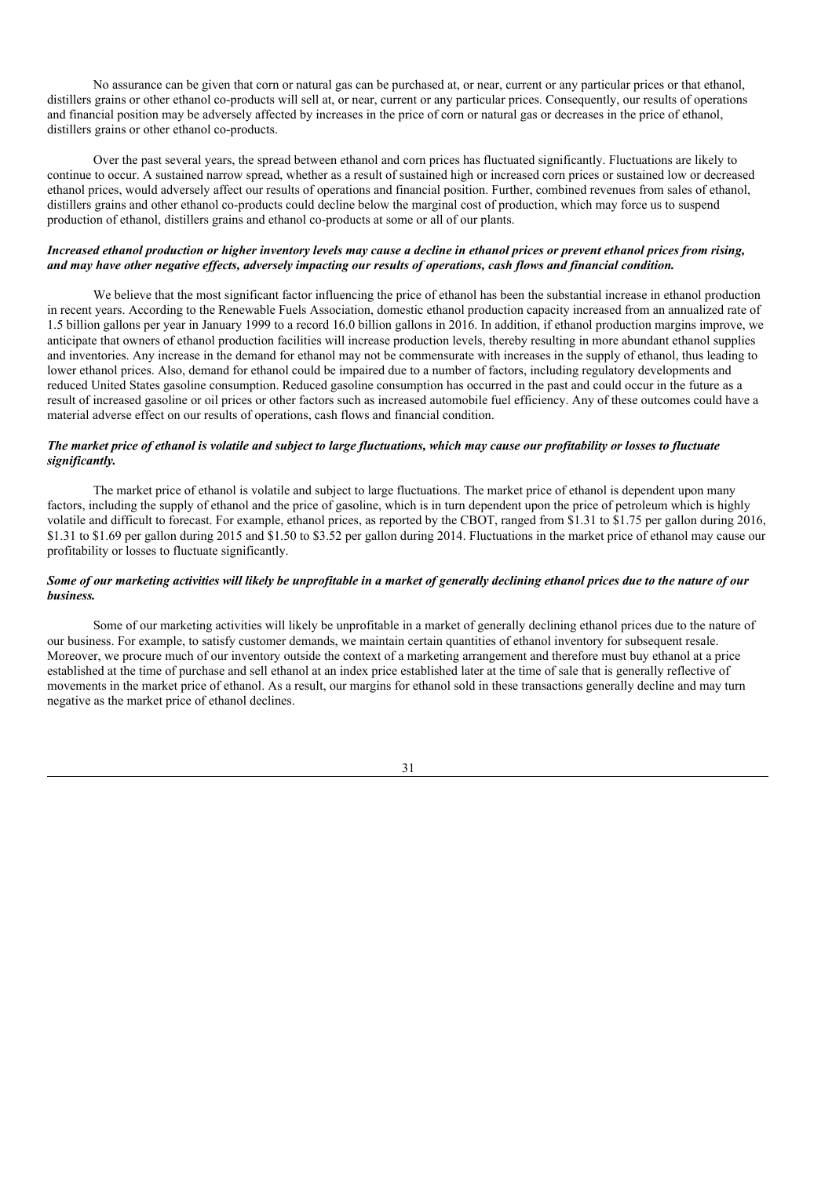No assurance can be given that corn or natural gas can be purchased at, or near, current or any particular prices or that ethanol, distillers grains or other ethanol co-products will sell at, or near, current or any particular prices. Consequently, our results of operations and financial position may be adversely affected by increases in the price of corn or natural gas or decreases in the price of ethanol, distillers grains or other ethanol co-products.

Over the past several years, the spread between ethanol and corn prices has fluctuated significantly. Fluctuations are likely to continue to occur. A sustained narrow spread, whether as a result of sustained high or increased corn prices or sustained low or decreased ethanol prices, would adversely affect our results of operations and financial position. Further, combined revenues from sales of ethanol, distillers grains and other ethanol co-products could decline below the marginal cost of production, which may force us to suspend production of ethanol, distillers grains and ethanol co-products at some or all of our plants.

***Increased ethanol production or higher inventory levels may cause a decline in ethanol prices or prevent ethanol prices from rising, and may have other negative effects, adversely impacting our results of operations, cash flows and financial condition.***

We believe that the most significant factor influencing the price of ethanol has been the substantial increase in ethanol production in recent years. According to the Renewable Fuels Association, domestic ethanol production capacity increased from an annualized rate of 1.5 billion gallons per year in January 1999 to a record 16.0 billion gallons in 2016. In addition, if ethanol production margins improve, we anticipate that owners of ethanol production facilities will increase production levels, thereby resulting in more abundant ethanol supplies and inventories. Any increase in the demand for ethanol may not be commensurate with increases in the supply of ethanol, thus leading to lower ethanol prices. Also, demand for ethanol could be impaired due to a number of factors, including regulatory developments and reduced United States gasoline consumption. Reduced gasoline consumption has occurred in the past and could occur in the future as a result of increased gasoline or oil prices or other factors such as increased automobile fuel efficiency. Any of these outcomes could have a material adverse effect on our results of operations, cash flows and financial condition.

***The market price of ethanol is volatile and subject to large fluctuations, which may cause our profitability or losses to fluctuate significantly.***

The market price of ethanol is volatile and subject to large fluctuations. The market price of ethanol is dependent upon many factors, including the supply of ethanol and the price of gasoline, which is in turn dependent upon the price of petroleum which is highly volatile and difficult to forecast. For example, ethanol prices, as reported by the CBOT, ranged from $1.31 to $1.75 per gallon during 2016, $1.31 to $1.69 per gallon during 2015 and $1.50 to $3.52 per gallon during 2014. Fluctuations in the market price of ethanol may cause our profitability or losses to fluctuate significantly.

***Some of our marketing activities will likely be unprofitable in a market of generally declining ethanol prices due to the nature of our business.***

Some of our marketing activities will likely be unprofitable in a market of generally declining ethanol prices due to the nature of our business. For example, to satisfy customer demands, we maintain certain quantities of ethanol inventory for subsequent resale. Moreover, we procure much of our inventory outside the context of a marketing arrangement and therefore must buy ethanol at a price established at the time of purchase and sell ethanol at an index price established later at the time of sale that is generally reflective of movements in the market price of ethanol. As a result, our margins for ethanol sold in these transactions generally decline and may turn negative as the market price of ethanol declines.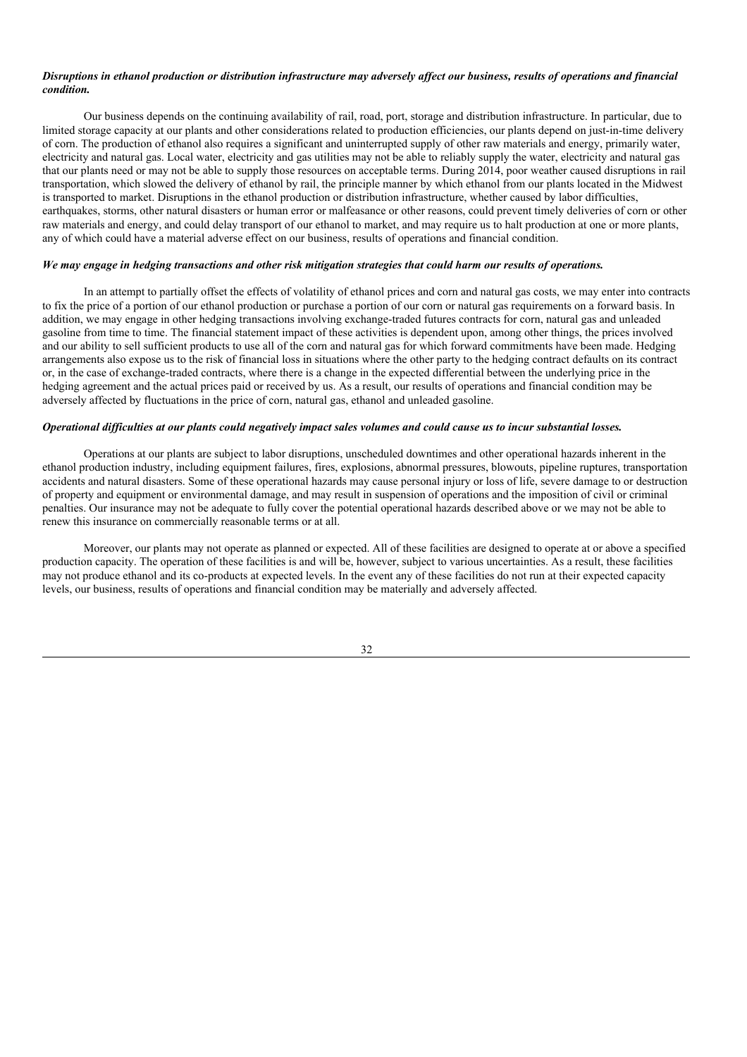***Disruptions in ethanol production or distribution infrastructure may adversely affect our business, results of operations and financial condition.***

Our business depends on the continuing availability of rail, road, port, storage and distribution infrastructure. In particular, due to limited storage capacity at our plants and other considerations related to production efficiencies, our plants depend on just-in-time delivery of corn. The production of ethanol also requires a significant and uninterrupted supply of other raw materials and energy, primarily water, electricity and natural gas. Local water, electricity and gas utilities may not be able to reliably supply the water, electricity and natural gas that our plants need or may not be able to supply those resources on acceptable terms. During 2014, poor weather caused disruptions in rail transportation, which slowed the delivery of ethanol by rail, the principle manner by which ethanol from our plants located in the Midwest is transported to market. Disruptions in the ethanol production or distribution infrastructure, whether caused by labor difficulties, earthquakes, storms, other natural disasters or human error or malfeasance or other reasons, could prevent timely deliveries of corn or other raw materials and energy, and could delay transport of our ethanol to market, and may require us to halt production at one or more plants, any of which could have a material adverse effect on our business, results of operations and financial condition.

***We may engage in hedging transactions and other risk mitigation strategies that could harm our results of operations.***

In an attempt to partially offset the effects of volatility of ethanol prices and corn and natural gas costs, we may enter into contracts to fix the price of a portion of our ethanol production or purchase a portion of our corn or natural gas requirements on a forward basis. In addition, we may engage in other hedging transactions involving exchange-traded futures contracts for corn, natural gas and unleaded gasoline from time to time. The financial statement impact of these activities is dependent upon, among other things, the prices involved and our ability to sell sufficient products to use all of the corn and natural gas for which forward commitments have been made. Hedging arrangements also expose us to the risk of financial loss in situations where the other party to the hedging contract defaults on its contract or, in the case of exchange-traded contracts, where there is a change in the expected differential between the underlying price in the hedging agreement and the actual prices paid or received by us. As a result, our results of operations and financial condition may be adversely affected by fluctuations in the price of corn, natural gas, ethanol and unleaded gasoline.

***Operational difficulties at our plants could negatively impact sales volumes and could cause us to incur substantial losses.***

Operations at our plants are subject to labor disruptions, unscheduled downtimes and other operational hazards inherent in the ethanol production industry, including equipment failures, fires, explosions, abnormal pressures, blowouts, pipeline ruptures, transportation accidents and natural disasters. Some of these operational hazards may cause personal injury or loss of life, severe damage to or destruction of property and equipment or environmental damage, and may result in suspension of operations and the imposition of civil or criminal penalties. Our insurance may not be adequate to fully cover the potential operational hazards described above or we may not be able to renew this insurance on commercially reasonable terms or at all.

Moreover, our plants may not operate as planned or expected. All of these facilities are designed to operate at or above a specified production capacity. The operation of these facilities is and will be, however, subject to various uncertainties. As a result, these facilities may not produce ethanol and its co-products at expected levels. In the event any of these facilities do not run at their expected capacity levels, our business, results of operations and financial condition may be materially and adversely affected.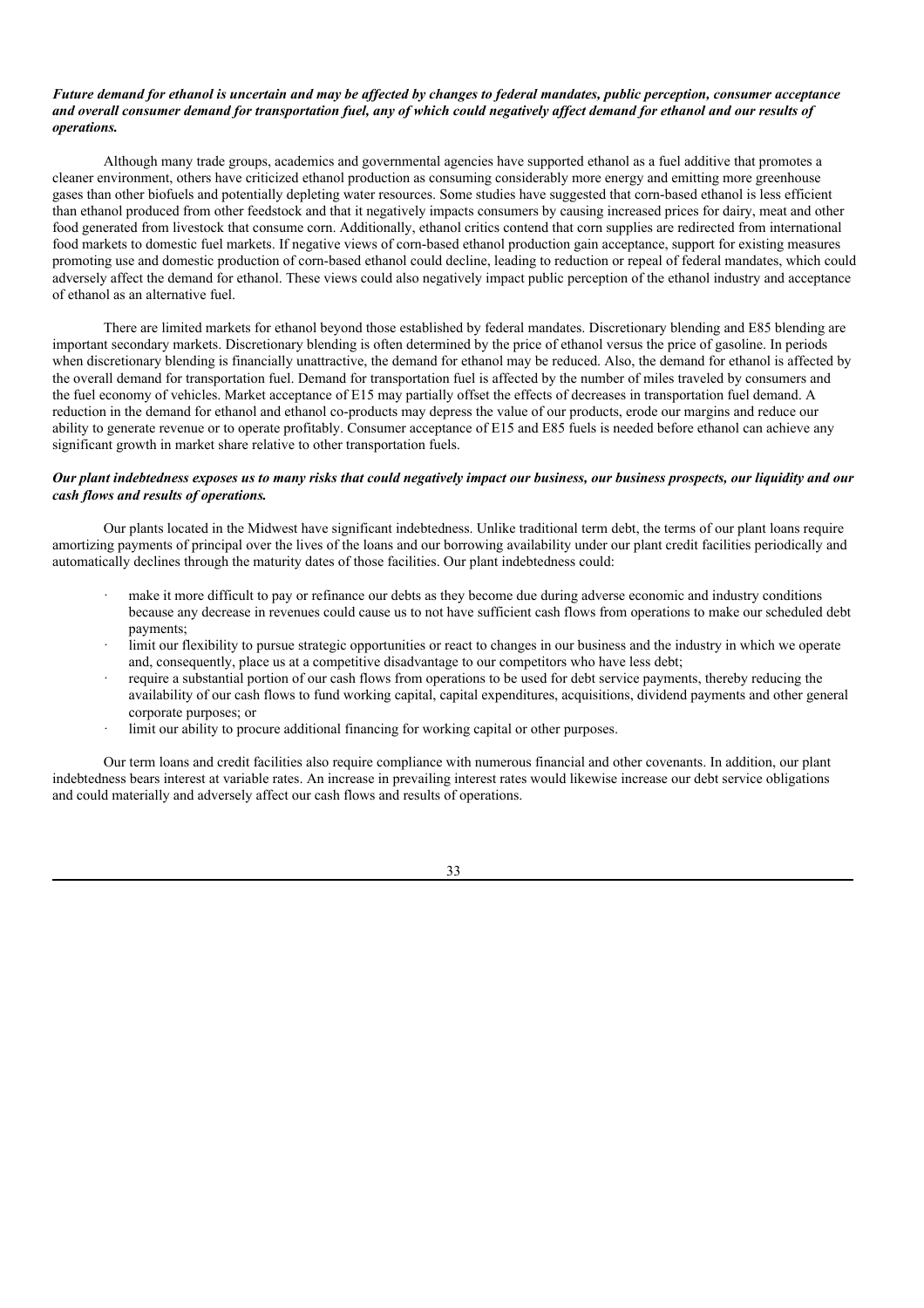***Future demand for ethanol is uncertain and may be affected by changes to federal mandates, public perception, consumer acceptance and overall consumer demand for transportation fuel, any of which could negatively affect demand for ethanol and our results of operations.***

Although many trade groups, academics and governmental agencies have supported ethanol as a fuel additive that promotes a cleaner environment, others have criticized ethanol production as consuming considerably more energy and emitting more greenhouse gases than other biofuels and potentially depleting water resources. Some studies have suggested that corn-based ethanol is less efficient than ethanol produced from other feedstock and that it negatively impacts consumers by causing increased prices for dairy, meat and other food generated from livestock that consume corn. Additionally, ethanol critics contend that corn supplies are redirected from international food markets to domestic fuel markets. If negative views of corn-based ethanol production gain acceptance, support for existing measures promoting use and domestic production of corn-based ethanol could decline, leading to reduction or repeal of federal mandates, which could adversely affect the demand for ethanol. These views could also negatively impact public perception of the ethanol industry and acceptance of ethanol as an alternative fuel.

There are limited markets for ethanol beyond those established by federal mandates. Discretionary blending and E85 blending are important secondary markets. Discretionary blending is often determined by the price of ethanol versus the price of gasoline. In periods when discretionary blending is financially unattractive, the demand for ethanol may be reduced. Also, the demand for ethanol is affected by the overall demand for transportation fuel. Demand for transportation fuel is affected by the number of miles traveled by consumers and the fuel economy of vehicles. Market acceptance of E15 may partially offset the effects of decreases in transportation fuel demand. A reduction in the demand for ethanol and ethanol co-products may depress the value of our products, erode our margins and reduce our ability to generate revenue or to operate profitably. Consumer acceptance of E15 and E85 fuels is needed before ethanol can achieve any significant growth in market share relative to other transportation fuels.

***Our plant indebtedness exposes us to many risks that could negatively impact our business, our business prospects, our liquidity and our cash flows and results of operations.***

Our plants located in the Midwest have significant indebtedness. Unlike traditional term debt, the terms of our plant loans require amortizing payments of principal over the lives of the loans and our borrowing availability under our plant credit facilities periodically and automatically declines through the maturity dates of those facilities. Our plant indebtedness could:

- make it more difficult to pay or refinance our debts as they become due during adverse economic and industry conditions because any decrease in revenues could cause us to not have sufficient cash flows from operations to make our scheduled debt payments;
- limit our flexibility to pursue strategic opportunities or react to changes in our business and the industry in which we operate and, consequently, place us at a competitive disadvantage to our competitors who have less debt;
- require a substantial portion of our cash flows from operations to be used for debt service payments, thereby reducing the availability of our cash flows to fund working capital, capital expenditures, acquisitions, dividend payments and other general corporate purposes; or
- limit our ability to procure additional financing for working capital or other purposes.

Our term loans and credit facilities also require compliance with numerous financial and other covenants. In addition, our plant indebtedness bears interest at variable rates. An increase in prevailing interest rates would likewise increase our debt service obligations and could materially and adversely affect our cash flows and results of operations.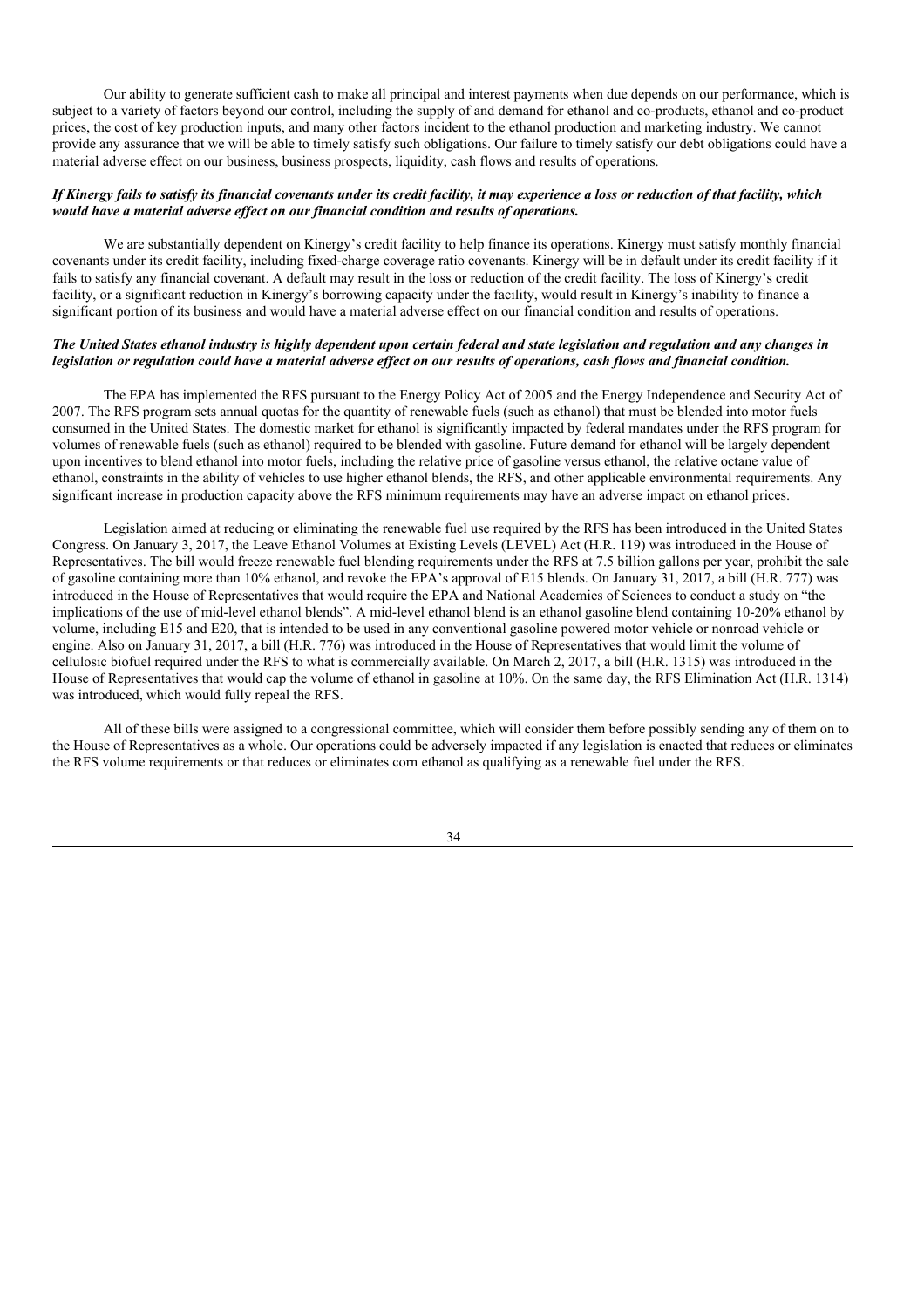Our ability to generate sufficient cash to make all principal and interest payments when due depends on our performance, which is subject to a variety of factors beyond our control, including the supply of and demand for ethanol and co-products, ethanol and co-product prices, the cost of key production inputs, and many other factors incident to the ethanol production and marketing industry. We cannot provide any assurance that we will be able to timely satisfy such obligations. Our failure to timely satisfy our debt obligations could have a material adverse effect on our business, business prospects, liquidity, cash flows and results of operations.

***If Kinergy fails to satisfy its financial covenants under its credit facility, it may experience a loss or reduction of that facility, which would have a material adverse effect on our financial condition and results of operations.***

We are substantially dependent on Kinergy's credit facility to help finance its operations. Kinergy must satisfy monthly financial covenants under its credit facility, including fixed-charge coverage ratio covenants. Kinergy will be in default under its credit facility if it fails to satisfy any financial covenant. A default may result in the loss or reduction of the credit facility. The loss of Kinergy's credit facility, or a significant reduction in Kinergy's borrowing capacity under the facility, would result in Kinergy's inability to finance a significant portion of its business and would have a material adverse effect on our financial condition and results of operations.

***The United States ethanol industry is highly dependent upon certain federal and state legislation and regulation and any changes in legislation or regulation could have a material adverse effect on our results of operations, cash flows and financial condition.***

The EPA has implemented the RFS pursuant to the Energy Policy Act of 2005 and the Energy Independence and Security Act of 2007. The RFS program sets annual quotas for the quantity of renewable fuels (such as ethanol) that must be blended into motor fuels consumed in the United States. The domestic market for ethanol is significantly impacted by federal mandates under the RFS program for volumes of renewable fuels (such as ethanol) required to be blended with gasoline. Future demand for ethanol will be largely dependent upon incentives to blend ethanol into motor fuels, including the relative price of gasoline versus ethanol, the relative octane value of ethanol, constraints in the ability of vehicles to use higher ethanol blends, the RFS, and other applicable environmental requirements. Any significant increase in production capacity above the RFS minimum requirements may have an adverse impact on ethanol prices.

Legislation aimed at reducing or eliminating the renewable fuel use required by the RFS has been introduced in the United States Congress. On January 3, 2017, the Leave Ethanol Volumes at Existing Levels (LEVEL) Act (H.R. 119) was introduced in the House of Representatives. The bill would freeze renewable fuel blending requirements under the RFS at 7.5 billion gallons per year, prohibit the sale of gasoline containing more than 10% ethanol, and revoke the EPA's approval of E15 blends. On January 31, 2017, a bill (H.R. 777) was introduced in the House of Representatives that would require the EPA and National Academies of Sciences to conduct a study on "the implications of the use of mid-level ethanol blends". A mid-level ethanol blend is an ethanol gasoline blend containing 10-20% ethanol by volume, including E15 and E20, that is intended to be used in any conventional gasoline powered motor vehicle or nonroad vehicle or engine. Also on January 31, 2017, a bill (H.R. 776) was introduced in the House of Representatives that would limit the volume of cellulosic biofuel required under the RFS to what is commercially available. On March 2, 2017, a bill (H.R. 1315) was introduced in the House of Representatives that would cap the volume of ethanol in gasoline at 10%. On the same day, the RFS Elimination Act (H.R. 1314) was introduced, which would fully repeal the RFS.

All of these bills were assigned to a congressional committee, which will consider them before possibly sending any of them on to the House of Representatives as a whole. Our operations could be adversely impacted if any legislation is enacted that reduces or eliminates the RFS volume requirements or that reduces or eliminates corn ethanol as qualifying as a renewable fuel under the RFS.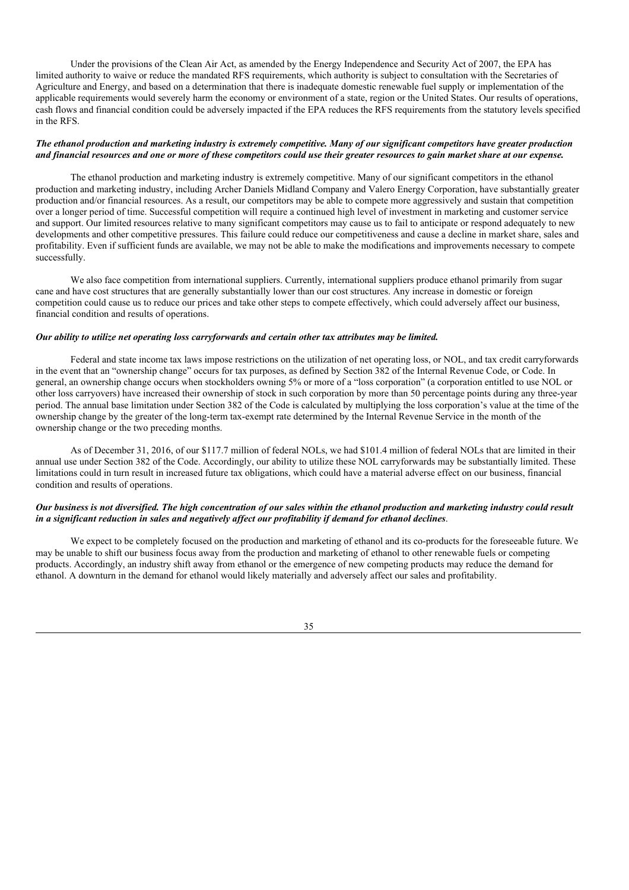Under the provisions of the Clean Air Act, as amended by the Energy Independence and Security Act of 2007, the EPA has limited authority to waive or reduce the mandated RFS requirements, which authority is subject to consultation with the Secretaries of Agriculture and Energy, and based on a determination that there is inadequate domestic renewable fuel supply or implementation of the applicable requirements would severely harm the economy or environment of a state, region or the United States. Our results of operations, cash flows and financial condition could be adversely impacted if the EPA reduces the RFS requirements from the statutory levels specified in the RFS.

***The ethanol production and marketing industry is extremely competitive. Many of our significant competitors have greater production and financial resources and one or more of these competitors could use their greater resources to gain market share at our expense.***

The ethanol production and marketing industry is extremely competitive. Many of our significant competitors in the ethanol production and marketing industry, including Archer Daniels Midland Company and Valero Energy Corporation, have substantially greater production and/or financial resources. As a result, our competitors may be able to compete more aggressively and sustain that competition over a longer period of time. Successful competition will require a continued high level of investment in marketing and customer service and support. Our limited resources relative to many significant competitors may cause us to fail to anticipate or respond adequately to new developments and other competitive pressures. This failure could reduce our competitiveness and cause a decline in market share, sales and profitability. Even if sufficient funds are available, we may not be able to make the modifications and improvements necessary to compete successfully.

We also face competition from international suppliers. Currently, international suppliers produce ethanol primarily from sugar cane and have cost structures that are generally substantially lower than our cost structures. Any increase in domestic or foreign competition could cause us to reduce our prices and take other steps to compete effectively, which could adversely affect our business, financial condition and results of operations.

***Our ability to utilize net operating loss carryforwards and certain other tax attributes may be limited.***

Federal and state income tax laws impose restrictions on the utilization of net operating loss, or NOL, and tax credit carryforwards in the event that an "ownership change" occurs for tax purposes, as defined by Section 382 of the Internal Revenue Code, or Code. In general, an ownership change occurs when stockholders owning 5% or more of a "loss corporation" (a corporation entitled to use NOL or other loss carryovers) have increased their ownership of stock in such corporation by more than 50 percentage points during any three-year period. The annual base limitation under Section 382 of the Code is calculated by multiplying the loss corporation's value at the time of the ownership change by the greater of the long-term tax-exempt rate determined by the Internal Revenue Service in the month of the ownership change or the two preceding months.

As of December 31, 2016, of our $117.7 million of federal NOLs, we had $101.4 million of federal NOLs that are limited in their annual use under Section 382 of the Code. Accordingly, our ability to utilize these NOL carryforwards may be substantially limited. These limitations could in turn result in increased future tax obligations, which could have a material adverse effect on our business, financial condition and results of operations.

***Our business is not diversified. The high concentration of our sales within the ethanol production and marketing industry could result in a significant reduction in sales and negatively affect our profitability if demand for ethanol declines*.**

We expect to be completely focused on the production and marketing of ethanol and its co-products for the foreseeable future. We may be unable to shift our business focus away from the production and marketing of ethanol to other renewable fuels or competing products. Accordingly, an industry shift away from ethanol or the emergence of new competing products may reduce the demand for ethanol. A downturn in the demand for ethanol would likely materially and adversely affect our sales and profitability.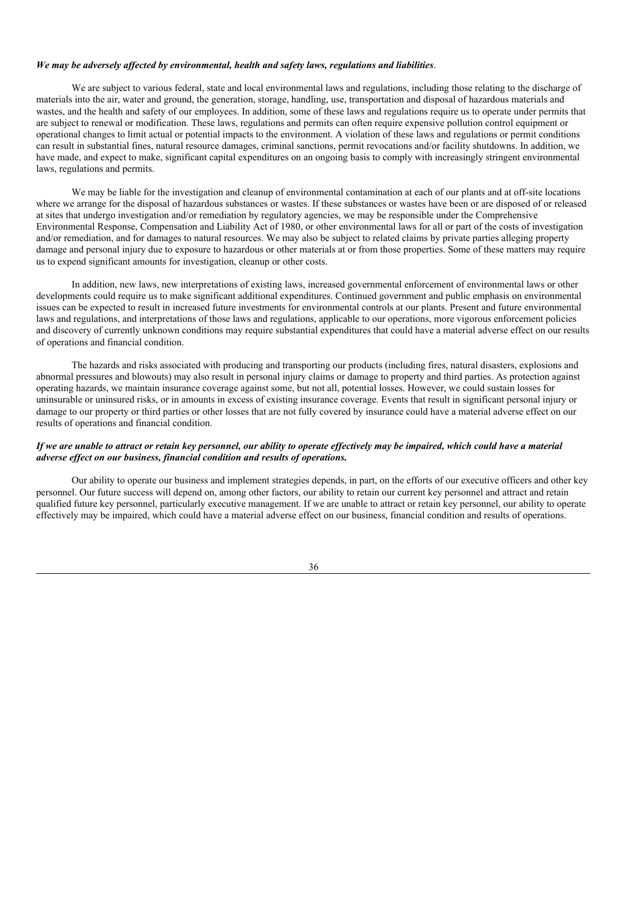***We may be adversely affected by environmental, health and safety laws, regulations and liabilities*.**

We are subject to various federal, state and local environmental laws and regulations, including those relating to the discharge of materials into the air, water and ground, the generation, storage, handling, use, transportation and disposal of hazardous materials and wastes, and the health and safety of our employees. In addition, some of these laws and regulations require us to operate under permits that are subject to renewal or modification. These laws, regulations and permits can often require expensive pollution control equipment or operational changes to limit actual or potential impacts to the environment. A violation of these laws and regulations or permit conditions can result in substantial fines, natural resource damages, criminal sanctions, permit revocations and/or facility shutdowns. In addition, we have made, and expect to make, significant capital expenditures on an ongoing basis to comply with increasingly stringent environmental laws, regulations and permits.

We may be liable for the investigation and cleanup of environmental contamination at each of our plants and at off-site locations where we arrange for the disposal of hazardous substances or wastes. If these substances or wastes have been or are disposed of or released at sites that undergo investigation and/or remediation by regulatory agencies, we may be responsible under the Comprehensive Environmental Response, Compensation and Liability Act of 1980, or other environmental laws for all or part of the costs of investigation and/or remediation, and for damages to natural resources. We may also be subject to related claims by private parties alleging property damage and personal injury due to exposure to hazardous or other materials at or from those properties. Some of these matters may require us to expend significant amounts for investigation, cleanup or other costs.

In addition, new laws, new interpretations of existing laws, increased governmental enforcement of environmental laws or other developments could require us to make significant additional expenditures. Continued government and public emphasis on environmental issues can be expected to result in increased future investments for environmental controls at our plants. Present and future environmental laws and regulations, and interpretations of those laws and regulations, applicable to our operations, more vigorous enforcement policies and discovery of currently unknown conditions may require substantial expenditures that could have a material adverse effect on our results of operations and financial condition.

The hazards and risks associated with producing and transporting our products (including fires, natural disasters, explosions and abnormal pressures and blowouts) may also result in personal injury claims or damage to property and third parties. As protection against operating hazards, we maintain insurance coverage against some, but not all, potential losses. However, we could sustain losses for uninsurable or uninsured risks, or in amounts in excess of existing insurance coverage. Events that result in significant personal injury or damage to our property or third parties or other losses that are not fully covered by insurance could have a material adverse effect on our results of operations and financial condition.

***If we are unable to attract or retain key personnel, our ability to operate effectively may be impaired, which could have a material adverse effect on our business, financial condition and results of operations.***

Our ability to operate our business and implement strategies depends, in part, on the efforts of our executive officers and other key personnel. Our future success will depend on, among other factors, our ability to retain our current key personnel and attract and retain qualified future key personnel, particularly executive management. If we are unable to attract or retain key personnel, our ability to operate effectively may be impaired, which could have a material adverse effect on our business, financial condition and results of operations.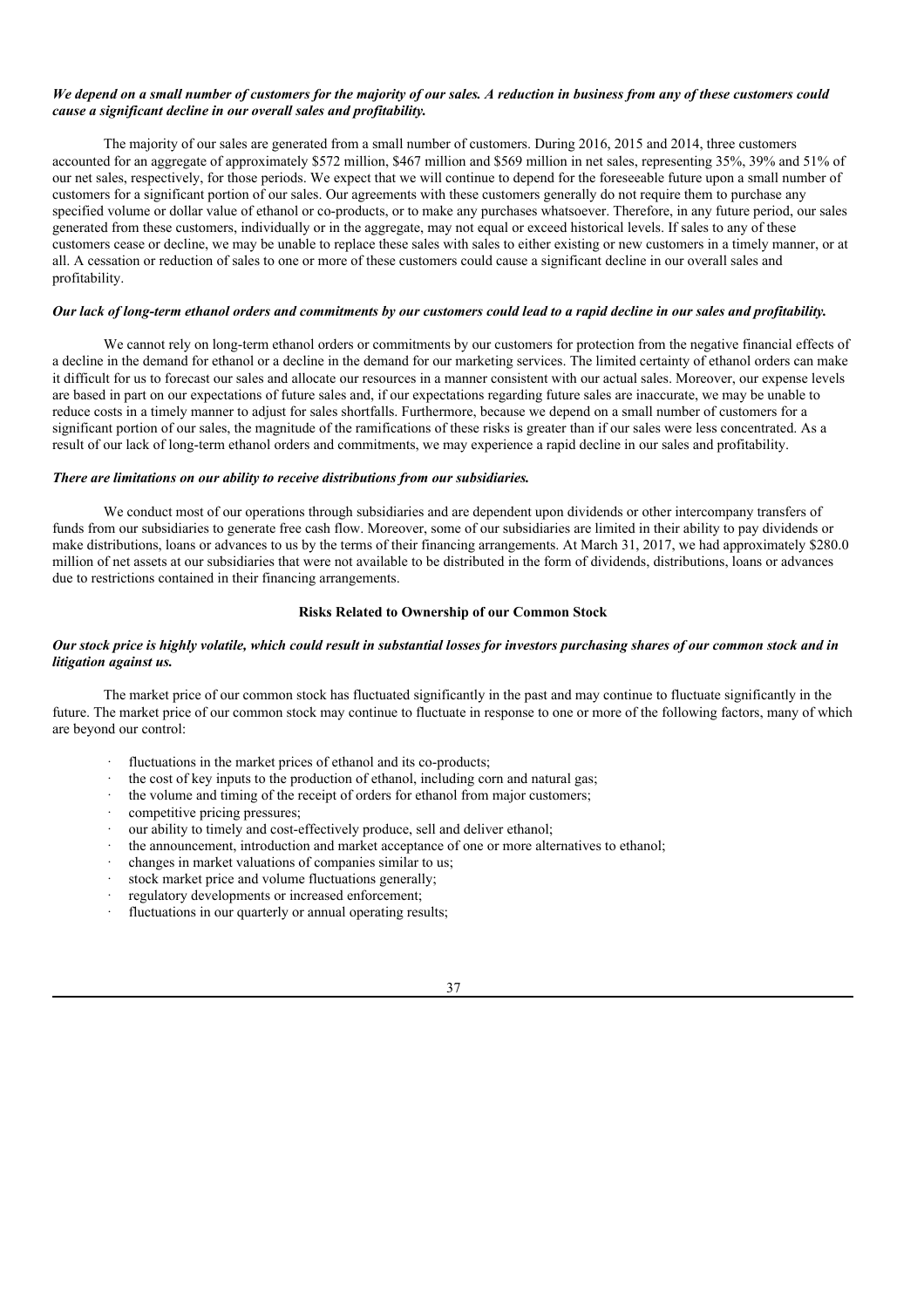***We depend on a small number of customers for the majority of our sales. A reduction in business from any of these customers could cause a significant decline in our overall sales and profitability.***

The majority of our sales are generated from a small number of customers. During 2016, 2015 and 2014, three customers accounted for an aggregate of approximately $572 million, $467 million and $569 million in net sales, representing 35%, 39% and 51% of our net sales, respectively, for those periods. We expect that we will continue to depend for the foreseeable future upon a small number of customers for a significant portion of our sales. Our agreements with these customers generally do not require them to purchase any specified volume or dollar value of ethanol or co-products, or to make any purchases whatsoever. Therefore, in any future period, our sales generated from these customers, individually or in the aggregate, may not equal or exceed historical levels. If sales to any of these customers cease or decline, we may be unable to replace these sales with sales to either existing or new customers in a timely manner, or at all. A cessation or reduction of sales to one or more of these customers could cause a significant decline in our overall sales and profitability.

***Our lack of long-term ethanol orders and commitments by our customers could lead to a rapid decline in our sales and profitability.***

We cannot rely on long-term ethanol orders or commitments by our customers for protection from the negative financial effects of a decline in the demand for ethanol or a decline in the demand for our marketing services. The limited certainty of ethanol orders can make it difficult for us to forecast our sales and allocate our resources in a manner consistent with our actual sales. Moreover, our expense levels are based in part on our expectations of future sales and, if our expectations regarding future sales are inaccurate, we may be unable to reduce costs in a timely manner to adjust for sales shortfalls. Furthermore, because we depend on a small number of customers for a significant portion of our sales, the magnitude of the ramifications of these risks is greater than if our sales were less concentrated. As a result of our lack of long-term ethanol orders and commitments, we may experience a rapid decline in our sales and profitability.

***There are limitations on our ability to receive distributions from our subsidiaries.***

We conduct most of our operations through subsidiaries and are dependent upon dividends or other intercompany transfers of funds from our subsidiaries to generate free cash flow. Moreover, some of our subsidiaries are limited in their ability to pay dividends or make distributions, loans or advances to us by the terms of their financing arrangements. At March 31, 2017, we had approximately $280.0 million of net assets at our subsidiaries that were not available to be distributed in the form of dividends, distributions, loans or advances due to restrictions contained in their financing arrangements.

**Risks Related to Ownership of our Common Stock**

***Our stock price is highly volatile, which could result in substantial losses for investors purchasing shares of our common stock and in litigation against us.***

The market price of our common stock has fluctuated significantly in the past and may continue to fluctuate significantly in the future. The market price of our common stock may continue to fluctuate in response to one or more of the following factors, many of which are beyond our control:

- fluctuations in the market prices of ethanol and its co-products;
- the cost of key inputs to the production of ethanol, including corn and natural gas;
- the volume and timing of the receipt of orders for ethanol from major customers;
- competitive pricing pressures;
- our ability to timely and cost-effectively produce, sell and deliver ethanol;
- the announcement, introduction and market acceptance of one or more alternatives to ethanol;
- changes in market valuations of companies similar to us;
- stock market price and volume fluctuations generally;
- regulatory developments or increased enforcement;
- fluctuations in our quarterly or annual operating results;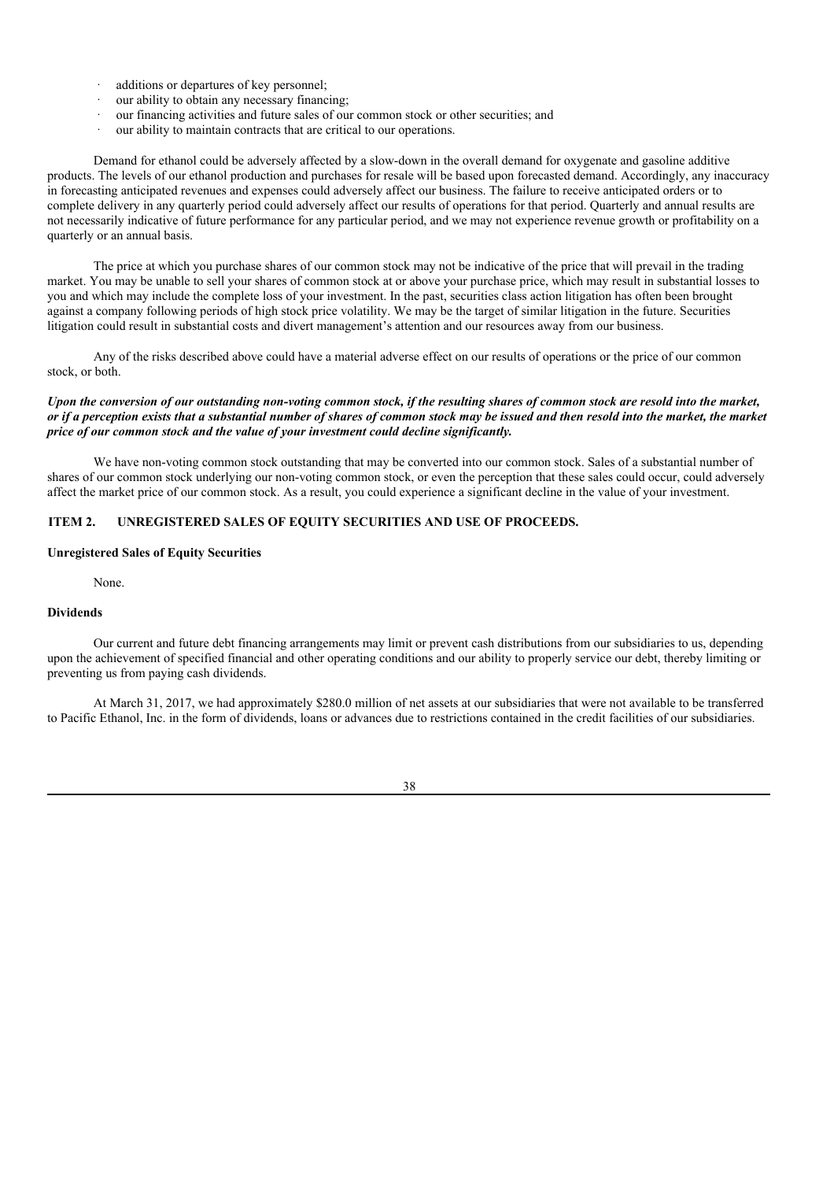- additions or departures of key personnel;
- our ability to obtain any necessary financing;
- our financing activities and future sales of our common stock or other securities; and
- our ability to maintain contracts that are critical to our operations.

Demand for ethanol could be adversely affected by a slow-down in the overall demand for oxygenate and gasoline additive products. The levels of our ethanol production and purchases for resale will be based upon forecasted demand. Accordingly, any inaccuracy in forecasting anticipated revenues and expenses could adversely affect our business. The failure to receive anticipated orders or to complete delivery in any quarterly period could adversely affect our results of operations for that period. Quarterly and annual results are not necessarily indicative of future performance for any particular period, and we may not experience revenue growth or profitability on a quarterly or an annual basis.

The price at which you purchase shares of our common stock may not be indicative of the price that will prevail in the trading market. You may be unable to sell your shares of common stock at or above your purchase price, which may result in substantial losses to you and which may include the complete loss of your investment. In the past, securities class action litigation has often been brought against a company following periods of high stock price volatility. We may be the target of similar litigation in the future. Securities litigation could result in substantial costs and divert management's attention and our resources away from our business.

Any of the risks described above could have a material adverse effect on our results of operations or the price of our common stock, or both.

***Upon the conversion of our outstanding non-voting common stock, if the resulting shares of common stock are resold into the market, or if a perception exists that a substantial number of shares of common stock may be issued and then resold into the market, the market price of our common stock and the value of your investment could decline significantly.***

We have non-voting common stock outstanding that may be converted into our common stock. Sales of a substantial number of shares of our common stock underlying our non-voting common stock, or even the perception that these sales could occur, could adversely affect the market price of our common stock. As a result, you could experience a significant decline in the value of your investment.

## ITEM 2. UNREGISTERED SALES OF EQUITY SECURITIES AND USE OF PROCEEDS.

**Unregistered Sales of Equity Securities**

None.

**Dividends**

Our current and future debt financing arrangements may limit or prevent cash distributions from our subsidiaries to us, depending upon the achievement of specified financial and other operating conditions and our ability to properly service our debt, thereby limiting or preventing us from paying cash dividends.

At March 31, 2017, we had approximately $280.0 million of net assets at our subsidiaries that were not available to be transferred to Pacific Ethanol, Inc. in the form of dividends, loans or advances due to restrictions contained in the credit facilities of our subsidiaries.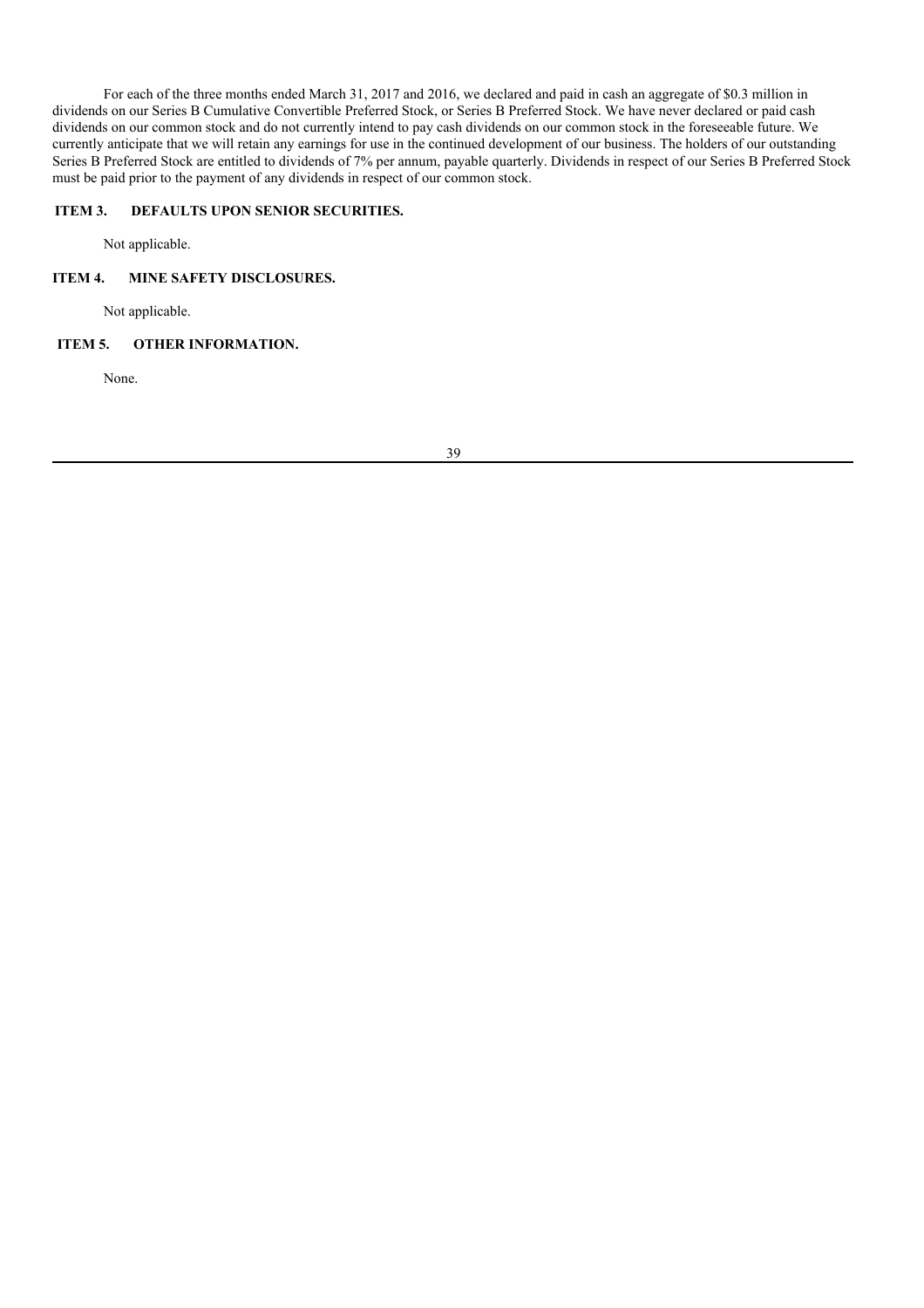For each of the three months ended March 31, 2017 and 2016, we declared and paid in cash an aggregate of $0.3 million in dividends on our Series B Cumulative Convertible Preferred Stock, or Series B Preferred Stock. We have never declared or paid cash dividends on our common stock and do not currently intend to pay cash dividends on our common stock in the foreseeable future. We currently anticipate that we will retain any earnings for use in the continued development of our business. The holders of our outstanding Series B Preferred Stock are entitled to dividends of 7% per annum, payable quarterly. Dividends in respect of our Series B Preferred Stock must be paid prior to the payment of any dividends in respect of our common stock.

## ITEM 3. DEFAULTS UPON SENIOR SECURITIES.

Not applicable.

## ITEM 4. MINE SAFETY DISCLOSURES.

Not applicable.

## ITEM 5. OTHER INFORMATION.

None.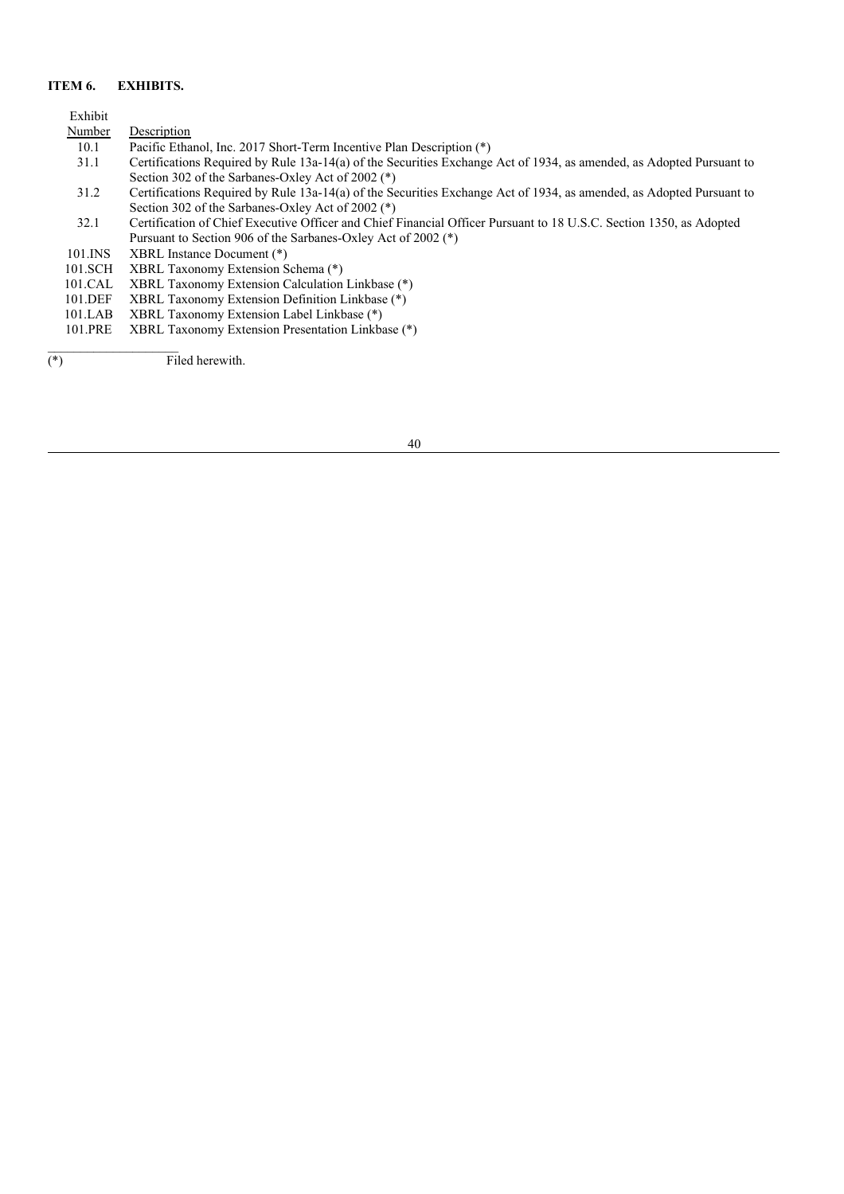## ITEM 6. EXHIBITS.

| Exhibit Number | Description |
| --- | --- |
| 10.1 | Pacific Ethanol, Inc. 2017 Short-Term Incentive Plan Description (*) |
| 31.1 | Certifications Required by Rule 13a-14(a) of the Securities Exchange Act of 1934, as amended, as Adopted Pursuant to Section 302 of the Sarbanes-Oxley Act of 2002 (*) |
| 31.2 | Certifications Required by Rule 13a-14(a) of the Securities Exchange Act of 1934, as amended, as Adopted Pursuant to Section 302 of the Sarbanes-Oxley Act of 2002 (*) |
| 32.1 | Certification of Chief Executive Officer and Chief Financial Officer Pursuant to 18 U.S.C. Section 1350, as Adopted Pursuant to Section 906 of the Sarbanes-Oxley Act of 2002 (*) |
| 101.INS | XBRL Instance Document (*) |
| 101.SCH | XBRL Taxonomy Extension Schema (*) |
| 101.CAL | XBRL Taxonomy Extension Calculation Linkbase (*) |
| 101.DEF | XBRL Taxonomy Extension Definition Linkbase (*) |
| 101.LAB | XBRL Taxonomy Extension Label Linkbase (*) |
| 101.PRE | XBRL Taxonomy Extension Presentation Linkbase (*) |

(*) Filed herewith.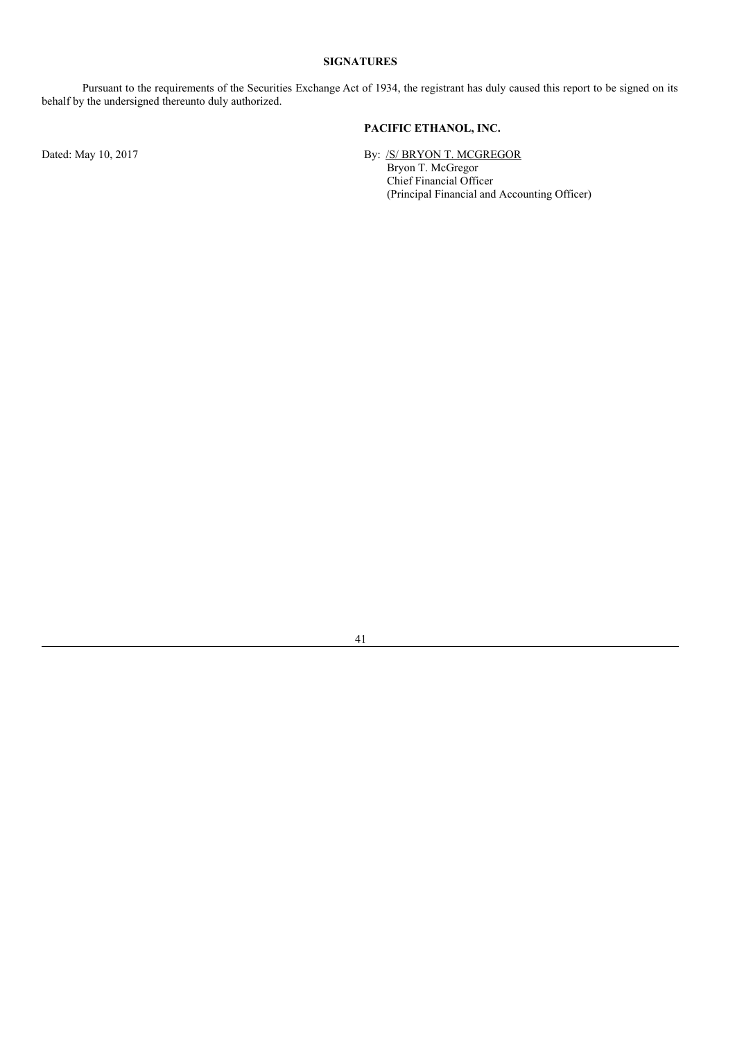## SIGNATURES

Pursuant to the requirements of the Securities Exchange Act of 1934, the registrant has duly caused this report to be signed on its behalf by the undersigned thereunto duly authorized.

**PACIFIC ETHANOL, INC.**

Dated: May 10, 2017

By: /S/ BRYON T. MCGREGOR
Bryon T. McGregor
Chief Financial Officer
(Principal Financial and Accounting Officer)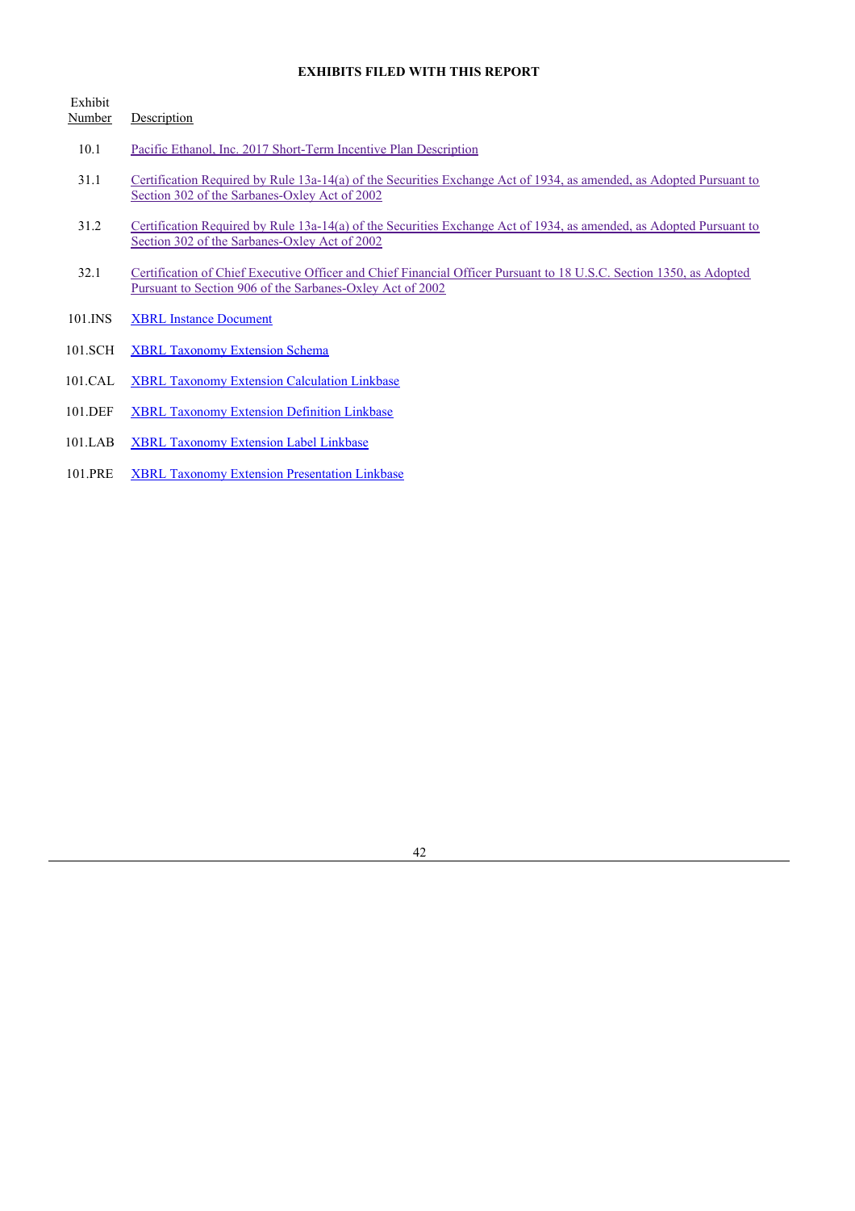**EXHIBITS FILED WITH THIS REPORT**

| Exhibit Number | Description |
| --- | --- |
| 10.1 | Pacific Ethanol, Inc. 2017 Short-Term Incentive Plan Description |
| 31.1 | Certification Required by Rule 13a-14(a) of the Securities Exchange Act of 1934, as amended, as Adopted Pursuant to Section 302 of the Sarbanes-Oxley Act of 2002 |
| 31.2 | Certification Required by Rule 13a-14(a) of the Securities Exchange Act of 1934, as amended, as Adopted Pursuant to Section 302 of the Sarbanes-Oxley Act of 2002 |
| 32.1 | Certification of Chief Executive Officer and Chief Financial Officer Pursuant to 18 U.S.C. Section 1350, as Adopted Pursuant to Section 906 of the Sarbanes-Oxley Act of 2002 |
| 101.INS | XBRL Instance Document |
| 101.SCH | XBRL Taxonomy Extension Schema |
| 101.CAL | XBRL Taxonomy Extension Calculation Linkbase |
| 101.DEF | XBRL Taxonomy Extension Definition Linkbase |
| 101.LAB | XBRL Taxonomy Extension Label Linkbase |
| 101.PRE | XBRL Taxonomy Extension Presentation Linkbase |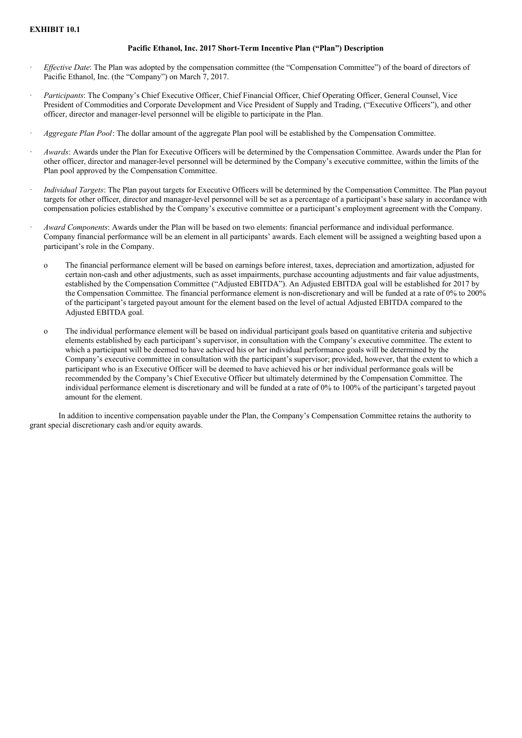**EXHIBIT 10.1**

**Pacific Ethanol, Inc. 2017 Short-Term Incentive Plan ("Plan") Description**

- *Effective Date*: The Plan was adopted by the compensation committee (the "Compensation Committee") of the board of directors of Pacific Ethanol, Inc. (the "Company") on March 7, 2017.
- *Participants*: The Company's Chief Executive Officer, Chief Financial Officer, Chief Operating Officer, General Counsel, Vice President of Commodities and Corporate Development and Vice President of Supply and Trading, ("Executive Officers"), and other officer, director and manager-level personnel will be eligible to participate in the Plan.
- *Aggregate Plan Pool*: The dollar amount of the aggregate Plan pool will be established by the Compensation Committee.
- *Awards*: Awards under the Plan for Executive Officers will be determined by the Compensation Committee. Awards under the Plan for other officer, director and manager-level personnel will be determined by the Company's executive committee, within the limits of the Plan pool approved by the Compensation Committee.
- *Individual Targets*: The Plan payout targets for Executive Officers will be determined by the Compensation Committee. The Plan payout targets for other officer, director and manager-level personnel will be set as a percentage of a participant's base salary in accordance with compensation policies established by the Company's executive committee or a participant's employment agreement with the Company.
- *Award Components*: Awards under the Plan will be based on two elements: financial performance and individual performance. Company financial performance will be an element in all participants' awards. Each element will be assigned a weighting based upon a participant's role in the Company.
  - The financial performance element will be based on earnings before interest, taxes, depreciation and amortization, adjusted for certain non-cash and other adjustments, such as asset impairments, purchase accounting adjustments and fair value adjustments, established by the Compensation Committee ("Adjusted EBITDA"). An Adjusted EBITDA goal will be established for 2017 by the Compensation Committee. The financial performance element is non-discretionary and will be funded at a rate of 0% to 200% of the participant's targeted payout amount for the element based on the level of actual Adjusted EBITDA compared to the Adjusted EBITDA goal.
  - The individual performance element will be based on individual participant goals based on quantitative criteria and subjective elements established by each participant's supervisor, in consultation with the Company's executive committee. The extent to which a participant will be deemed to have achieved his or her individual performance goals will be determined by the Company's executive committee in consultation with the participant's supervisor; provided, however, that the extent to which a participant who is an Executive Officer will be deemed to have achieved his or her individual performance goals will be recommended by the Company's Chief Executive Officer but ultimately determined by the Compensation Committee. The individual performance element is discretionary and will be funded at a rate of 0% to 100% of the participant's targeted payout amount for the element.

In addition to incentive compensation payable under the Plan, the Company's Compensation Committee retains the authority to grant special discretionary cash and/or equity awards.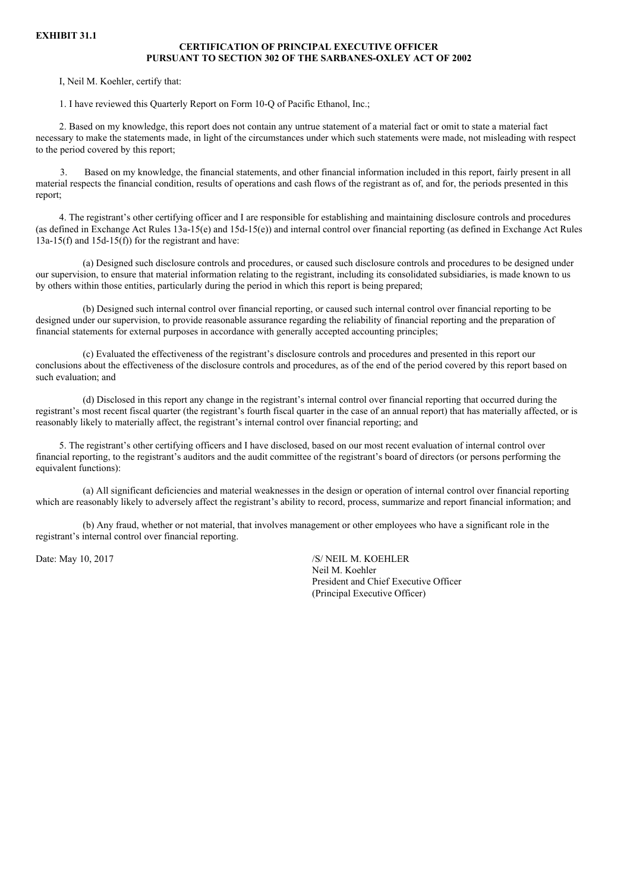**EXHIBIT 31.1**

**CERTIFICATION OF PRINCIPAL EXECUTIVE OFFICER**
**PURSUANT TO SECTION 302 OF THE SARBANES-OXLEY ACT OF 2002**

I, Neil M. Koehler, certify that:

1. I have reviewed this Quarterly Report on Form 10-Q of Pacific Ethanol, Inc.;

2. Based on my knowledge, this report does not contain any untrue statement of a material fact or omit to state a material fact necessary to make the statements made, in light of the circumstances under which such statements were made, not misleading with respect to the period covered by this report;

3. Based on my knowledge, the financial statements, and other financial information included in this report, fairly present in all material respects the financial condition, results of operations and cash flows of the registrant as of, and for, the periods presented in this report;

4. The registrant's other certifying officer and I are responsible for establishing and maintaining disclosure controls and procedures (as defined in Exchange Act Rules 13a-15(e) and 15d-15(e)) and internal control over financial reporting (as defined in Exchange Act Rules 13a-15(f) and 15d-15(f)) for the registrant and have:

(a) Designed such disclosure controls and procedures, or caused such disclosure controls and procedures to be designed under our supervision, to ensure that material information relating to the registrant, including its consolidated subsidiaries, is made known to us by others within those entities, particularly during the period in which this report is being prepared;

(b) Designed such internal control over financial reporting, or caused such internal control over financial reporting to be designed under our supervision, to provide reasonable assurance regarding the reliability of financial reporting and the preparation of financial statements for external purposes in accordance with generally accepted accounting principles;

(c) Evaluated the effectiveness of the registrant's disclosure controls and procedures and presented in this report our conclusions about the effectiveness of the disclosure controls and procedures, as of the end of the period covered by this report based on such evaluation; and

(d) Disclosed in this report any change in the registrant's internal control over financial reporting that occurred during the registrant's most recent fiscal quarter (the registrant's fourth fiscal quarter in the case of an annual report) that has materially affected, or is reasonably likely to materially affect, the registrant's internal control over financial reporting; and

5. The registrant's other certifying officers and I have disclosed, based on our most recent evaluation of internal control over financial reporting, to the registrant's auditors and the audit committee of the registrant's board of directors (or persons performing the equivalent functions):

(a) All significant deficiencies and material weaknesses in the design or operation of internal control over financial reporting which are reasonably likely to adversely affect the registrant's ability to record, process, summarize and report financial information; and

(b) Any fraud, whether or not material, that involves management or other employees who have a significant role in the registrant's internal control over financial reporting.

Date: May 10, 2017

/S/ NEIL M. KOEHLER
Neil M. Koehler
President and Chief Executive Officer
(Principal Executive Officer)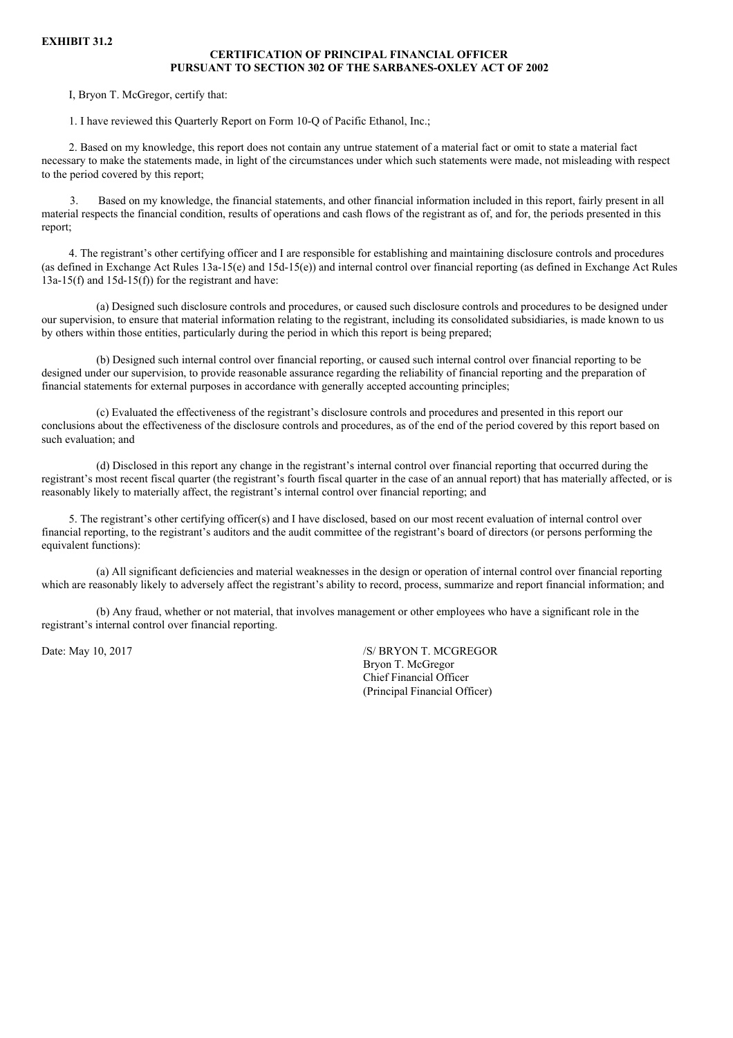**EXHIBIT 31.2**

**CERTIFICATION OF PRINCIPAL FINANCIAL OFFICER**
**PURSUANT TO SECTION 302 OF THE SARBANES-OXLEY ACT OF 2002**

I, Bryon T. McGregor, certify that:

1. I have reviewed this Quarterly Report on Form 10-Q of Pacific Ethanol, Inc.;

2. Based on my knowledge, this report does not contain any untrue statement of a material fact or omit to state a material fact necessary to make the statements made, in light of the circumstances under which such statements were made, not misleading with respect to the period covered by this report;

3. Based on my knowledge, the financial statements, and other financial information included in this report, fairly present in all material respects the financial condition, results of operations and cash flows of the registrant as of, and for, the periods presented in this report;

4. The registrant's other certifying officer and I are responsible for establishing and maintaining disclosure controls and procedures (as defined in Exchange Act Rules 13a-15(e) and 15d-15(e)) and internal control over financial reporting (as defined in Exchange Act Rules 13a-15(f) and 15d-15(f)) for the registrant and have:

(a) Designed such disclosure controls and procedures, or caused such disclosure controls and procedures to be designed under our supervision, to ensure that material information relating to the registrant, including its consolidated subsidiaries, is made known to us by others within those entities, particularly during the period in which this report is being prepared;

(b) Designed such internal control over financial reporting, or caused such internal control over financial reporting to be designed under our supervision, to provide reasonable assurance regarding the reliability of financial reporting and the preparation of financial statements for external purposes in accordance with generally accepted accounting principles;

(c) Evaluated the effectiveness of the registrant's disclosure controls and procedures and presented in this report our conclusions about the effectiveness of the disclosure controls and procedures, as of the end of the period covered by this report based on such evaluation; and

(d) Disclosed in this report any change in the registrant's internal control over financial reporting that occurred during the registrant's most recent fiscal quarter (the registrant's fourth fiscal quarter in the case of an annual report) that has materially affected, or is reasonably likely to materially affect, the registrant's internal control over financial reporting; and

5. The registrant's other certifying officer(s) and I have disclosed, based on our most recent evaluation of internal control over financial reporting, to the registrant's auditors and the audit committee of the registrant's board of directors (or persons performing the equivalent functions):

(a) All significant deficiencies and material weaknesses in the design or operation of internal control over financial reporting which are reasonably likely to adversely affect the registrant's ability to record, process, summarize and report financial information; and

(b) Any fraud, whether or not material, that involves management or other employees who have a significant role in the registrant's internal control over financial reporting.

Date: May 10, 2017

/S/ BRYON T. MCGREGOR
Bryon T. McGregor
Chief Financial Officer
(Principal Financial Officer)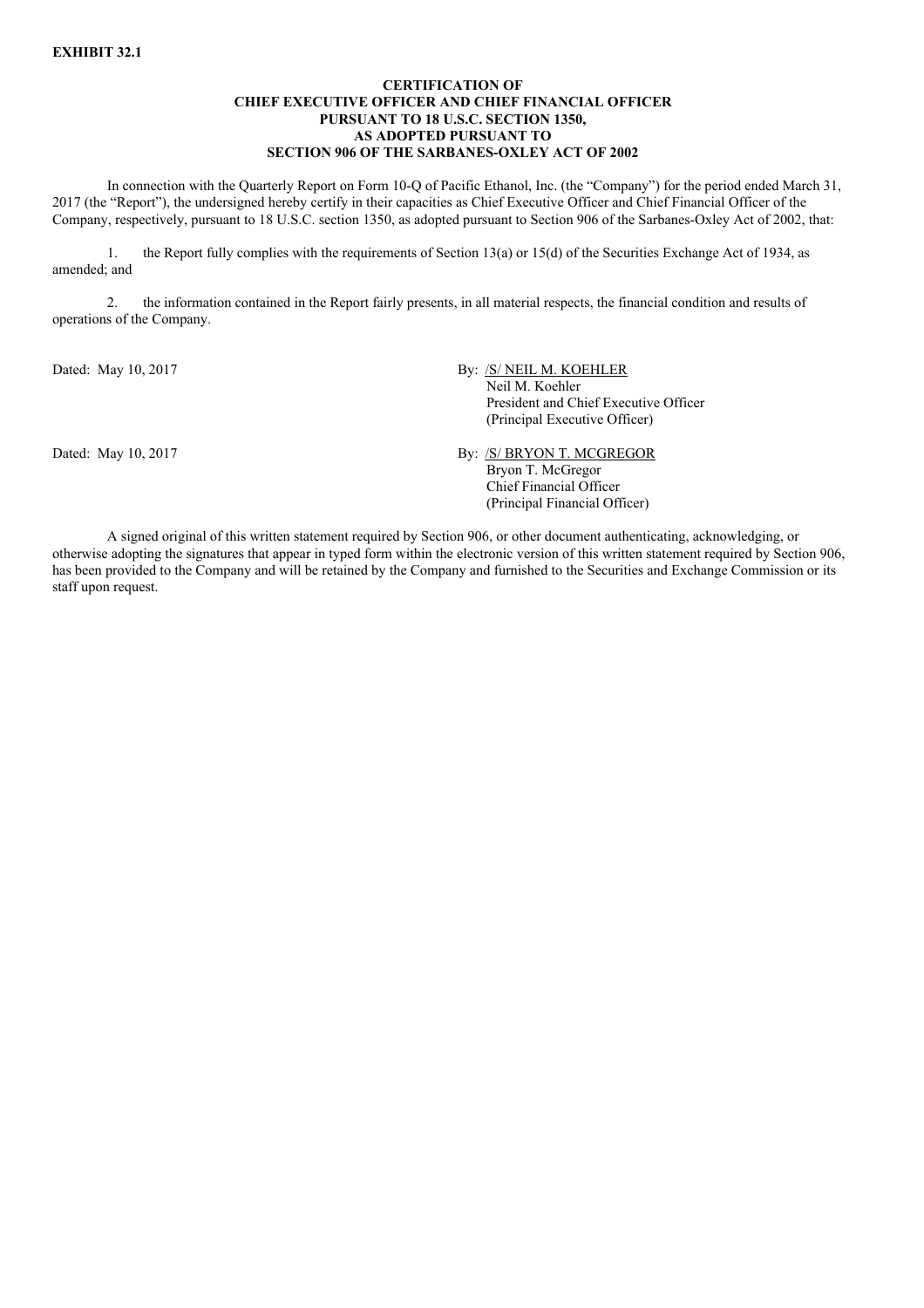**EXHIBIT 32.1**

**CERTIFICATION OF**
**CHIEF EXECUTIVE OFFICER AND CHIEF FINANCIAL OFFICER**
**PURSUANT TO 18 U.S.C. SECTION 1350,**
**AS ADOPTED PURSUANT TO**
**SECTION 906 OF THE SARBANES-OXLEY ACT OF 2002**

In connection with the Quarterly Report on Form 10-Q of Pacific Ethanol, Inc. (the "Company") for the period ended March 31, 2017 (the "Report"), the undersigned hereby certify in their capacities as Chief Executive Officer and Chief Financial Officer of the Company, respectively, pursuant to 18 U.S.C. section 1350, as adopted pursuant to Section 906 of the Sarbanes-Oxley Act of 2002, that:

1. the Report fully complies with the requirements of Section 13(a) or 15(d) of the Securities Exchange Act of 1934, as amended; and

2. the information contained in the Report fairly presents, in all material respects, the financial condition and results of operations of the Company.

Dated: May 10, 2017

By: /S/ NEIL M. KOEHLER
Neil M. Koehler
President and Chief Executive Officer
(Principal Executive Officer)

Dated: May 10, 2017

By: /S/ BRYON T. MCGREGOR
Bryon T. McGregor
Chief Financial Officer
(Principal Financial Officer)

A signed original of this written statement required by Section 906, or other document authenticating, acknowledging, or otherwise adopting the signatures that appear in typed form within the electronic version of this written statement required by Section 906, has been provided to the Company and will be retained by the Company and furnished to the Securities and Exchange Commission or its staff upon request.